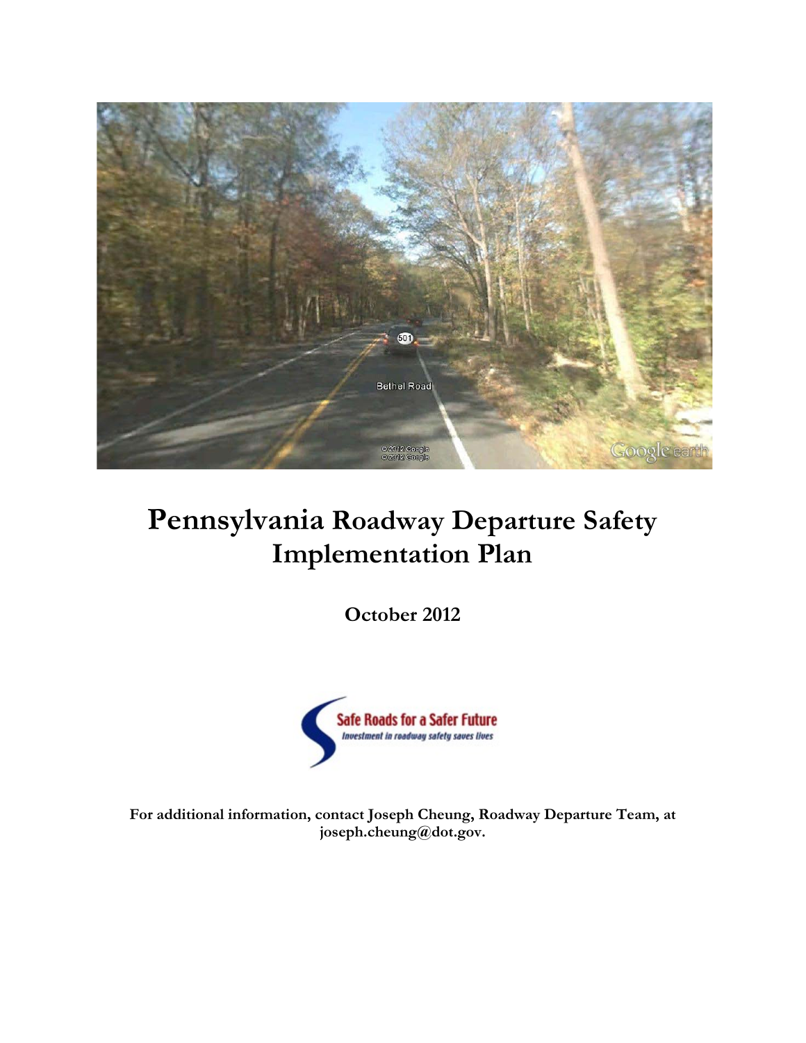# Pennsylvania Roadway Departure Safety Implementation Plan

**October 2012**

Safe Roads for a Safer Future

*Investment in roadway safety saves lives*

**For additional information, contact Joseph Cheung, Roadway Departure Team, at joseph.cheung@dot.gov.**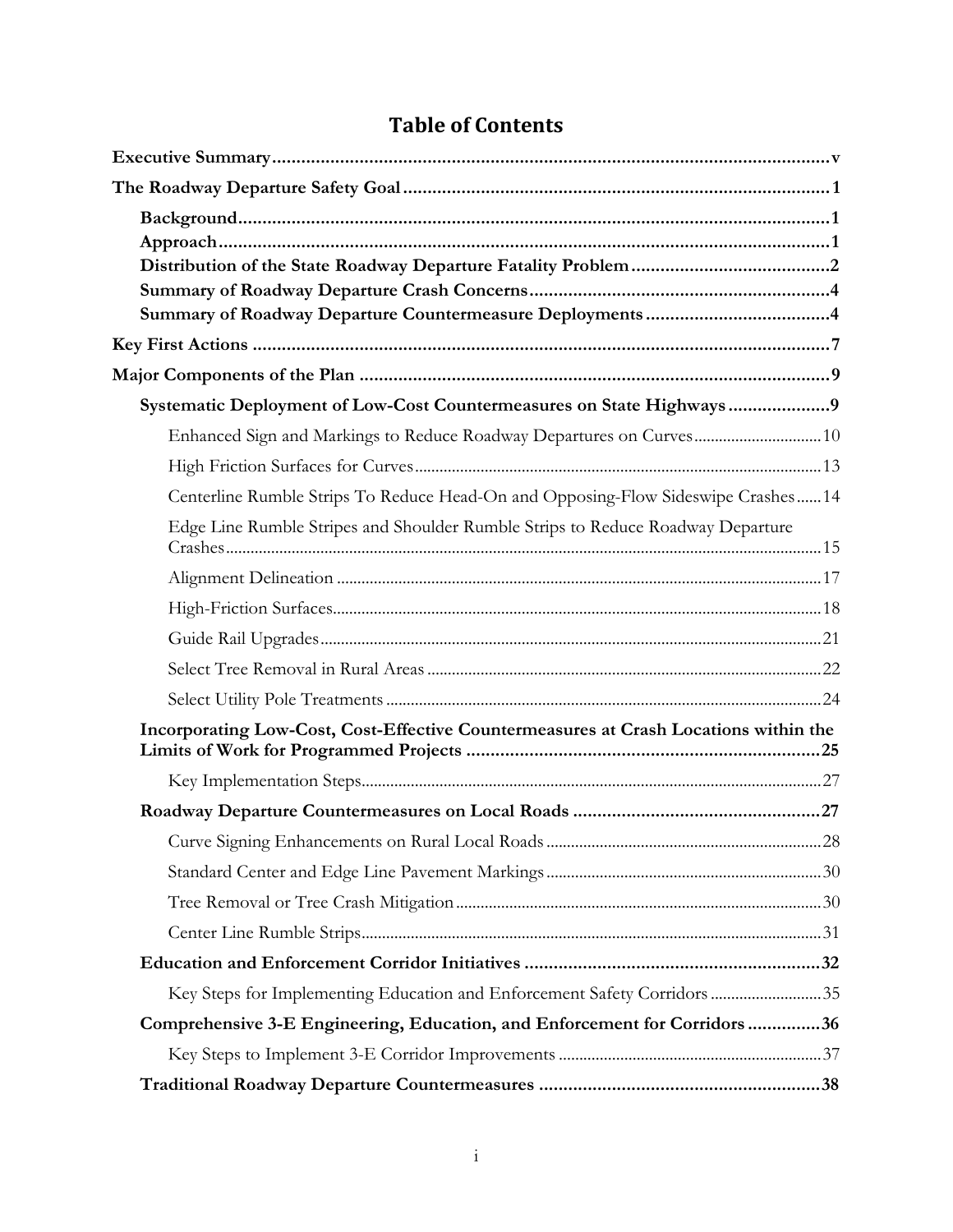# Table of Contents

**Executive Summary** .......... v

**The Roadway Departure Safety Goal** .......... 1

- **Background** .......... 1
- **Approach** .......... 1
- **Distribution of the State Roadway Departure Fatality Problem** .......... 2
- **Summary of Roadway Departure Crash Concerns** .......... 4
- **Summary of Roadway Departure Countermeasure Deployments** .......... 4

**Key First Actions** .......... 7

**Major Components of the Plan** .......... 9

- **Systematic Deployment of Low-Cost Countermeasures on State Highways** .......... 9
  - Enhanced Sign and Markings to Reduce Roadway Departures on Curves .......... 10
  - High Friction Surfaces for Curves .......... 13
  - Centerline Rumble Strips To Reduce Head-On and Opposing-Flow Sideswipe Crashes .......... 14
  - Edge Line Rumble Stripes and Shoulder Rumble Strips to Reduce Roadway Departure Crashes .......... 15
  - Alignment Delineation .......... 17
  - High-Friction Surfaces .......... 18
  - Guide Rail Upgrades .......... 21
  - Select Tree Removal in Rural Areas .......... 22
  - Select Utility Pole Treatments .......... 24
- **Incorporating Low-Cost, Cost-Effective Countermeasures at Crash Locations within the Limits of Work for Programmed Projects** .......... 25
  - Key Implementation Steps .......... 27
- **Roadway Departure Countermeasures on Local Roads** .......... 27
  - Curve Signing Enhancements on Rural Local Roads .......... 28
  - Standard Center and Edge Line Pavement Markings .......... 30
  - Tree Removal or Tree Crash Mitigation .......... 30
  - Center Line Rumble Strips .......... 31
- **Education and Enforcement Corridor Initiatives** .......... 32
  - Key Steps for Implementing Education and Enforcement Safety Corridors .......... 35
- **Comprehensive 3-E Engineering, Education, and Enforcement for Corridors** .......... 36
  - Key Steps to Implement 3-E Corridor Improvements .......... 37
- **Traditional Roadway Departure Countermeasures** .......... 38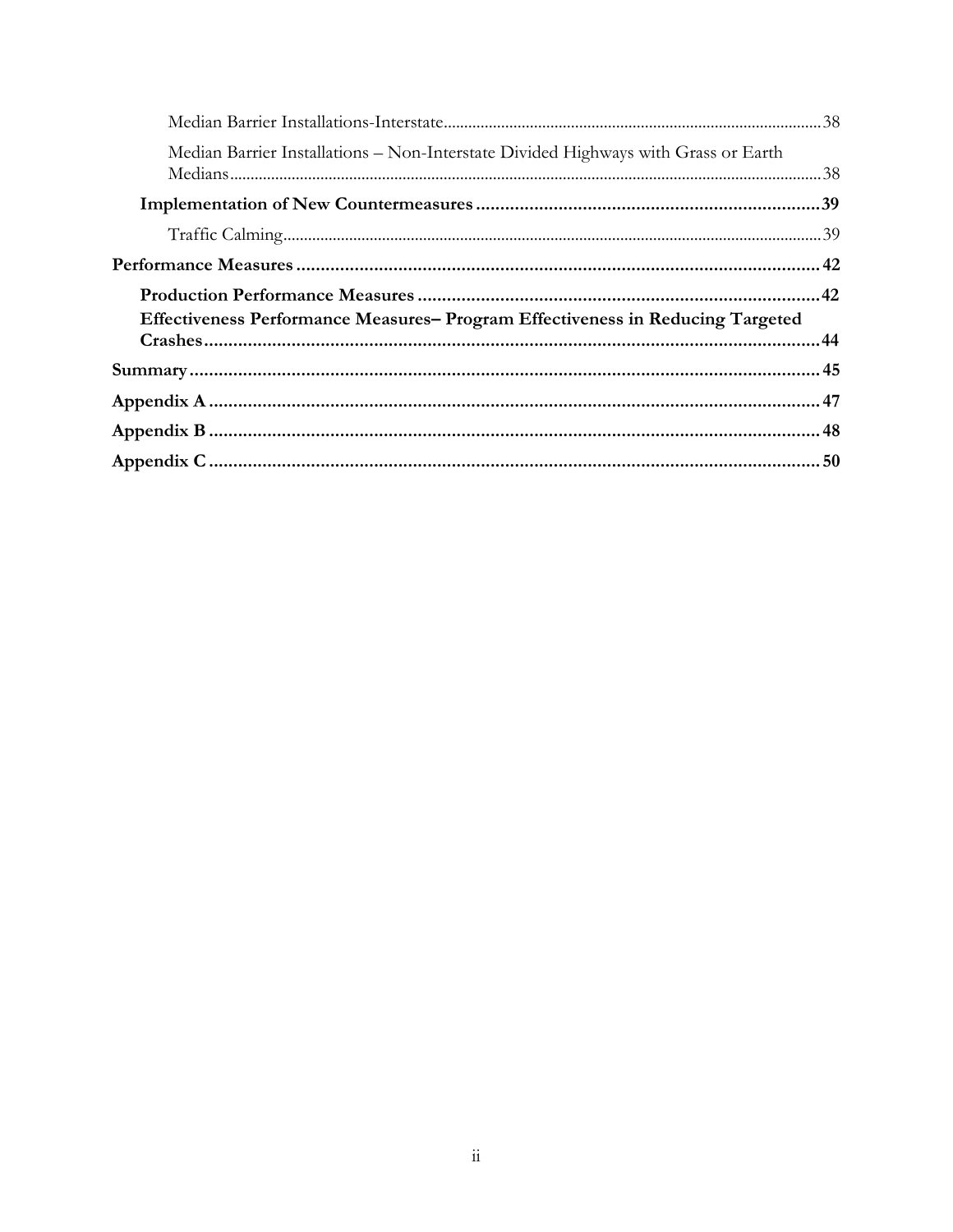Median Barrier Installations-Interstate ........................................ 38

Median Barrier Installations – Non-Interstate Divided Highways with Grass or Earth Medians ........................................ 38

**Implementation of New Countermeasures ........................................ 39**

Traffic Calming ........................................ 39

**Performance Measures ........................................ 42**

**Production Performance Measures ........................................ 42**

**Effectiveness Performance Measures– Program Effectiveness in Reducing Targeted Crashes ........................................ 44**

**Summary ........................................ 45**

**Appendix A ........................................ 47**

**Appendix B ........................................ 48**

**Appendix C ........................................ 50**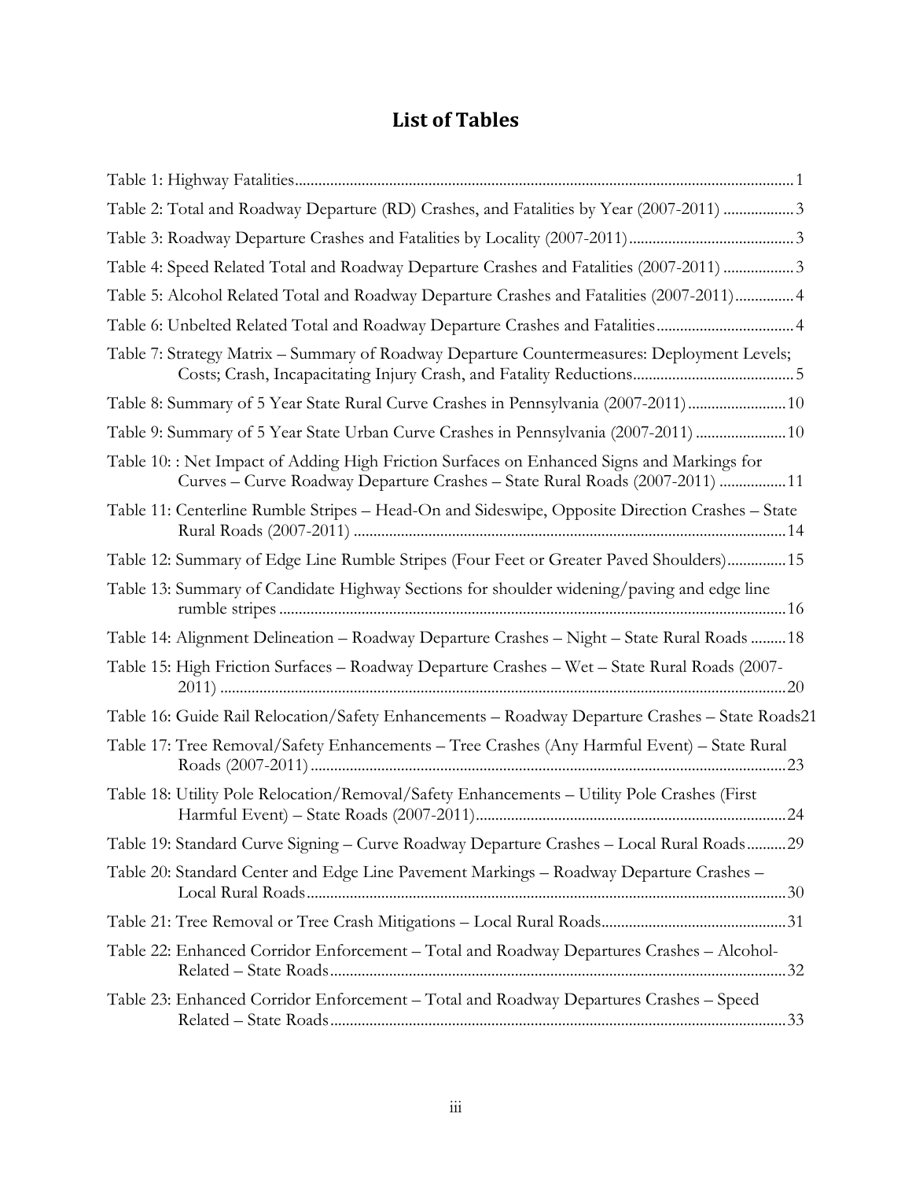# List of Tables

Table 1: Highway Fatalities ........ 1

Table 2: Total and Roadway Departure (RD) Crashes, and Fatalities by Year (2007-2011) ........ 3

Table 3: Roadway Departure Crashes and Fatalities by Locality (2007-2011) ........ 3

Table 4: Speed Related Total and Roadway Departure Crashes and Fatalities (2007-2011) ........ 3

Table 5: Alcohol Related Total and Roadway Departure Crashes and Fatalities (2007-2011) ........ 4

Table 6: Unbelted Related Total and Roadway Departure Crashes and Fatalities ........ 4

Table 7: Strategy Matrix – Summary of Roadway Departure Countermeasures: Deployment Levels; Costs; Crash, Incapacitating Injury Crash, and Fatality Reductions ........ 5

Table 8: Summary of 5 Year State Rural Curve Crashes in Pennsylvania (2007-2011) ........ 10

Table 9: Summary of 5 Year State Urban Curve Crashes in Pennsylvania (2007-2011) ........ 10

Table 10: : Net Impact of Adding High Friction Surfaces on Enhanced Signs and Markings for Curves – Curve Roadway Departure Crashes – State Rural Roads (2007-2011) ........ 11

Table 11: Centerline Rumble Stripes – Head-On and Sideswipe, Opposite Direction Crashes – State Rural Roads (2007-2011) ........ 14

Table 12: Summary of Edge Line Rumble Stripes (Four Feet or Greater Paved Shoulders) ........ 15

Table 13: Summary of Candidate Highway Sections for shoulder widening/paving and edge line rumble stripes ........ 16

Table 14: Alignment Delineation – Roadway Departure Crashes – Night – State Rural Roads ........ 18

Table 15: High Friction Surfaces – Roadway Departure Crashes – Wet – State Rural Roads (2007-2011) ........ 20

Table 16: Guide Rail Relocation/Safety Enhancements – Roadway Departure Crashes – State Roads ........ 21

Table 17: Tree Removal/Safety Enhancements – Tree Crashes (Any Harmful Event) – State Rural Roads (2007-2011) ........ 23

Table 18: Utility Pole Relocation/Removal/Safety Enhancements – Utility Pole Crashes (First Harmful Event) – State Roads (2007-2011) ........ 24

Table 19: Standard Curve Signing – Curve Roadway Departure Crashes – Local Rural Roads ........ 29

Table 20: Standard Center and Edge Line Pavement Markings – Roadway Departure Crashes – Local Rural Roads ........ 30

Table 21: Tree Removal or Tree Crash Mitigations – Local Rural Roads ........ 31

Table 22: Enhanced Corridor Enforcement – Total and Roadway Departures Crashes – Alcohol-Related – State Roads ........ 32

Table 23: Enhanced Corridor Enforcement – Total and Roadway Departures Crashes – Speed Related – State Roads ........ 33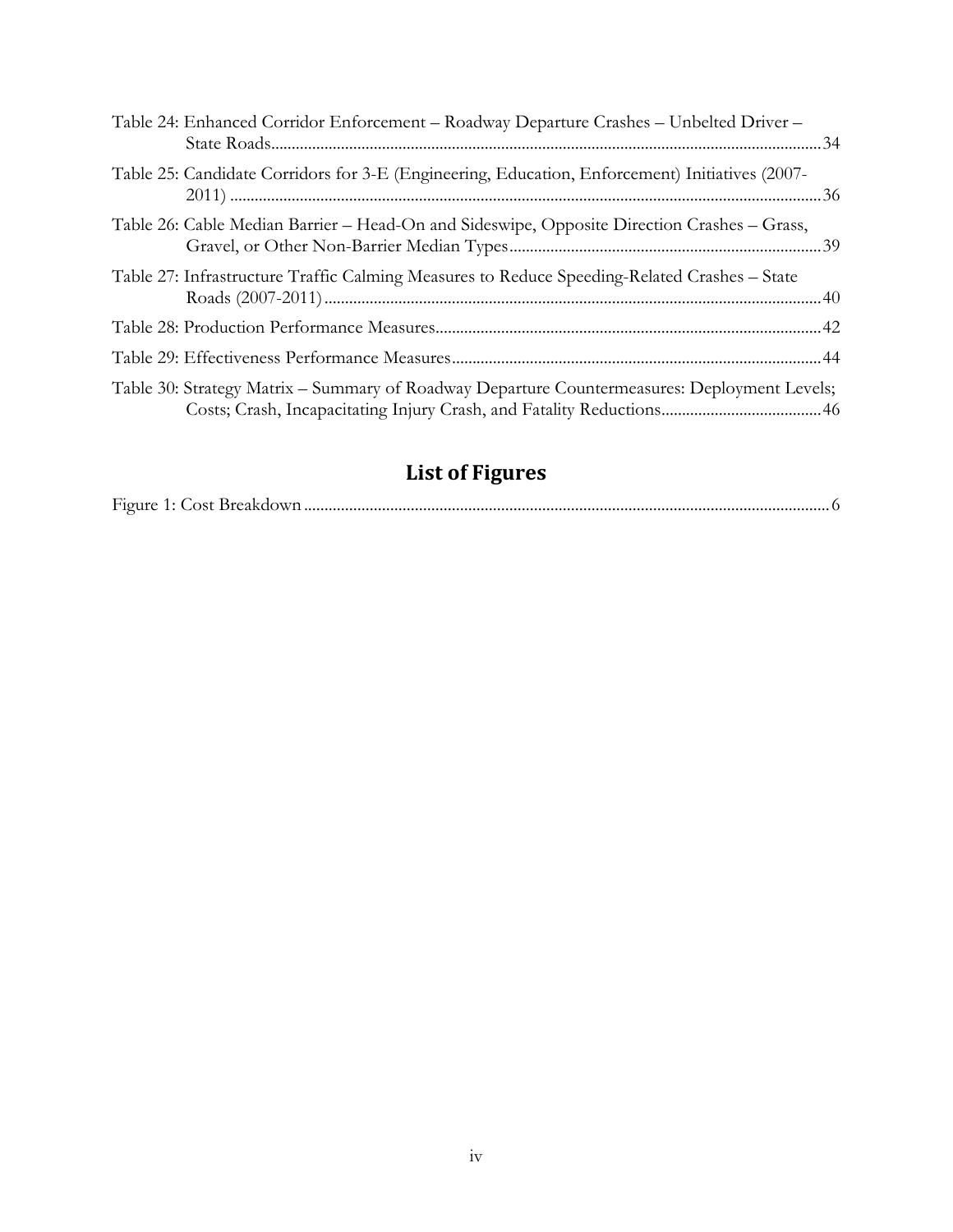Table 24: Enhanced Corridor Enforcement – Roadway Departure Crashes – Unbelted Driver – State Roads....34

Table 25: Candidate Corridors for 3-E (Engineering, Education, Enforcement) Initiatives (2007-2011)....36

Table 26: Cable Median Barrier – Head-On and Sideswipe, Opposite Direction Crashes – Grass, Gravel, or Other Non-Barrier Median Types....39

Table 27: Infrastructure Traffic Calming Measures to Reduce Speeding-Related Crashes – State Roads (2007-2011)....40

Table 28: Production Performance Measures....42

Table 29: Effectiveness Performance Measures....44

Table 30: Strategy Matrix – Summary of Roadway Departure Countermeasures: Deployment Levels; Costs; Crash, Incapacitating Injury Crash, and Fatality Reductions....46

## List of Figures

Figure 1: Cost Breakdown....6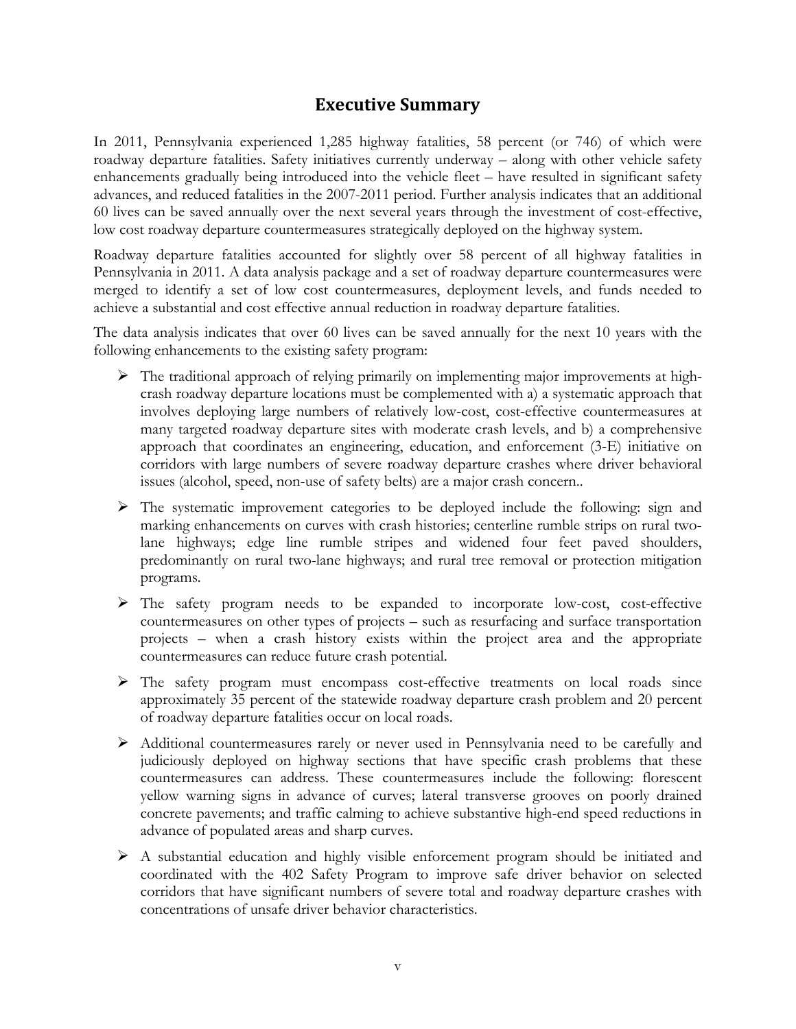## Executive Summary

In 2011, Pennsylvania experienced 1,285 highway fatalities, 58 percent (or 746) of which were roadway departure fatalities. Safety initiatives currently underway – along with other vehicle safety enhancements gradually being introduced into the vehicle fleet – have resulted in significant safety advances, and reduced fatalities in the 2007-2011 period. Further analysis indicates that an additional 60 lives can be saved annually over the next several years through the investment of cost-effective, low cost roadway departure countermeasures strategically deployed on the highway system.

Roadway departure fatalities accounted for slightly over 58 percent of all highway fatalities in Pennsylvania in 2011. A data analysis package and a set of roadway departure countermeasures were merged to identify a set of low cost countermeasures, deployment levels, and funds needed to achieve a substantial and cost effective annual reduction in roadway departure fatalities.

The data analysis indicates that over 60 lives can be saved annually for the next 10 years with the following enhancements to the existing safety program:

- The traditional approach of relying primarily on implementing major improvements at high-crash roadway departure locations must be complemented with a) a systematic approach that involves deploying large numbers of relatively low-cost, cost-effective countermeasures at many targeted roadway departure sites with moderate crash levels, and b) a comprehensive approach that coordinates an engineering, education, and enforcement (3-E) initiative on corridors with large numbers of severe roadway departure crashes where driver behavioral issues (alcohol, speed, non-use of safety belts) are a major crash concern..
- The systematic improvement categories to be deployed include the following: sign and marking enhancements on curves with crash histories; centerline rumble strips on rural two-lane highways; edge line rumble stripes and widened four feet paved shoulders, predominantly on rural two-lane highways; and rural tree removal or protection mitigation programs.
- The safety program needs to be expanded to incorporate low-cost, cost-effective countermeasures on other types of projects – such as resurfacing and surface transportation projects – when a crash history exists within the project area and the appropriate countermeasures can reduce future crash potential.
- The safety program must encompass cost-effective treatments on local roads since approximately 35 percent of the statewide roadway departure crash problem and 20 percent of roadway departure fatalities occur on local roads.
- Additional countermeasures rarely or never used in Pennsylvania need to be carefully and judiciously deployed on highway sections that have specific crash problems that these countermeasures can address. These countermeasures include the following: florescent yellow warning signs in advance of curves; lateral transverse grooves on poorly drained concrete pavements; and traffic calming to achieve substantive high-end speed reductions in advance of populated areas and sharp curves.
- A substantial education and highly visible enforcement program should be initiated and coordinated with the 402 Safety Program to improve safe driver behavior on selected corridors that have significant numbers of severe total and roadway departure crashes with concentrations of unsafe driver behavior characteristics.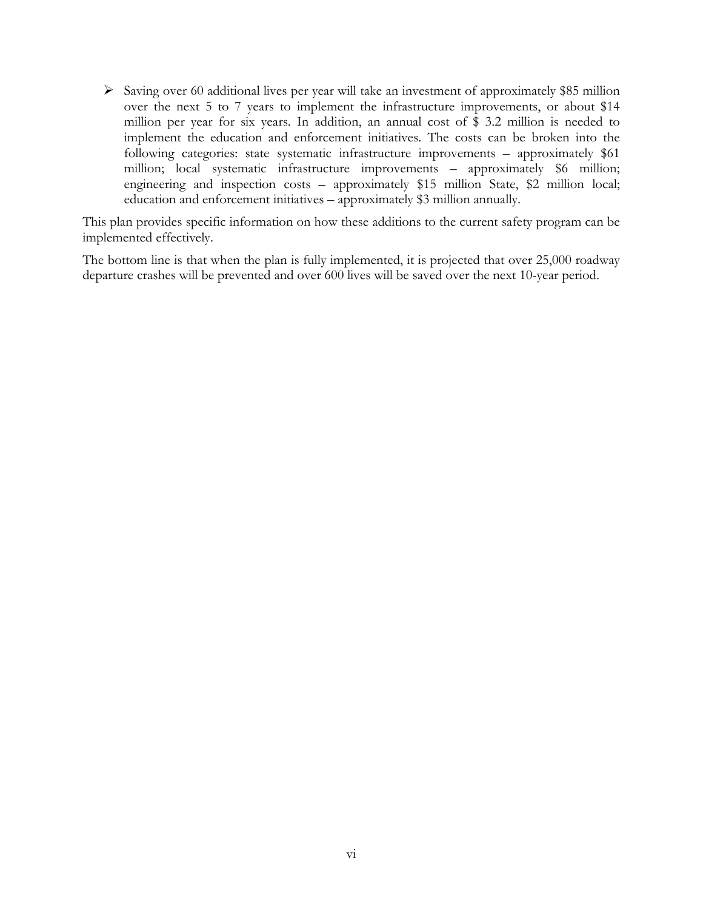- Saving over 60 additional lives per year will take an investment of approximately $85 million over the next 5 to 7 years to implement the infrastructure improvements, or about $14 million per year for six years. In addition, an annual cost of $ 3.2 million is needed to implement the education and enforcement initiatives. The costs can be broken into the following categories: state systematic infrastructure improvements – approximately $61 million; local systematic infrastructure improvements – approximately $6 million; engineering and inspection costs – approximately $15 million State, $2 million local; education and enforcement initiatives – approximately $3 million annually.

This plan provides specific information on how these additions to the current safety program can be implemented effectively.

The bottom line is that when the plan is fully implemented, it is projected that over 25,000 roadway departure crashes will be prevented and over 600 lives will be saved over the next 10-year period.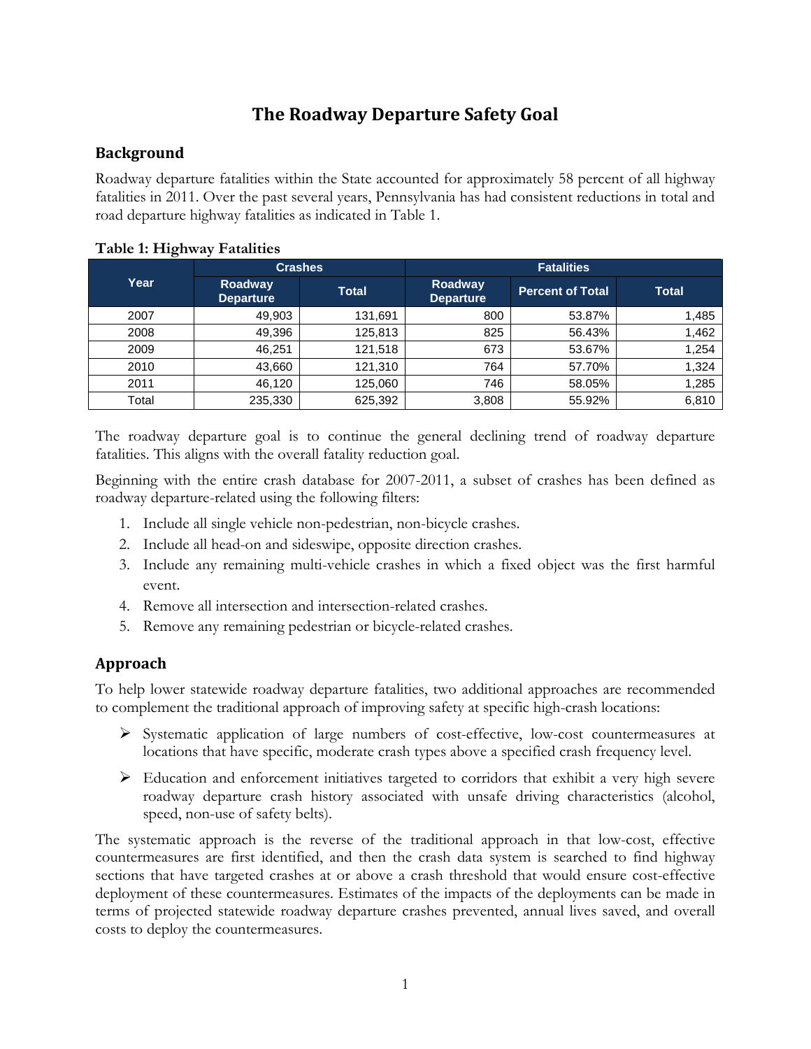# The Roadway Departure Safety Goal

## Background

Roadway departure fatalities within the State accounted for approximately 58 percent of all highway fatalities in 2011. Over the past several years, Pennsylvania has had consistent reductions in total and road departure highway fatalities as indicated in Table 1.

**Table 1: Highway Fatalities**

| Year | Crashes | | Fatalities | | |
|---|---|---|---|---|---|
| | Roadway Departure | Total | Roadway Departure | Percent of Total | Total |
| 2007 | 49,903 | 131,691 | 800 | 53.87% | 1,485 |
| 2008 | 49,396 | 125,813 | 825 | 56.43% | 1,462 |
| 2009 | 46,251 | 121,518 | 673 | 53.67% | 1,254 |
| 2010 | 43,660 | 121,310 | 764 | 57.70% | 1,324 |
| 2011 | 46,120 | 125,060 | 746 | 58.05% | 1,285 |
| Total | 235,330 | 625,392 | 3,808 | 55.92% | 6,810 |

The roadway departure goal is to continue the general declining trend of roadway departure fatalities. This aligns with the overall fatality reduction goal.

Beginning with the entire crash database for 2007-2011, a subset of crashes has been defined as roadway departure-related using the following filters:

1. Include all single vehicle non-pedestrian, non-bicycle crashes.
2. Include all head-on and sideswipe, opposite direction crashes.
3. Include any remaining multi-vehicle crashes in which a fixed object was the first harmful event.
4. Remove all intersection and intersection-related crashes.
5. Remove any remaining pedestrian or bicycle-related crashes.

## Approach

To help lower statewide roadway departure fatalities, two additional approaches are recommended to complement the traditional approach of improving safety at specific high-crash locations:

- Systematic application of large numbers of cost-effective, low-cost countermeasures at locations that have specific, moderate crash types above a specified crash frequency level.
- Education and enforcement initiatives targeted to corridors that exhibit a very high severe roadway departure crash history associated with unsafe driving characteristics (alcohol, speed, non-use of safety belts).

The systematic approach is the reverse of the traditional approach in that low-cost, effective countermeasures are first identified, and then the crash data system is searched to find highway sections that have targeted crashes at or above a crash threshold that would ensure cost-effective deployment of these countermeasures. Estimates of the impacts of the deployments can be made in terms of projected statewide roadway departure crashes prevented, annual lives saved, and overall costs to deploy the countermeasures.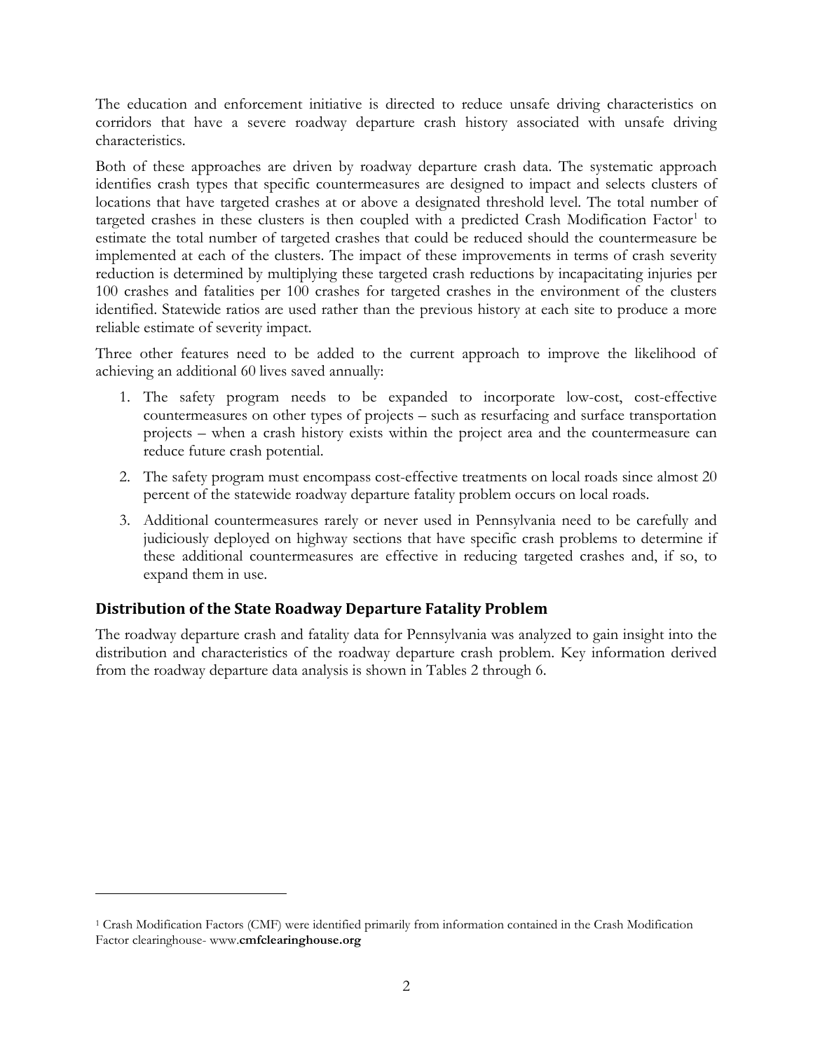The education and enforcement initiative is directed to reduce unsafe driving characteristics on corridors that have a severe roadway departure crash history associated with unsafe driving characteristics.

Both of these approaches are driven by roadway departure crash data. The systematic approach identifies crash types that specific countermeasures are designed to impact and selects clusters of locations that have targeted crashes at or above a designated threshold level. The total number of targeted crashes in these clusters is then coupled with a predicted Crash Modification Factor[1] to estimate the total number of targeted crashes that could be reduced should the countermeasure be implemented at each of the clusters. The impact of these improvements in terms of crash severity reduction is determined by multiplying these targeted crash reductions by incapacitating injuries per 100 crashes and fatalities per 100 crashes for targeted crashes in the environment of the clusters identified. Statewide ratios are used rather than the previous history at each site to produce a more reliable estimate of severity impact.

Three other features need to be added to the current approach to improve the likelihood of achieving an additional 60 lives saved annually:

1. The safety program needs to be expanded to incorporate low-cost, cost-effective countermeasures on other types of projects – such as resurfacing and surface transportation projects – when a crash history exists within the project area and the countermeasure can reduce future crash potential.
2. The safety program must encompass cost-effective treatments on local roads since almost 20 percent of the statewide roadway departure fatality problem occurs on local roads.
3. Additional countermeasures rarely or never used in Pennsylvania need to be carefully and judiciously deployed on highway sections that have specific crash problems to determine if these additional countermeasures are effective in reducing targeted crashes and, if so, to expand them in use.

## Distribution of the State Roadway Departure Fatality Problem

The roadway departure crash and fatality data for Pennsylvania was analyzed to gain insight into the distribution and characteristics of the roadway departure crash problem. Key information derived from the roadway departure data analysis is shown in Tables 2 through 6.

[1] Crash Modification Factors (CMF) were identified primarily from information contained in the Crash Modification Factor clearinghouse- www.**cmfclearinghouse.org**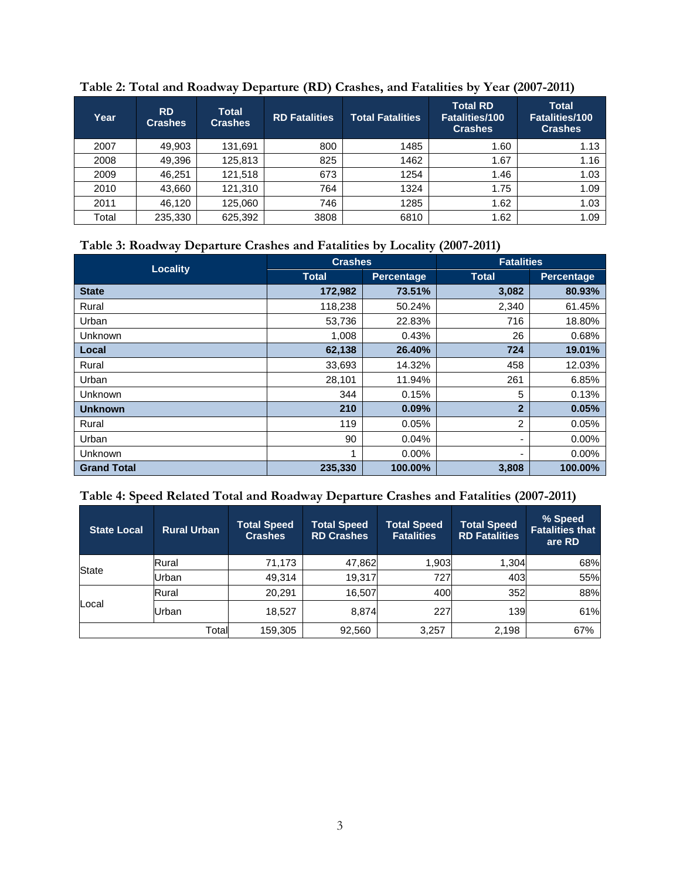**Table 2: Total and Roadway Departure (RD) Crashes, and Fatalities by Year (2007-2011)**

| Year | RD Crashes | Total Crashes | RD Fatalities | Total Fatalities | Total RD Fatalities/100 Crashes | Total Fatalities/100 Crashes |
|---|---|---|---|---|---|---|
| 2007 | 49,903 | 131,691 | 800 | 1485 | 1.60 | 1.13 |
| 2008 | 49,396 | 125,813 | 825 | 1462 | 1.67 | 1.16 |
| 2009 | 46,251 | 121,518 | 673 | 1254 | 1.46 | 1.03 |
| 2010 | 43,660 | 121,310 | 764 | 1324 | 1.75 | 1.09 |
| 2011 | 46,120 | 125,060 | 746 | 1285 | 1.62 | 1.03 |
| Total | 235,330 | 625,392 | 3808 | 6810 | 1.62 | 1.09 |

**Table 3: Roadway Departure Crashes and Fatalities by Locality (2007-2011)**

| Locality | Crashes | | Fatalities | |
|---|---|---|---|---|
| | Total | Percentage | Total | Percentage |
| **State** | **172,982** | **73.51%** | **3,082** | **80.93%** |
| Rural | 118,238 | 50.24% | 2,340 | 61.45% |
| Urban | 53,736 | 22.83% | 716 | 18.80% |
| Unknown | 1,008 | 0.43% | 26 | 0.68% |
| **Local** | **62,138** | **26.40%** | **724** | **19.01%** |
| Rural | 33,693 | 14.32% | 458 | 12.03% |
| Urban | 28,101 | 11.94% | 261 | 6.85% |
| Unknown | 344 | 0.15% | 5 | 0.13% |
| **Unknown** | **210** | **0.09%** | **2** | **0.05%** |
| Rural | 119 | 0.05% | 2 | 0.05% |
| Urban | 90 | 0.04% | - | 0.00% |
| Unknown | 1 | 0.00% | - | 0.00% |
| **Grand Total** | **235,330** | **100.00%** | **3,808** | **100.00%** |

**Table 4: Speed Related Total and Roadway Departure Crashes and Fatalities (2007-2011)**

| State Local | Rural Urban | Total Speed Crashes | Total Speed RD Crashes | Total Speed Fatalities | Total Speed RD Fatalities | % Speed Fatalities that are RD |
|---|---|---|---|---|---|---|
| State | Rural | 71,173 | 47,862 | 1,903 | 1,304 | 68% |
| | Urban | 49,314 | 19,317 | 727 | 403 | 55% |
| Local | Rural | 20,291 | 16,507 | 400 | 352 | 88% |
| | Urban | 18,527 | 8,874 | 227 | 139 | 61% |
| | Total | 159,305 | 92,560 | 3,257 | 2,198 | 67% |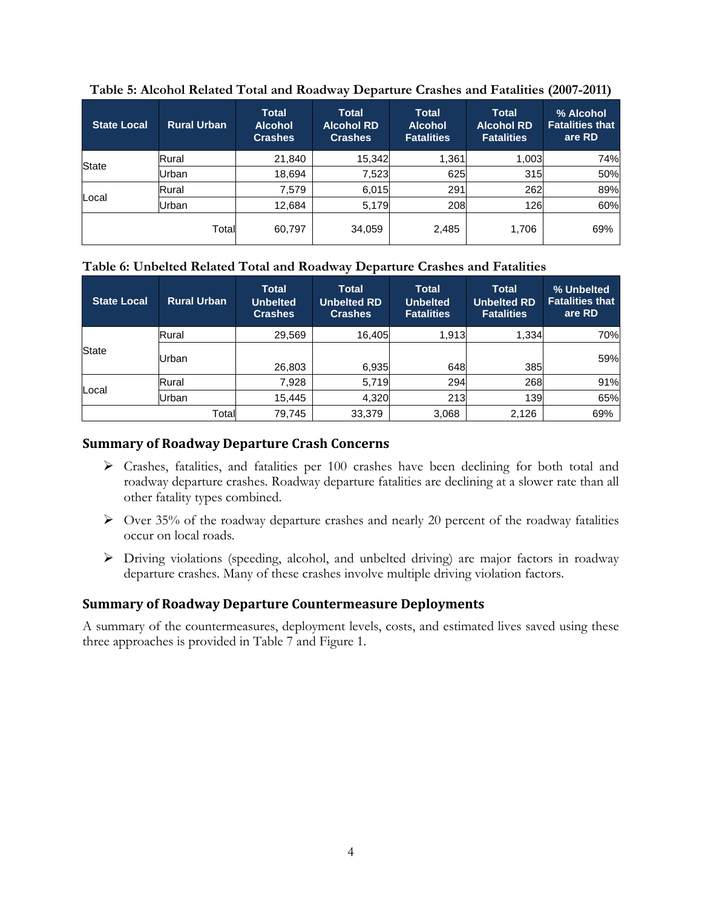**Table 5: Alcohol Related Total and Roadway Departure Crashes and Fatalities (2007-2011)**

| State Local | Rural Urban | Total Alcohol Crashes | Total Alcohol RD Crashes | Total Alcohol Fatalities | Total Alcohol RD Fatalities | % Alcohol Fatalities that are RD |
|---|---|---|---|---|---|---|
| State | Rural | 21,840 | 15,342 | 1,361 | 1,003 | 74% |
| | Urban | 18,694 | 7,523 | 625 | 315 | 50% |
| Local | Rural | 7,579 | 6,015 | 291 | 262 | 89% |
| | Urban | 12,684 | 5,179 | 208 | 126 | 60% |
| | Total | 60,797 | 34,059 | 2,485 | 1,706 | 69% |

**Table 6: Unbelted Related Total and Roadway Departure Crashes and Fatalities**

| State Local | Rural Urban | Total Unbelted Crashes | Total Unbelted RD Crashes | Total Unbelted Fatalities | Total Unbelted RD Fatalities | % Unbelted Fatalities that are RD |
|---|---|---|---|---|---|---|
| State | Rural | 29,569 | 16,405 | 1,913 | 1,334 | 70% |
| | Urban | 26,803 | 6,935 | 648 | 385 | 59% |
| Local | Rural | 7,928 | 5,719 | 294 | 268 | 91% |
| | Urban | 15,445 | 4,320 | 213 | 139 | 65% |
| | Total | 79,745 | 33,379 | 3,068 | 2,126 | 69% |

## Summary of Roadway Departure Crash Concerns

- Crashes, fatalities, and fatalities per 100 crashes have been declining for both total and roadway departure crashes. Roadway departure fatalities are declining at a slower rate than all other fatality types combined.
- Over 35% of the roadway departure crashes and nearly 20 percent of the roadway fatalities occur on local roads.
- Driving violations (speeding, alcohol, and unbelted driving) are major factors in roadway departure crashes. Many of these crashes involve multiple driving violation factors.

## Summary of Roadway Departure Countermeasure Deployments

A summary of the countermeasures, deployment levels, costs, and estimated lives saved using these three approaches is provided in Table 7 and Figure 1.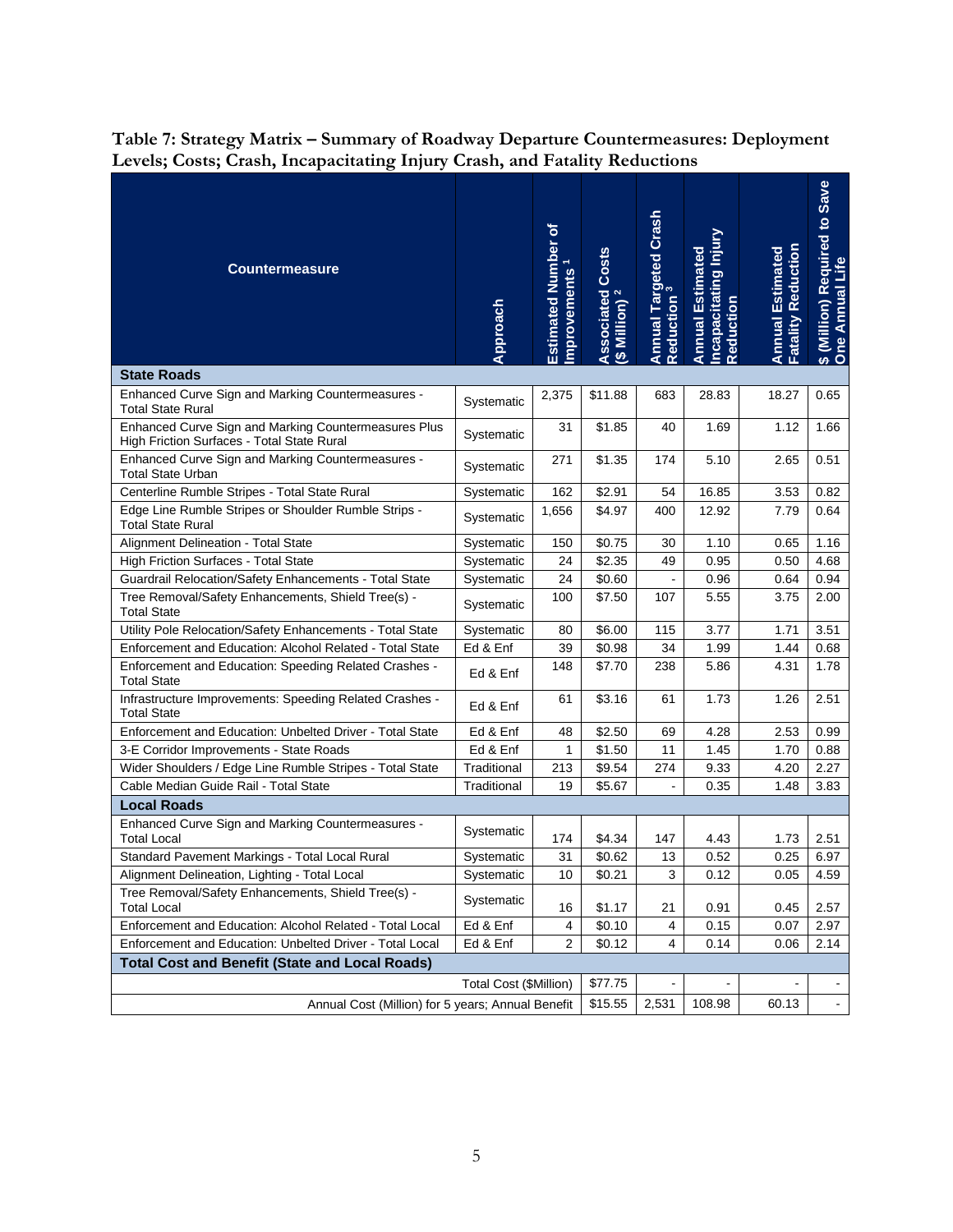**Table 7: Strategy Matrix – Summary of Roadway Departure Countermeasures: Deployment Levels; Costs; Crash, Incapacitating Injury Crash, and Fatality Reductions**

| Countermeasure | Approach | Estimated Number of Improvements [1] | Associated Costs ($ Million) [2] | Annual Targeted Crash Reduction [3] | Annual Estimated Incapacitating Injury Reduction | Annual Estimated Fatality Reduction | $ (Million) Required to Save One Annual Life |
|---|---|---|---|---|---|---|---|
| **State Roads** | | | | | | | |
| Enhanced Curve Sign and Marking Countermeasures - Total State Rural | Systematic | 2,375 | $11.88 | 683 | 28.83 | 18.27 | 0.65 |
| Enhanced Curve Sign and Marking Countermeasures Plus High Friction Surfaces - Total State Rural | Systematic | 31 | $1.85 | 40 | 1.69 | 1.12 | 1.66 |
| Enhanced Curve Sign and Marking Countermeasures - Total State Urban | Systematic | 271 | $1.35 | 174 | 5.10 | 2.65 | 0.51 |
| Centerline Rumble Stripes - Total State Rural | Systematic | 162 | $2.91 | 54 | 16.85 | 3.53 | 0.82 |
| Edge Line Rumble Stripes or Shoulder Rumble Strips - Total State Rural | Systematic | 1,656 | $4.97 | 400 | 12.92 | 7.79 | 0.64 |
| Alignment Delineation - Total State | Systematic | 150 | $0.75 | 30 | 1.10 | 0.65 | 1.16 |
| High Friction Surfaces - Total State | Systematic | 24 | $2.35 | 49 | 0.95 | 0.50 | 4.68 |
| Guardrail Relocation/Safety Enhancements - Total State | Systematic | 24 | $0.60 | - | 0.96 | 0.64 | 0.94 |
| Tree Removal/Safety Enhancements, Shield Tree(s) - Total State | Systematic | 100 | $7.50 | 107 | 5.55 | 3.75 | 2.00 |
| Utility Pole Relocation/Safety Enhancements - Total State | Systematic | 80 | $6.00 | 115 | 3.77 | 1.71 | 3.51 |
| Enforcement and Education: Alcohol Related - Total State | Ed & Enf | 39 | $0.98 | 34 | 1.99 | 1.44 | 0.68 |
| Enforcement and Education: Speeding Related Crashes - Total State | Ed & Enf | 148 | $7.70 | 238 | 5.86 | 4.31 | 1.78 |
| Infrastructure Improvements: Speeding Related Crashes - Total State | Ed & Enf | 61 | $3.16 | 61 | 1.73 | 1.26 | 2.51 |
| Enforcement and Education: Unbelted Driver - Total State | Ed & Enf | 48 | $2.50 | 69 | 4.28 | 2.53 | 0.99 |
| 3-E Corridor Improvements - State Roads | Ed & Enf | 1 | $1.50 | 11 | 1.45 | 1.70 | 0.88 |
| Wider Shoulders / Edge Line Rumble Stripes - Total State | Traditional | 213 | $9.54 | 274 | 9.33 | 4.20 | 2.27 |
| Cable Median Guide Rail - Total State | Traditional | 19 | $5.67 | - | 0.35 | 1.48 | 3.83 |
| **Local Roads** | | | | | | | |
| Enhanced Curve Sign and Marking Countermeasures - Total Local | Systematic | 174 | $4.34 | 147 | 4.43 | 1.73 | 2.51 |
| Standard Pavement Markings - Total Local Rural | Systematic | 31 | $0.62 | 13 | 0.52 | 0.25 | 6.97 |
| Alignment Delineation, Lighting - Total Local | Systematic | 10 | $0.21 | 3 | 0.12 | 0.05 | 4.59 |
| Tree Removal/Safety Enhancements, Shield Tree(s) - Total Local | Systematic | 16 | $1.17 | 21 | 0.91 | 0.45 | 2.57 |
| Enforcement and Education: Alcohol Related - Total Local | Ed & Enf | 4 | $0.10 | 4 | 0.15 | 0.07 | 2.97 |
| Enforcement and Education: Unbelted Driver - Total Local | Ed & Enf | 2 | $0.12 | 4 | 0.14 | 0.06 | 2.14 |
| **Total Cost and Benefit (State and Local Roads)** | | | | | | | |
| Total Cost ($Million) | | | $77.75 | - | - | - | - |
| Annual Cost (Million) for 5 years; Annual Benefit | | | $15.55 | 2,531 | 108.98 | 60.13 | - |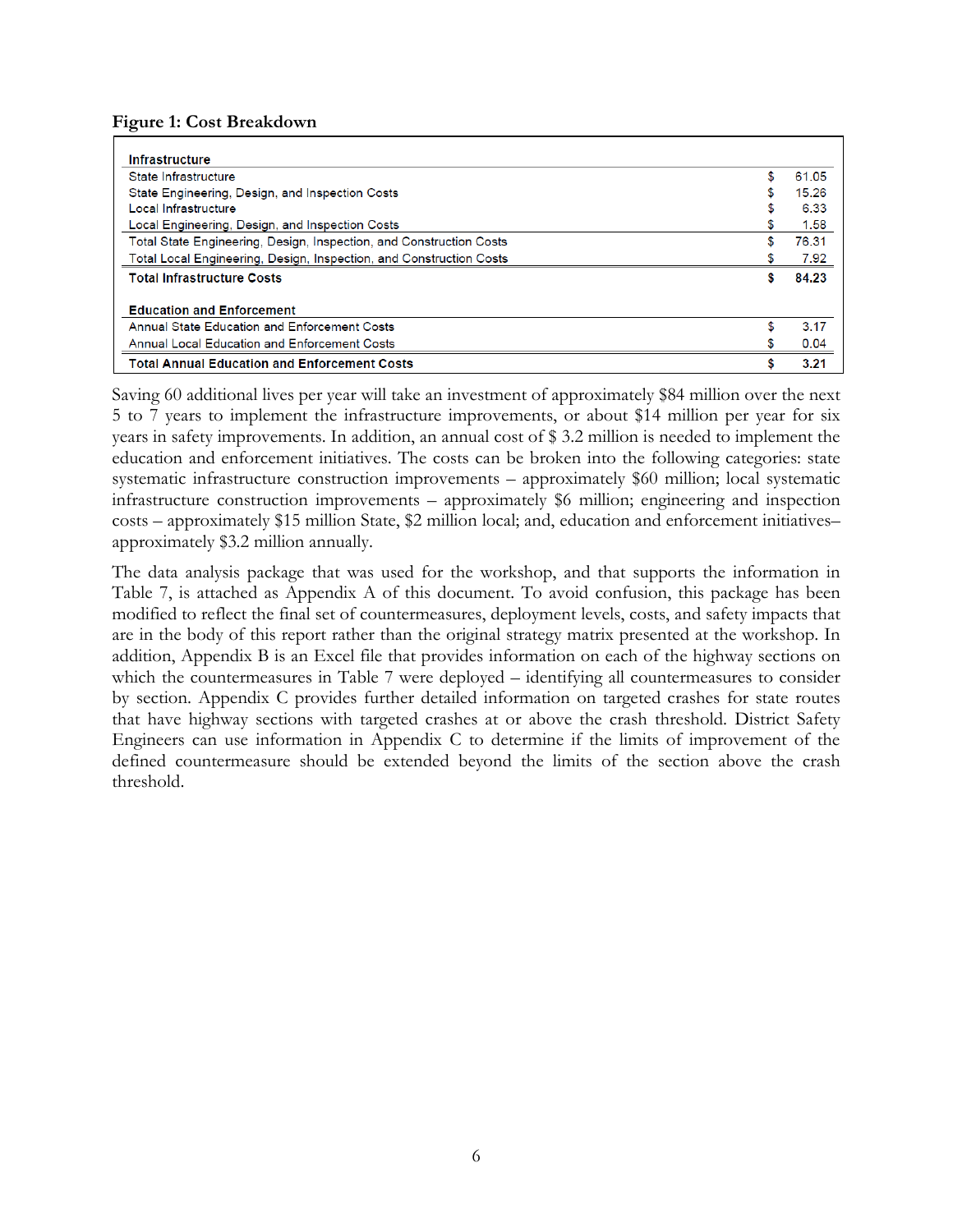**Figure 1: Cost Breakdown**

| Infrastructure | | |
|---|---|---|
| State Infrastructure | $ | 61.05 |
| State Engineering, Design, and Inspection Costs | $ | 15.26 |
| Local Infrastructure | $ | 6.33 |
| Local Engineering, Design, and Inspection Costs | $ | 1.58 |
| Total State Engineering, Design, Inspection, and Construction Costs | $ | 76.31 |
| Total Local Engineering, Design, Inspection, and Construction Costs | $ | 7.92 |
| **Total Infrastructure Costs** | **$** | **84.23** |
| | | |
| **Education and Enforcement** | | |
| Annual State Education and Enforcement Costs | $ | 3.17 |
| Annual Local Education and Enforcement Costs | $ | 0.04 |
| **Total Annual Education and Enforcement Costs** | **$** | **3.21** |

Saving 60 additional lives per year will take an investment of approximately $84 million over the next 5 to 7 years to implement the infrastructure improvements, or about $14 million per year for six years in safety improvements. In addition, an annual cost of $ 3.2 million is needed to implement the education and enforcement initiatives. The costs can be broken into the following categories: state systematic infrastructure construction improvements – approximately $60 million; local systematic infrastructure construction improvements – approximately $6 million; engineering and inspection costs – approximately $15 million State, $2 million local; and, education and enforcement initiatives– approximately $3.2 million annually.

The data analysis package that was used for the workshop, and that supports the information in Table 7, is attached as Appendix A of this document. To avoid confusion, this package has been modified to reflect the final set of countermeasures, deployment levels, costs, and safety impacts that are in the body of this report rather than the original strategy matrix presented at the workshop. In addition, Appendix B is an Excel file that provides information on each of the highway sections on which the countermeasures in Table 7 were deployed – identifying all countermeasures to consider by section. Appendix C provides further detailed information on targeted crashes for state routes that have highway sections with targeted crashes at or above the crash threshold. District Safety Engineers can use information in Appendix C to determine if the limits of improvement of the defined countermeasure should be extended beyond the limits of the section above the crash threshold.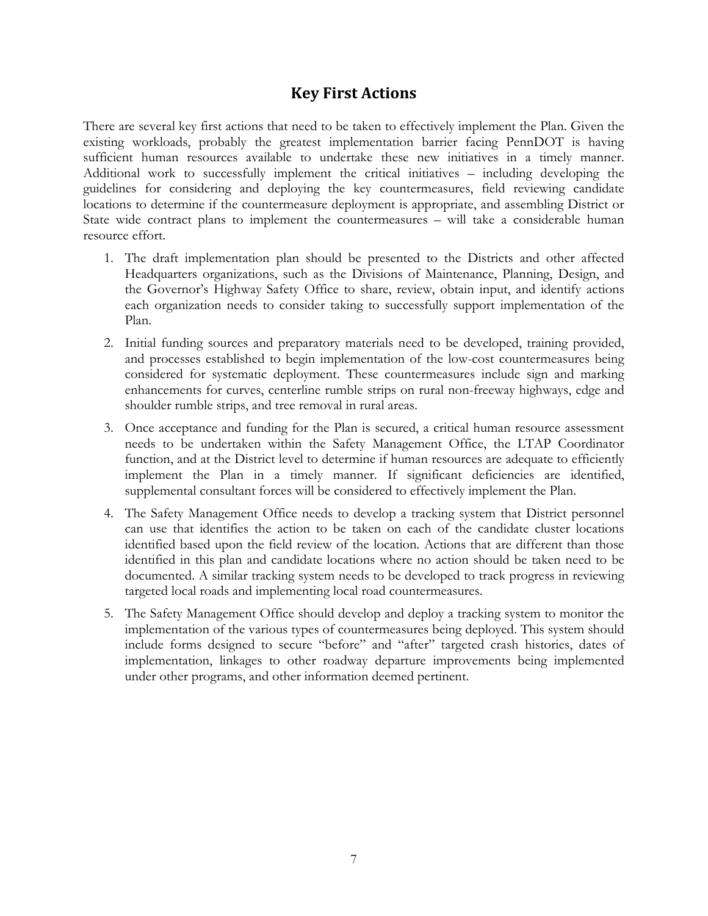## Key First Actions

There are several key first actions that need to be taken to effectively implement the Plan. Given the existing workloads, probably the greatest implementation barrier facing PennDOT is having sufficient human resources available to undertake these new initiatives in a timely manner. Additional work to successfully implement the critical initiatives – including developing the guidelines for considering and deploying the key countermeasures, field reviewing candidate locations to determine if the countermeasure deployment is appropriate, and assembling District or State wide contract plans to implement the countermeasures – will take a considerable human resource effort.

1. The draft implementation plan should be presented to the Districts and other affected Headquarters organizations, such as the Divisions of Maintenance, Planning, Design, and the Governor's Highway Safety Office to share, review, obtain input, and identify actions each organization needs to consider taking to successfully support implementation of the Plan.
2. Initial funding sources and preparatory materials need to be developed, training provided, and processes established to begin implementation of the low-cost countermeasures being considered for systematic deployment. These countermeasures include sign and marking enhancements for curves, centerline rumble strips on rural non-freeway highways, edge and shoulder rumble strips, and tree removal in rural areas.
3. Once acceptance and funding for the Plan is secured, a critical human resource assessment needs to be undertaken within the Safety Management Office, the LTAP Coordinator function, and at the District level to determine if human resources are adequate to efficiently implement the Plan in a timely manner. If significant deficiencies are identified, supplemental consultant forces will be considered to effectively implement the Plan.
4. The Safety Management Office needs to develop a tracking system that District personnel can use that identifies the action to be taken on each of the candidate cluster locations identified based upon the field review of the location. Actions that are different than those identified in this plan and candidate locations where no action should be taken need to be documented. A similar tracking system needs to be developed to track progress in reviewing targeted local roads and implementing local road countermeasures.
5. The Safety Management Office should develop and deploy a tracking system to monitor the implementation of the various types of countermeasures being deployed. This system should include forms designed to secure "before" and "after" targeted crash histories, dates of implementation, linkages to other roadway departure improvements being implemented under other programs, and other information deemed pertinent.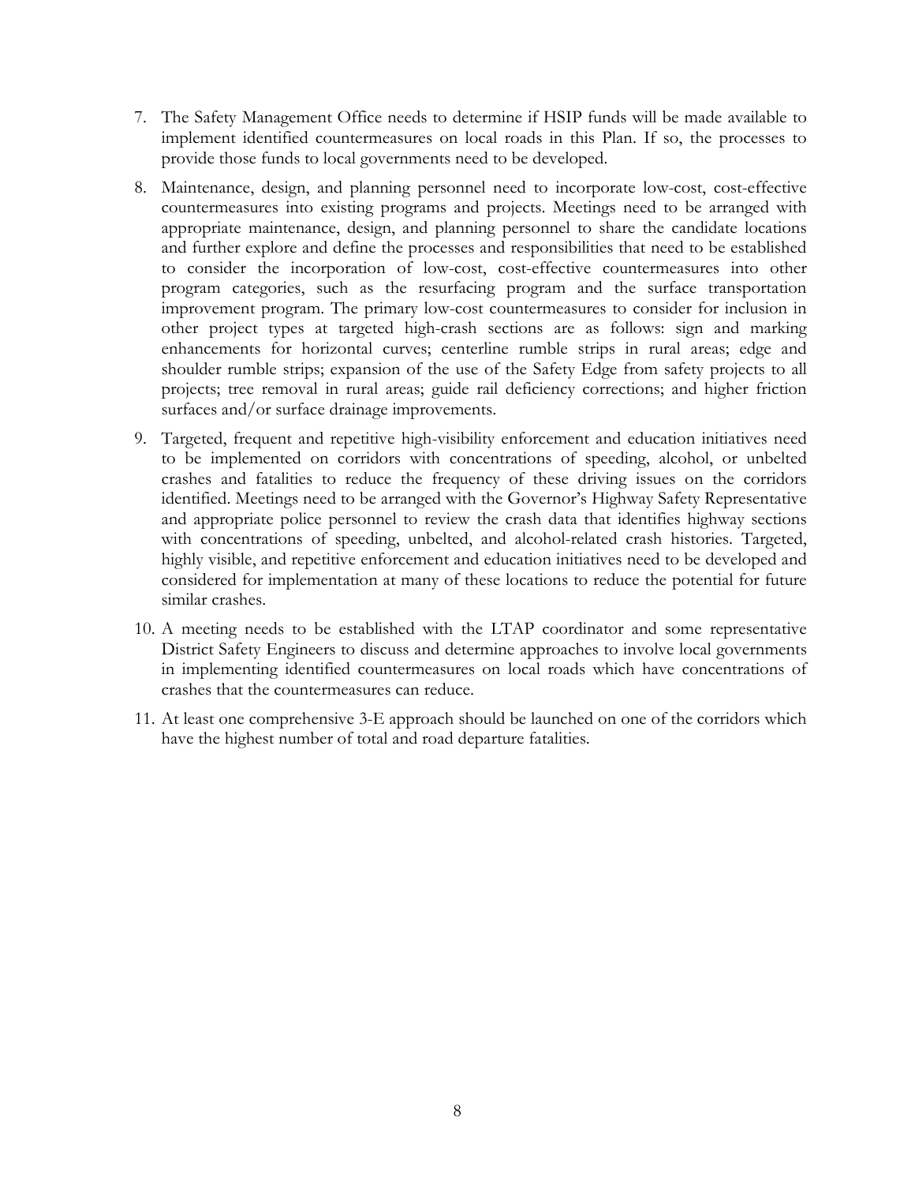7. The Safety Management Office needs to determine if HSIP funds will be made available to implement identified countermeasures on local roads in this Plan. If so, the processes to provide those funds to local governments need to be developed.

8. Maintenance, design, and planning personnel need to incorporate low-cost, cost-effective countermeasures into existing programs and projects. Meetings need to be arranged with appropriate maintenance, design, and planning personnel to share the candidate locations and further explore and define the processes and responsibilities that need to be established to consider the incorporation of low-cost, cost-effective countermeasures into other program categories, such as the resurfacing program and the surface transportation improvement program. The primary low-cost countermeasures to consider for inclusion in other project types at targeted high-crash sections are as follows: sign and marking enhancements for horizontal curves; centerline rumble strips in rural areas; edge and shoulder rumble strips; expansion of the use of the Safety Edge from safety projects to all projects; tree removal in rural areas; guide rail deficiency corrections; and higher friction surfaces and/or surface drainage improvements.

9. Targeted, frequent and repetitive high-visibility enforcement and education initiatives need to be implemented on corridors with concentrations of speeding, alcohol, or unbelted crashes and fatalities to reduce the frequency of these driving issues on the corridors identified. Meetings need to be arranged with the Governor's Highway Safety Representative and appropriate police personnel to review the crash data that identifies highway sections with concentrations of speeding, unbelted, and alcohol-related crash histories. Targeted, highly visible, and repetitive enforcement and education initiatives need to be developed and considered for implementation at many of these locations to reduce the potential for future similar crashes.

10. A meeting needs to be established with the LTAP coordinator and some representative District Safety Engineers to discuss and determine approaches to involve local governments in implementing identified countermeasures on local roads which have concentrations of crashes that the countermeasures can reduce.

11. At least one comprehensive 3-E approach should be launched on one of the corridors which have the highest number of total and road departure fatalities.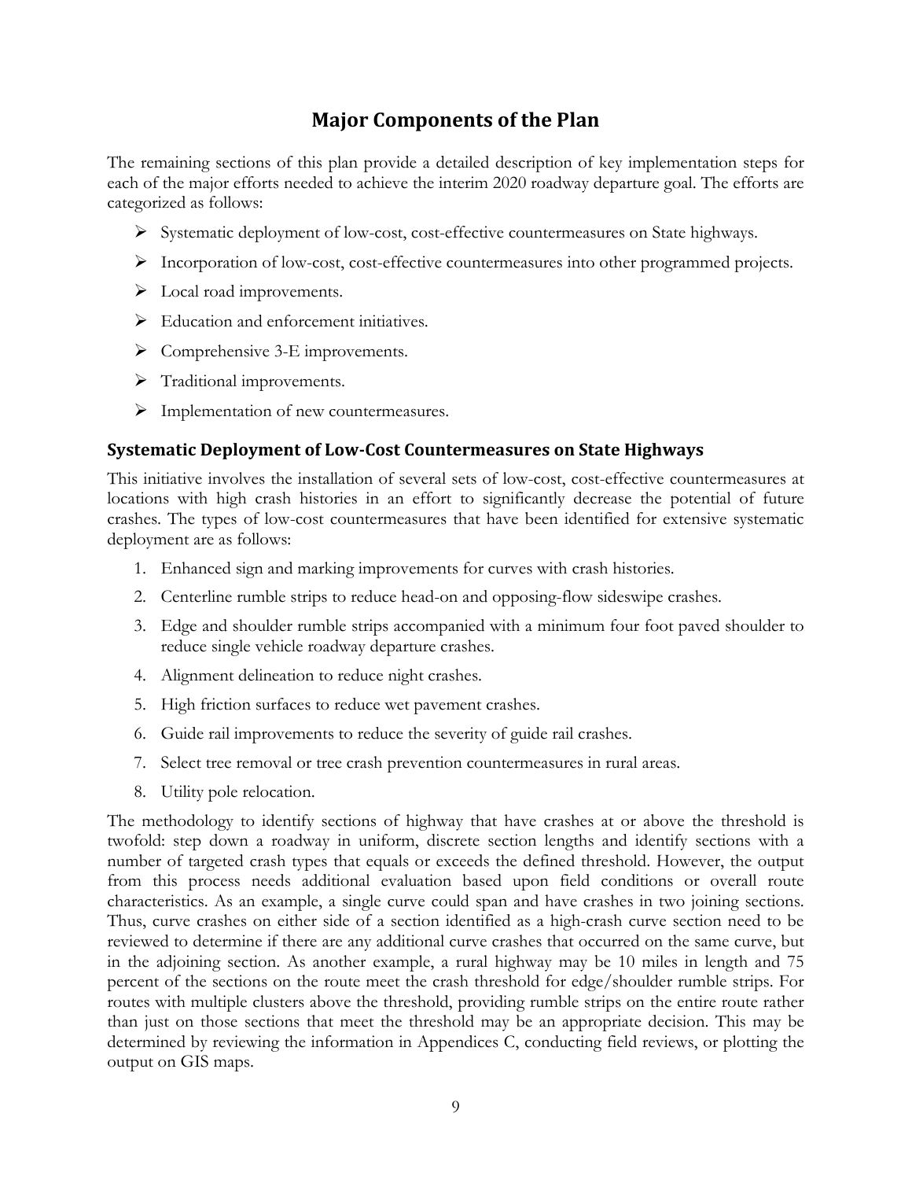# Major Components of the Plan

The remaining sections of this plan provide a detailed description of key implementation steps for each of the major efforts needed to achieve the interim 2020 roadway departure goal. The efforts are categorized as follows:

- Systematic deployment of low-cost, cost-effective countermeasures on State highways.
- Incorporation of low-cost, cost-effective countermeasures into other programmed projects.
- Local road improvements.
- Education and enforcement initiatives.
- Comprehensive 3-E improvements.
- Traditional improvements.
- Implementation of new countermeasures.

## Systematic Deployment of Low-Cost Countermeasures on State Highways

This initiative involves the installation of several sets of low-cost, cost-effective countermeasures at locations with high crash histories in an effort to significantly decrease the potential of future crashes. The types of low-cost countermeasures that have been identified for extensive systematic deployment are as follows:

1. Enhanced sign and marking improvements for curves with crash histories.
2. Centerline rumble strips to reduce head-on and opposing-flow sideswipe crashes.
3. Edge and shoulder rumble strips accompanied with a minimum four foot paved shoulder to reduce single vehicle roadway departure crashes.
4. Alignment delineation to reduce night crashes.
5. High friction surfaces to reduce wet pavement crashes.
6. Guide rail improvements to reduce the severity of guide rail crashes.
7. Select tree removal or tree crash prevention countermeasures in rural areas.
8. Utility pole relocation.

The methodology to identify sections of highway that have crashes at or above the threshold is twofold: step down a roadway in uniform, discrete section lengths and identify sections with a number of targeted crash types that equals or exceeds the defined threshold. However, the output from this process needs additional evaluation based upon field conditions or overall route characteristics. As an example, a single curve could span and have crashes in two joining sections. Thus, curve crashes on either side of a section identified as a high-crash curve section need to be reviewed to determine if there are any additional curve crashes that occurred on the same curve, but in the adjoining section. As another example, a rural highway may be 10 miles in length and 75 percent of the sections on the route meet the crash threshold for edge/shoulder rumble strips. For routes with multiple clusters above the threshold, providing rumble strips on the entire route rather than just on those sections that meet the threshold may be an appropriate decision. This may be determined by reviewing the information in Appendices C, conducting field reviews, or plotting the output on GIS maps.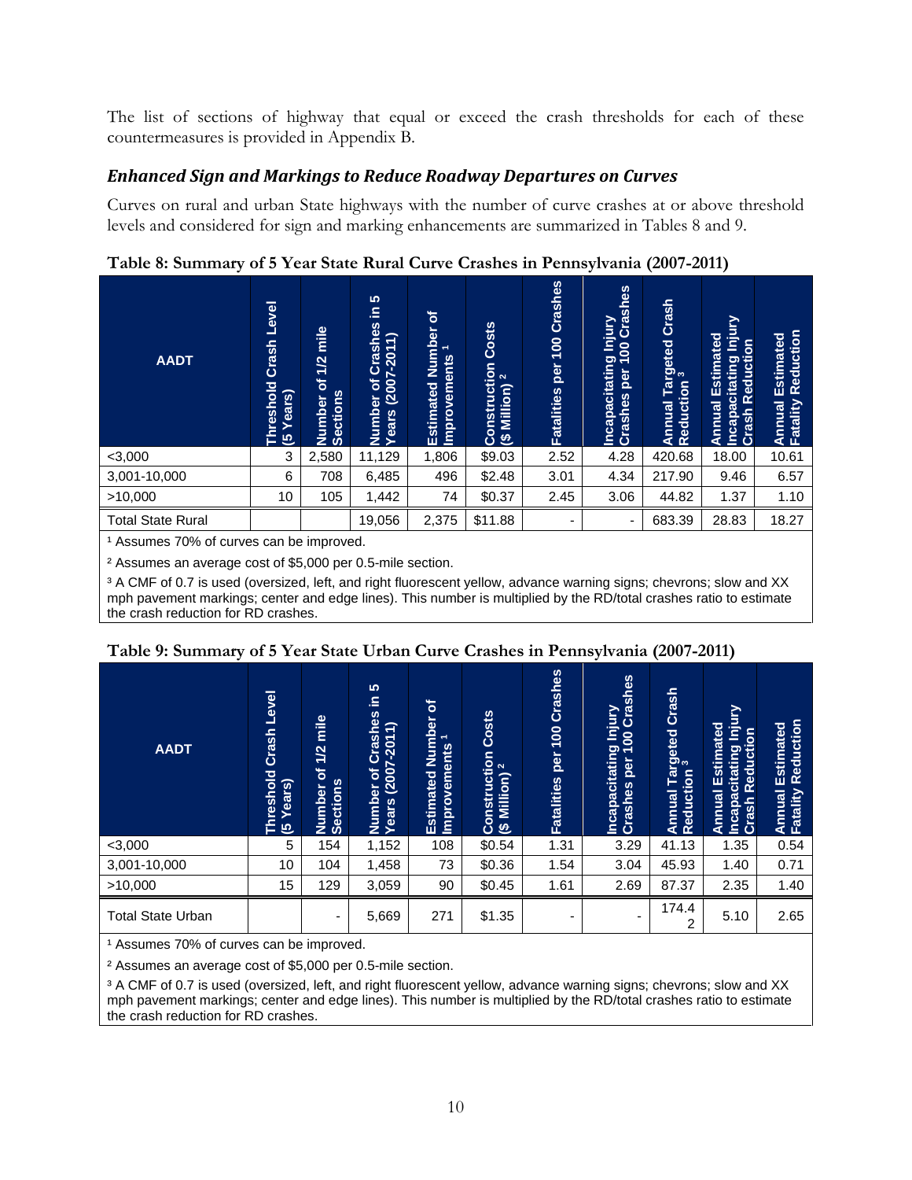The list of sections of highway that equal or exceed the crash thresholds for each of these countermeasures is provided in Appendix B.

### *Enhanced Sign and Markings to Reduce Roadway Departures on Curves*

Curves on rural and urban State highways with the number of curve crashes at or above threshold levels and considered for sign and marking enhancements are summarized in Tables 8 and 9.

**Table 8: Summary of 5 Year State Rural Curve Crashes in Pennsylvania (2007-2011)**

| AADT | Threshold Crash Level (5 Years) | Number of 1/2 mile Sections | Number of Crashes in 5 Years (2007-2011) | Estimated Number of Improvements [1] | Construction Costs ($ Million) [2] | Fatalities per 100 Crashes | Incapacitating Injury Crashes per 100 Crashes | Annual Targeted Crash Reduction [3] | Annual Estimated Incapacitating Injury Crash Reduction | Annual Estimated Fatality Reduction |
|---|---|---|---|---|---|---|---|---|---|---|
| <3,000 | 3 | 2,580 | 11,129 | 1,806 | $9.03 | 2.52 | 4.28 | 420.68 | 18.00 | 10.61 |
| 3,001-10,000 | 6 | 708 | 6,485 | 496 | $2.48 | 3.01 | 4.34 | 217.90 | 9.46 | 6.57 |
| >10,000 | 10 | 105 | 1,442 | 74 | $0.37 | 2.45 | 3.06 | 44.82 | 1.37 | 1.10 |
| Total State Rural | | | 19,056 | 2,375 | $11.88 | - | - | 683.39 | 28.83 | 18.27 |

[1] Assumes 70% of curves can be improved.

[2] Assumes an average cost of $5,000 per 0.5-mile section.

[3] A CMF of 0.7 is used (oversized, left, and right fluorescent yellow, advance warning signs; chevrons; slow and XX mph pavement markings; center and edge lines). This number is multiplied by the RD/total crashes ratio to estimate the crash reduction for RD crashes.

**Table 9: Summary of 5 Year State Urban Curve Crashes in Pennsylvania (2007-2011)**

| AADT | Threshold Crash Level (5 Years) | Number of 1/2 mile Sections | Number of Crashes in 5 Years (2007-2011) | Estimated Number of Improvements [1] | Construction Costs ($ Million) [2] | Fatalities per 100 Crashes | Incapacitating Injury Crashes per 100 Crashes | Annual Targeted Crash Reduction [3] | Annual Estimated Incapacitating Injury Crash Reduction | Annual Estimated Fatality Reduction |
|---|---|---|---|---|---|---|---|---|---|---|
| <3,000 | 5 | 154 | 1,152 | 108 | $0.54 | 1.31 | 3.29 | 41.13 | 1.35 | 0.54 |
| 3,001-10,000 | 10 | 104 | 1,458 | 73 | $0.36 | 1.54 | 3.04 | 45.93 | 1.40 | 0.71 |
| >10,000 | 15 | 129 | 3,059 | 90 | $0.45 | 1.61 | 2.69 | 87.37 | 2.35 | 1.40 |
| Total State Urban | | - | 5,669 | 271 | $1.35 | - | - | 174.42 | 5.10 | 2.65 |

[1] Assumes 70% of curves can be improved.

[2] Assumes an average cost of $5,000 per 0.5-mile section.

[3] A CMF of 0.7 is used (oversized, left, and right fluorescent yellow, advance warning signs; chevrons; slow and XX mph pavement markings; center and edge lines). This number is multiplied by the RD/total crashes ratio to estimate the crash reduction for RD crashes.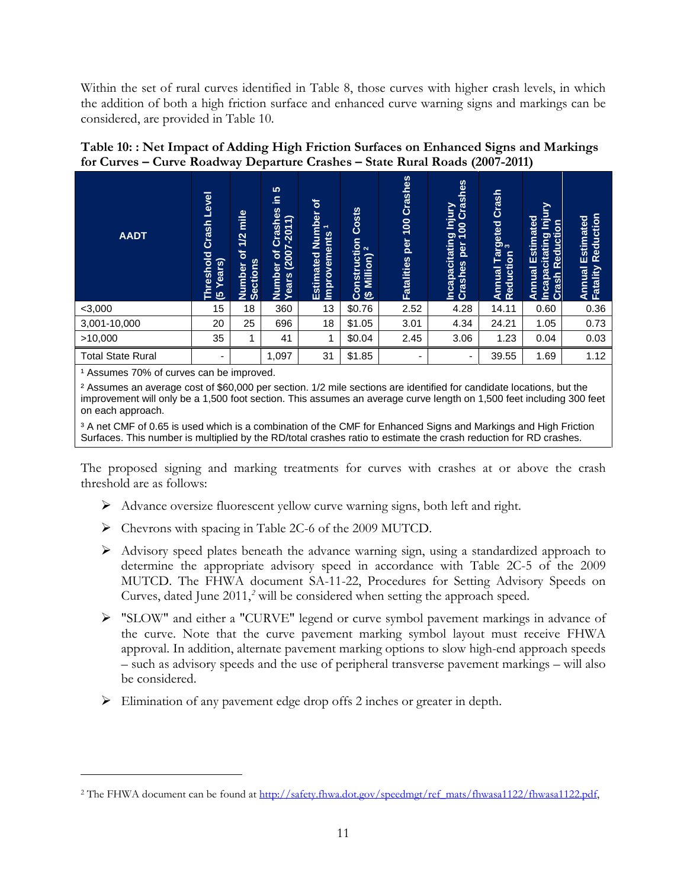Within the set of rural curves identified in Table 8, those curves with higher crash levels, in which the addition of both a high friction surface and enhanced curve warning signs and markings can be considered, are provided in Table 10.

**Table 10: : Net Impact of Adding High Friction Surfaces on Enhanced Signs and Markings for Curves – Curve Roadway Departure Crashes – State Rural Roads (2007-2011)**

| AADT | Threshold Crash Level (5 Years) | Number of 1/2 mile Sections | Number of Crashes in 5 Years (2007-2011) | Estimated Number of Improvements [1] | Construction Costs ($ Million) [2] | Fatalities per 100 Crashes | Incapacitating Injury Crashes per 100 Crashes | Annual Targeted Crash Reduction [3] | Annual Estimated Incapacitating Injury Crash Reduction | Annual Estimated Fatality Reduction |
|---|---|---|---|---|---|---|---|---|---|---|
| <3,000 | 15 | 18 | 360 | 13 | $0.76 | 2.52 | 4.28 | 14.11 | 0.60 | 0.36 |
| 3,001-10,000 | 20 | 25 | 696 | 18 | $1.05 | 3.01 | 4.34 | 24.21 | 1.05 | 0.73 |
| >10,000 | 35 | 1 | 41 | 1 | $0.04 | 2.45 | 3.06 | 1.23 | 0.04 | 0.03 |
| Total State Rural | - | | 1,097 | 31 | $1.85 | - | - | 39.55 | 1.69 | 1.12 |

[1] Assumes 70% of curves can be improved.

[2] Assumes an average cost of $60,000 per section. 1/2 mile sections are identified for candidate locations, but the improvement will only be a 1,500 foot section. This assumes an average curve length on 1,500 feet including 300 feet on each approach.

[3] A net CMF of 0.65 is used which is a combination of the CMF for Enhanced Signs and Markings and High Friction Surfaces. This number is multiplied by the RD/total crashes ratio to estimate the crash reduction for RD crashes.

The proposed signing and marking treatments for curves with crashes at or above the crash threshold are as follows:

- Advance oversize fluorescent yellow curve warning signs, both left and right.
- Chevrons with spacing in Table 2C-6 of the 2009 MUTCD.
- Advisory speed plates beneath the advance warning sign, using a standardized approach to determine the appropriate advisory speed in accordance with Table 2C-5 of the 2009 MUTCD. The FHWA document SA-11-22, Procedures for Setting Advisory Speeds on Curves, dated June 2011,[2] will be considered when setting the approach speed.
- "SLOW" and either a "CURVE" legend or curve symbol pavement markings in advance of the curve. Note that the curve pavement marking symbol layout must receive FHWA approval. In addition, alternate pavement marking options to slow high-end approach speeds – such as advisory speeds and the use of peripheral transverse pavement markings – will also be considered.
- Elimination of any pavement edge drop offs 2 inches or greater in depth.

---

[2] The FHWA document can be found at http://safety.fhwa.dot.gov/speedmgt/ref_mats/fhwasa1122/fhwasa1122.pdf,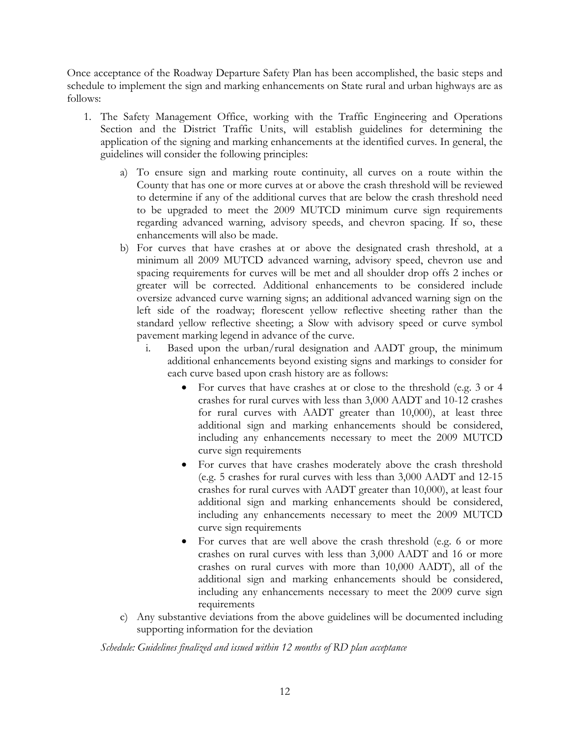Once acceptance of the Roadway Departure Safety Plan has been accomplished, the basic steps and schedule to implement the sign and marking enhancements on State rural and urban highways are as follows:

1. The Safety Management Office, working with the Traffic Engineering and Operations Section and the District Traffic Units, will establish guidelines for determining the application of the signing and marking enhancements at the identified curves. In general, the guidelines will consider the following principles:

    a) To ensure sign and marking route continuity, all curves on a route within the County that has one or more curves at or above the crash threshold will be reviewed to determine if any of the additional curves that are below the crash threshold need to be upgraded to meet the 2009 MUTCD minimum curve sign requirements regarding advanced warning, advisory speeds, and chevron spacing. If so, these enhancements will also be made.

    b) For curves that have crashes at or above the designated crash threshold, at a minimum all 2009 MUTCD advanced warning, advisory speed, chevron use and spacing requirements for curves will be met and all shoulder drop offs 2 inches or greater will be corrected. Additional enhancements to be considered include oversize advanced curve warning signs; an additional advanced warning sign on the left side of the roadway; florescent yellow reflective sheeting rather than the standard yellow reflective sheeting; a Slow with advisory speed or curve symbol pavement marking legend in advance of the curve.

        i. Based upon the urban/rural designation and AADT group, the minimum additional enhancements beyond existing signs and markings to consider for each curve based upon crash history are as follows:

            - For curves that have crashes at or close to the threshold (e.g. 3 or 4 crashes for rural curves with less than 3,000 AADT and 10-12 crashes for rural curves with AADT greater than 10,000), at least three additional sign and marking enhancements should be considered, including any enhancements necessary to meet the 2009 MUTCD curve sign requirements
            - For curves that have crashes moderately above the crash threshold (e.g. 5 crashes for rural curves with less than 3,000 AADT and 12-15 crashes for rural curves with AADT greater than 10,000), at least four additional sign and marking enhancements should be considered, including any enhancements necessary to meet the 2009 MUTCD curve sign requirements
            - For curves that are well above the crash threshold (e.g. 6 or more crashes on rural curves with less than 3,000 AADT and 16 or more crashes on rural curves with more than 10,000 AADT), all of the additional sign and marking enhancements should be considered, including any enhancements necessary to meet the 2009 curve sign requirements

    c) Any substantive deviations from the above guidelines will be documented including supporting information for the deviation

    *Schedule: Guidelines finalized and issued within 12 months of RD plan acceptance*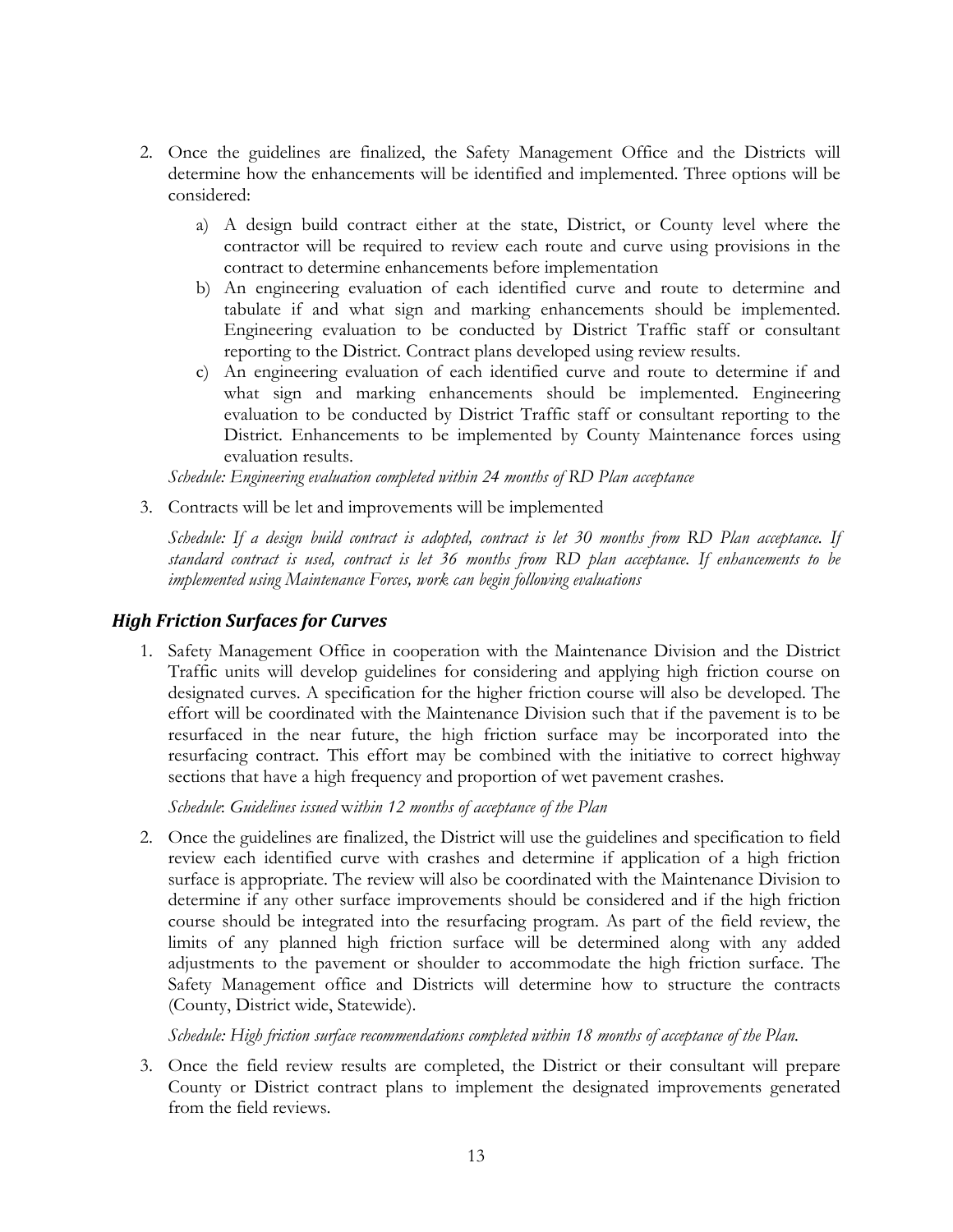2. Once the guidelines are finalized, the Safety Management Office and the Districts will determine how the enhancements will be identified and implemented. Three options will be considered:

    a) A design build contract either at the state, District, or County level where the contractor will be required to review each route and curve using provisions in the contract to determine enhancements before implementation
    b) An engineering evaluation of each identified curve and route to determine and tabulate if and what sign and marking enhancements should be implemented. Engineering evaluation to be conducted by District Traffic staff or consultant reporting to the District. Contract plans developed using review results.
    c) An engineering evaluation of each identified curve and route to determine if and what sign and marking enhancements should be implemented. Engineering evaluation to be conducted by District Traffic staff or consultant reporting to the District. Enhancements to be implemented by County Maintenance forces using evaluation results.

    *Schedule: Engineering evaluation completed within 24 months of RD Plan acceptance*

3. Contracts will be let and improvements will be implemented

    *Schedule: If a design build contract is adopted, contract is let 30 months from RD Plan acceptance. If standard contract is used, contract is let 36 months from RD plan acceptance. If enhancements to be implemented using Maintenance Forces, work can begin following evaluations*

### *High Friction Surfaces for Curves*

1. Safety Management Office in cooperation with the Maintenance Division and the District Traffic units will develop guidelines for considering and applying high friction course on designated curves. A specification for the higher friction course will also be developed. The effort will be coordinated with the Maintenance Division such that if the pavement is to be resurfaced in the near future, the high friction surface may be incorporated into the resurfacing contract. This effort may be combined with the initiative to correct highway sections that have a high frequency and proportion of wet pavement crashes.

    *Schedule*: *Guidelines issued within 12 months of acceptance of the Plan*

2. Once the guidelines are finalized, the District will use the guidelines and specification to field review each identified curve with crashes and determine if application of a high friction surface is appropriate. The review will also be coordinated with the Maintenance Division to determine if any other surface improvements should be considered and if the high friction course should be integrated into the resurfacing program. As part of the field review, the limits of any planned high friction surface will be determined along with any added adjustments to the pavement or shoulder to accommodate the high friction surface. The Safety Management office and Districts will determine how to structure the contracts (County, District wide, Statewide).

    *Schedule: High friction surface recommendations completed within 18 months of acceptance of the Plan.*

3. Once the field review results are completed, the District or their consultant will prepare County or District contract plans to implement the designated improvements generated from the field reviews.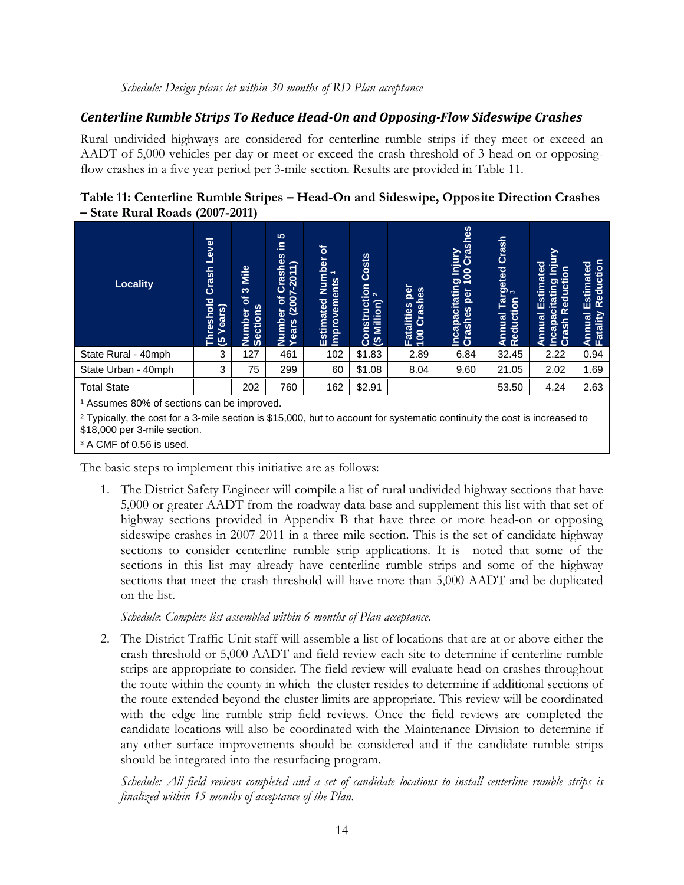*Schedule: Design plans let within 30 months of RD Plan acceptance*

### *Centerline Rumble Strips To Reduce Head-On and Opposing-Flow Sideswipe Crashes*

Rural undivided highways are considered for centerline rumble strips if they meet or exceed an AADT of 5,000 vehicles per day or meet or exceed the crash threshold of 3 head-on or opposing-flow crashes in a five year period per 3-mile section. Results are provided in Table 11.

**Table 11: Centerline Rumble Stripes – Head-On and Sideswipe, Opposite Direction Crashes – State Rural Roads (2007-2011)**

| Locality | Threshold Crash Level (5 Years) | Number of 3 Mile Sections | Number of Crashes in 5 Years (2007-2011) | Estimated Number of Improvements [1] | Construction Costs ($ Million) [2] | Fatalities per 100 Crashes | Incapacitating Injury Crashes per 100 Crashes | Annual Targeted Crash Reduction [3] | Annual Estimated Incapacitating Injury Crash Reduction | Annual Estimated Fatality Reduction |
|---|---|---|---|---|---|---|---|---|---|---|
| State Rural - 40mph | 3 | 127 | 461 | 102 | $1.83 | 2.89 | 6.84 | 32.45 | 2.22 | 0.94 |
| State Urban - 40mph | 3 | 75 | 299 | 60 | $1.08 | 8.04 | 9.60 | 21.05 | 2.02 | 1.69 |
| Total State | | 202 | 760 | 162 | $2.91 | | | 53.50 | 4.24 | 2.63 |

[1] Assumes 80% of sections can be improved.

[2] Typically, the cost for a 3-mile section is $15,000, but to account for systematic continuity the cost is increased to $18,000 per 3-mile section.

[3] A CMF of 0.56 is used.

The basic steps to implement this initiative are as follows:

1. The District Safety Engineer will compile a list of rural undivided highway sections that have 5,000 or greater AADT from the roadway data base and supplement this list with that set of highway sections provided in Appendix B that have three or more head-on or opposing sideswipe crashes in 2007-2011 in a three mile section. This is the set of candidate highway sections to consider centerline rumble strip applications. It is noted that some of the sections in this list may already have centerline rumble strips and some of the highway sections that meet the crash threshold will have more than 5,000 AADT and be duplicated on the list.

   *Schedule: Complete list assembled within 6 months of Plan acceptance.*

2. The District Traffic Unit staff will assemble a list of locations that are at or above either the crash threshold or 5,000 AADT and field review each site to determine if centerline rumble strips are appropriate to consider. The field review will evaluate head-on crashes throughout the route within the county in which the cluster resides to determine if additional sections of the route extended beyond the cluster limits are appropriate. This review will be coordinated with the edge line rumble strip field reviews. Once the field reviews are completed the candidate locations will also be coordinated with the Maintenance Division to determine if any other surface improvements should be considered and if the candidate rumble strips should be integrated into the resurfacing program.

   *Schedule: All field reviews completed and a set of candidate locations to install centerline rumble strips is finalized within 15 months of acceptance of the Plan.*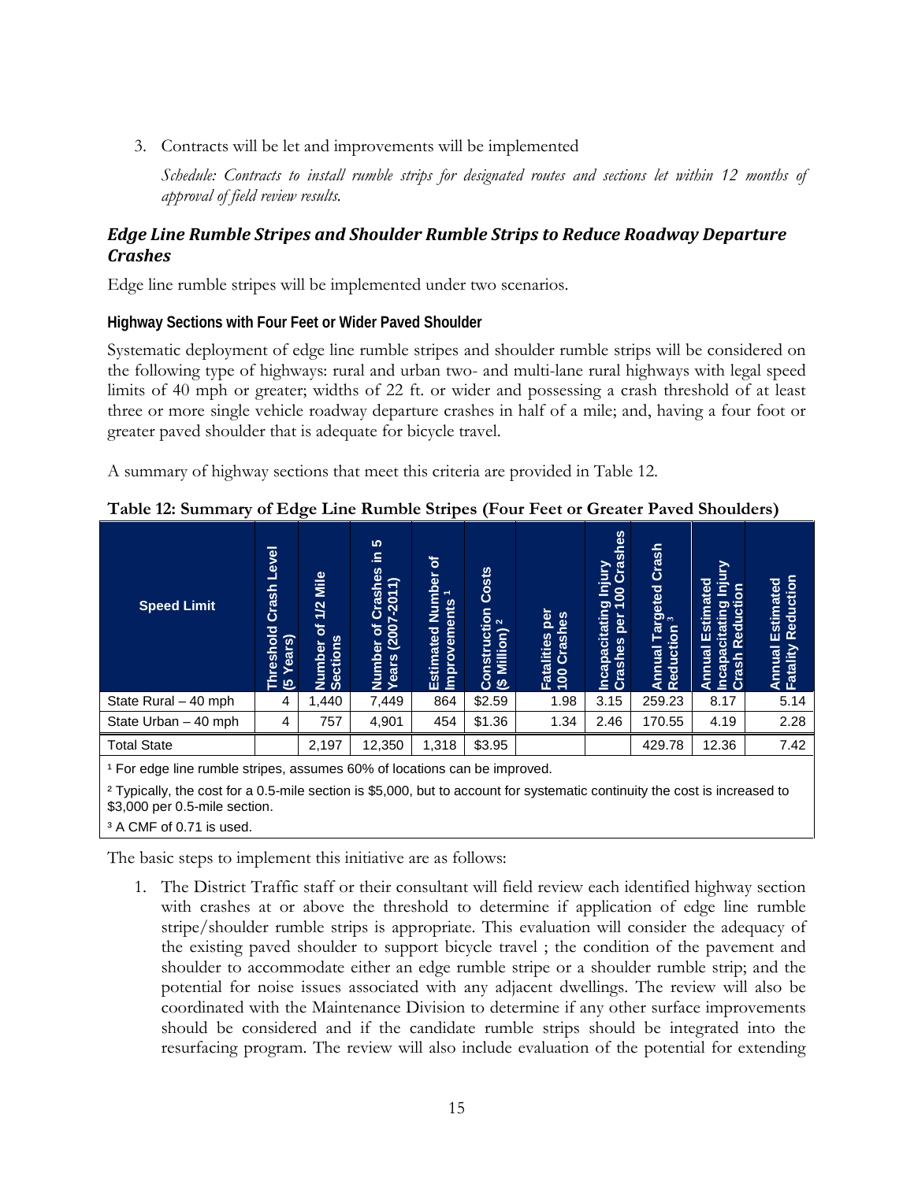3. Contracts will be let and improvements will be implemented

   *Schedule: Contracts to install rumble strips for designated routes and sections let within 12 months of approval of field review results.*

## *Edge Line Rumble Stripes and Shoulder Rumble Strips to Reduce Roadway Departure Crashes*

Edge line rumble stripes will be implemented under two scenarios.

### Highway Sections with Four Feet or Wider Paved Shoulder

Systematic deployment of edge line rumble stripes and shoulder rumble strips will be considered on the following type of highways: rural and urban two- and multi-lane rural highways with legal speed limits of 40 mph or greater; widths of 22 ft. or wider and possessing a crash threshold of at least three or more single vehicle roadway departure crashes in half of a mile; and, having a four foot or greater paved shoulder that is adequate for bicycle travel.

A summary of highway sections that meet this criteria are provided in Table 12.

**Table 12: Summary of Edge Line Rumble Stripes (Four Feet or Greater Paved Shoulders)**

| Speed Limit | Threshold Crash Level (5 Years) | Number of 1/2 Mile Sections | Number of Crashes in 5 Years (2007-2011) | Estimated Number of Improvements [1] | Construction Costs ($ Million) [2] | Fatalities per 100 Crashes | Incapacitating Injury Crashes per 100 Crashes | Annual Targeted Crash Reduction [3] | Annual Estimated Incapacitating Injury Crash Reduction | Annual Estimated Fatality Reduction |
|---|---|---|---|---|---|---|---|---|---|---|
| State Rural – 40 mph | 4 | 1,440 | 7,449 | 864 | $2.59 | 1.98 | 3.15 | 259.23 | 8.17 | 5.14 |
| State Urban – 40 mph | 4 | 757 | 4,901 | 454 | $1.36 | 1.34 | 2.46 | 170.55 | 4.19 | 2.28 |
| Total State | | 2,197 | 12,350 | 1,318 | $3.95 | | | 429.78 | 12.36 | 7.42 |

[1] For edge line rumble stripes, assumes 60% of locations can be improved.

[2] Typically, the cost for a 0.5-mile section is $5,000, but to account for systematic continuity the cost is increased to $3,000 per 0.5-mile section.

[3] A CMF of 0.71 is used.

The basic steps to implement this initiative are as follows:

1. The District Traffic staff or their consultant will field review each identified highway section with crashes at or above the threshold to determine if application of edge line rumble stripe/shoulder rumble strips is appropriate. This evaluation will consider the adequacy of the existing paved shoulder to support bicycle travel ; the condition of the pavement and shoulder to accommodate either an edge rumble stripe or a shoulder rumble strip; and the potential for noise issues associated with any adjacent dwellings. The review will also be coordinated with the Maintenance Division to determine if any other surface improvements should be considered and if the candidate rumble strips should be integrated into the resurfacing program. The review will also include evaluation of the potential for extending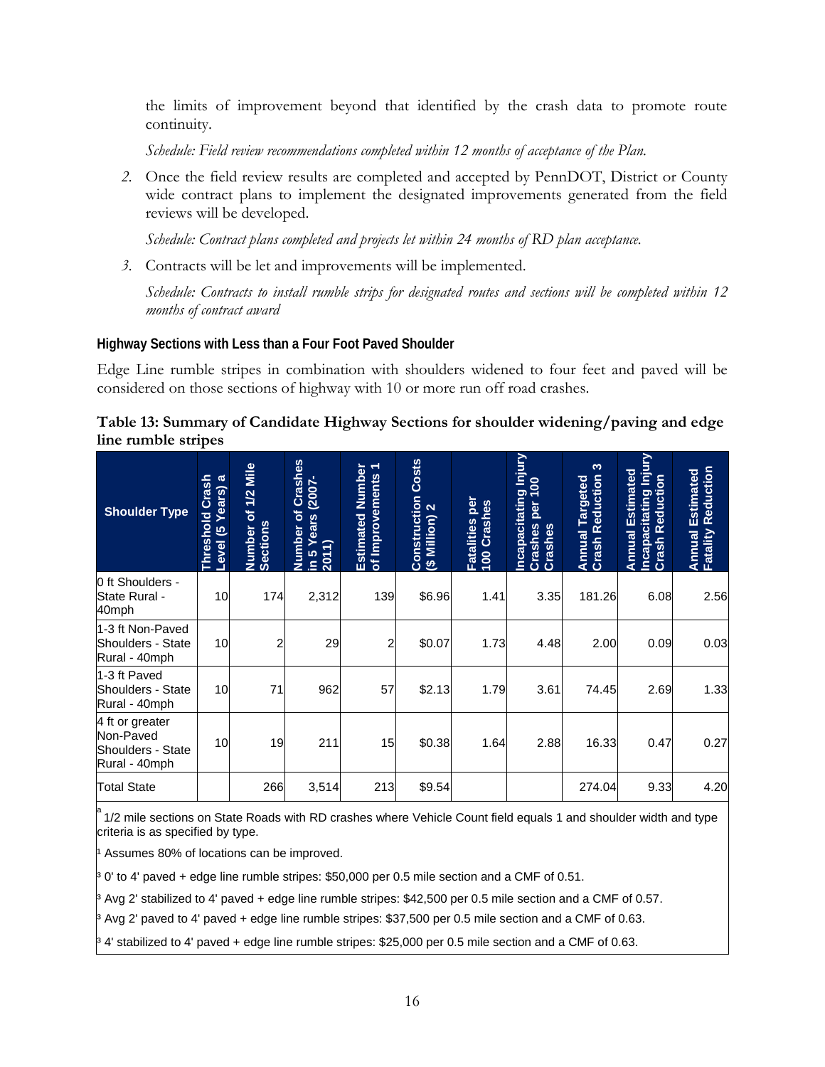the limits of improvement beyond that identified by the crash data to promote route continuity.

*Schedule: Field review recommendations completed within 12 months of acceptance of the Plan.*

2. Once the field review results are completed and accepted by PennDOT, District or County wide contract plans to implement the designated improvements generated from the field reviews will be developed.

   *Schedule: Contract plans completed and projects let within 24 months of RD plan acceptance.*

3. Contracts will be let and improvements will be implemented.

   *Schedule: Contracts to install rumble strips for designated routes and sections will be completed within 12 months of contract award*

### Highway Sections with Less than a Four Foot Paved Shoulder

Edge Line rumble stripes in combination with shoulders widened to four feet and paved will be considered on those sections of highway with 10 or more run off road crashes.

**Table 13: Summary of Candidate Highway Sections for shoulder widening/paving and edge line rumble stripes**

| Shoulder Type | Threshold Crash Level (5 Years) a | Number of 1/2 Mile Sections | Number of Crashes in 5 Years (2007-2011) | Estimated Number of Improvements 1 | Construction Costs ($ Million) 2 | Fatalities per 100 Crashes | Incapacitating Injury Crashes per 100 Crashes | Annual Targeted Crash Reduction 3 | Annual Estimated Incapacitating Injury Crash Reduction | Annual Estimated Fatality Reduction |
|---|---|---|---|---|---|---|---|---|---|---|
| 0 ft Shoulders - State Rural - 40mph | 10 | 174 | 2,312 | 139 | $6.96 | 1.41 | 3.35 | 181.26 | 6.08 | 2.56 |
| 1-3 ft Non-Paved Shoulders - State Rural - 40mph | 10 | 2 | 29 | 2 | $0.07 | 1.73 | 4.48 | 2.00 | 0.09 | 0.03 |
| 1-3 ft Paved Shoulders - State Rural - 40mph | 10 | 71 | 962 | 57 | $2.13 | 1.79 | 3.61 | 74.45 | 2.69 | 1.33 |
| 4 ft or greater Non-Paved Shoulders - State Rural - 40mph | 10 | 19 | 211 | 15 | $0.38 | 1.64 | 2.88 | 16.33 | 0.47 | 0.27 |
| Total State | | 266 | 3,514 | 213 | $9.54 | | | 274.04 | 9.33 | 4.20 |

[a] 1/2 mile sections on State Roads with RD crashes where Vehicle Count field equals 1 and shoulder width and type criteria is as specified by type.

[1] Assumes 80% of locations can be improved.

[3] 0' to 4' paved + edge line rumble stripes: $50,000 per 0.5 mile section and a CMF of 0.51.

[3] Avg 2' stabilized to 4' paved + edge line rumble stripes: $42,500 per 0.5 mile section and a CMF of 0.57.

[3] Avg 2' paved to 4' paved + edge line rumble stripes: $37,500 per 0.5 mile section and a CMF of 0.63.

[3] 4' stabilized to 4' paved + edge line rumble stripes: $25,000 per 0.5 mile section and a CMF of 0.63.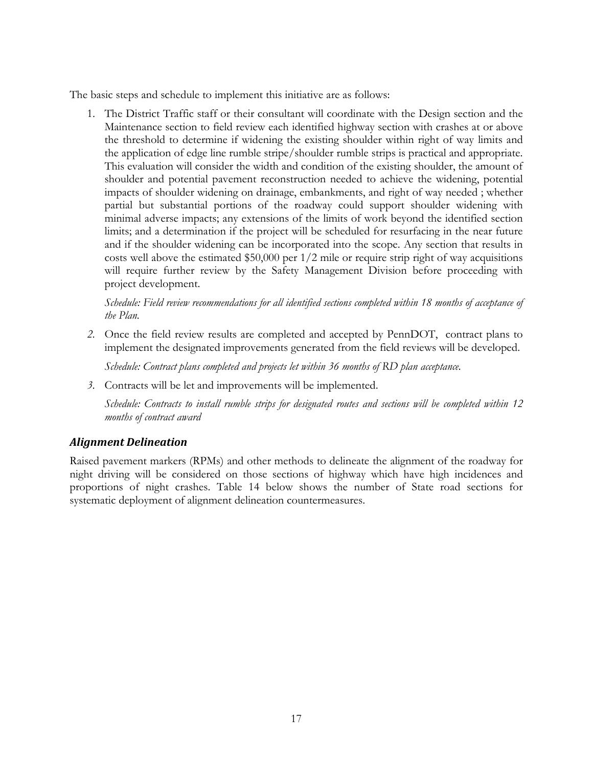The basic steps and schedule to implement this initiative are as follows:

1. The District Traffic staff or their consultant will coordinate with the Design section and the Maintenance section to field review each identified highway section with crashes at or above the threshold to determine if widening the existing shoulder within right of way limits and the application of edge line rumble stripe/shoulder rumble strips is practical and appropriate. This evaluation will consider the width and condition of the existing shoulder, the amount of shoulder and potential pavement reconstruction needed to achieve the widening, potential impacts of shoulder widening on drainage, embankments, and right of way needed ; whether partial but substantial portions of the roadway could support shoulder widening with minimal adverse impacts; any extensions of the limits of work beyond the identified section limits; and a determination if the project will be scheduled for resurfacing in the near future and if the shoulder widening can be incorporated into the scope. Any section that results in costs well above the estimated $50,000 per 1/2 mile or require strip right of way acquisitions will require further review by the Safety Management Division before proceeding with project development.

   *Schedule: Field review recommendations for all identified sections completed within 18 months of acceptance of the Plan.*

2. Once the field review results are completed and accepted by PennDOT, contract plans to implement the designated improvements generated from the field reviews will be developed.

   *Schedule: Contract plans completed and projects let within 36 months of RD plan acceptance.*

3. Contracts will be let and improvements will be implemented.

   *Schedule: Contracts to install rumble strips for designated routes and sections will be completed within 12 months of contract award*

### *Alignment Delineation*

Raised pavement markers (RPMs) and other methods to delineate the alignment of the roadway for night driving will be considered on those sections of highway which have high incidences and proportions of night crashes. Table 14 below shows the number of State road sections for systematic deployment of alignment delineation countermeasures.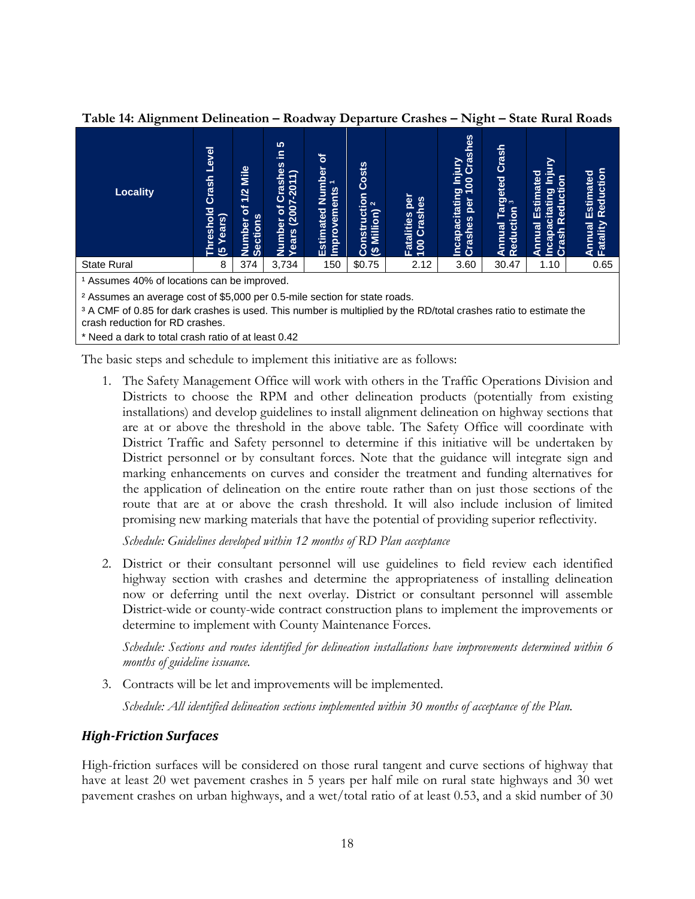**Table 14: Alignment Delineation – Roadway Departure Crashes – Night – State Rural Roads**

| Locality | Threshold Crash Level (5 Years) | Number of 1/2 Mile Sections | Number of Crashes in 5 Years (2007-2011) | Estimated Number of Improvements [1] | Construction Costs ($ Million) [2] | Fatalities per 100 Crashes | Incapacitating Injury Crashes per 100 Crashes | Annual Targeted Crash Reduction [3] | Annual Estimated Incapacitating Injury Crash Reduction | Annual Estimated Fatality Reduction |
|---|---|---|---|---|---|---|---|---|---|---|
| State Rural | 8 | 374 | 3,734 | 150 | $0.75 | 2.12 | 3.60 | 30.47 | 1.10 | 0.65 |

[1] Assumes 40% of locations can be improved.

[2] Assumes an average cost of $5,000 per 0.5-mile section for state roads.

[3] A CMF of 0.85 for dark crashes is used. This number is multiplied by the RD/total crashes ratio to estimate the crash reduction for RD crashes.

* Need a dark to total crash ratio of at least 0.42

The basic steps and schedule to implement this initiative are as follows:

1. The Safety Management Office will work with others in the Traffic Operations Division and Districts to choose the RPM and other delineation products (potentially from existing installations) and develop guidelines to install alignment delineation on highway sections that are at or above the threshold in the above table. The Safety Office will coordinate with District Traffic and Safety personnel to determine if this initiative will be undertaken by District personnel or by consultant forces. Note that the guidance will integrate sign and marking enhancements on curves and consider the treatment and funding alternatives for the application of delineation on the entire route rather than on just those sections of the route that are at or above the crash threshold. It will also include inclusion of limited promising new marking materials that have the potential of providing superior reflectivity.

   *Schedule: Guidelines developed within 12 months of RD Plan acceptance*

2. District or their consultant personnel will use guidelines to field review each identified highway section with crashes and determine the appropriateness of installing delineation now or deferring until the next overlay. District or consultant personnel will assemble District-wide or county-wide contract construction plans to implement the improvements or determine to implement with County Maintenance Forces.

   *Schedule: Sections and routes identified for delineation installations have improvements determined within 6 months of guideline issuance.*

3. Contracts will be let and improvements will be implemented.

   *Schedule: All identified delineation sections implemented within 30 months of acceptance of the Plan.*

### High-Friction Surfaces

High-friction surfaces will be considered on those rural tangent and curve sections of highway that have at least 20 wet pavement crashes in 5 years per half mile on rural state highways and 30 wet pavement crashes on urban highways, and a wet/total ratio of at least 0.53, and a skid number of 30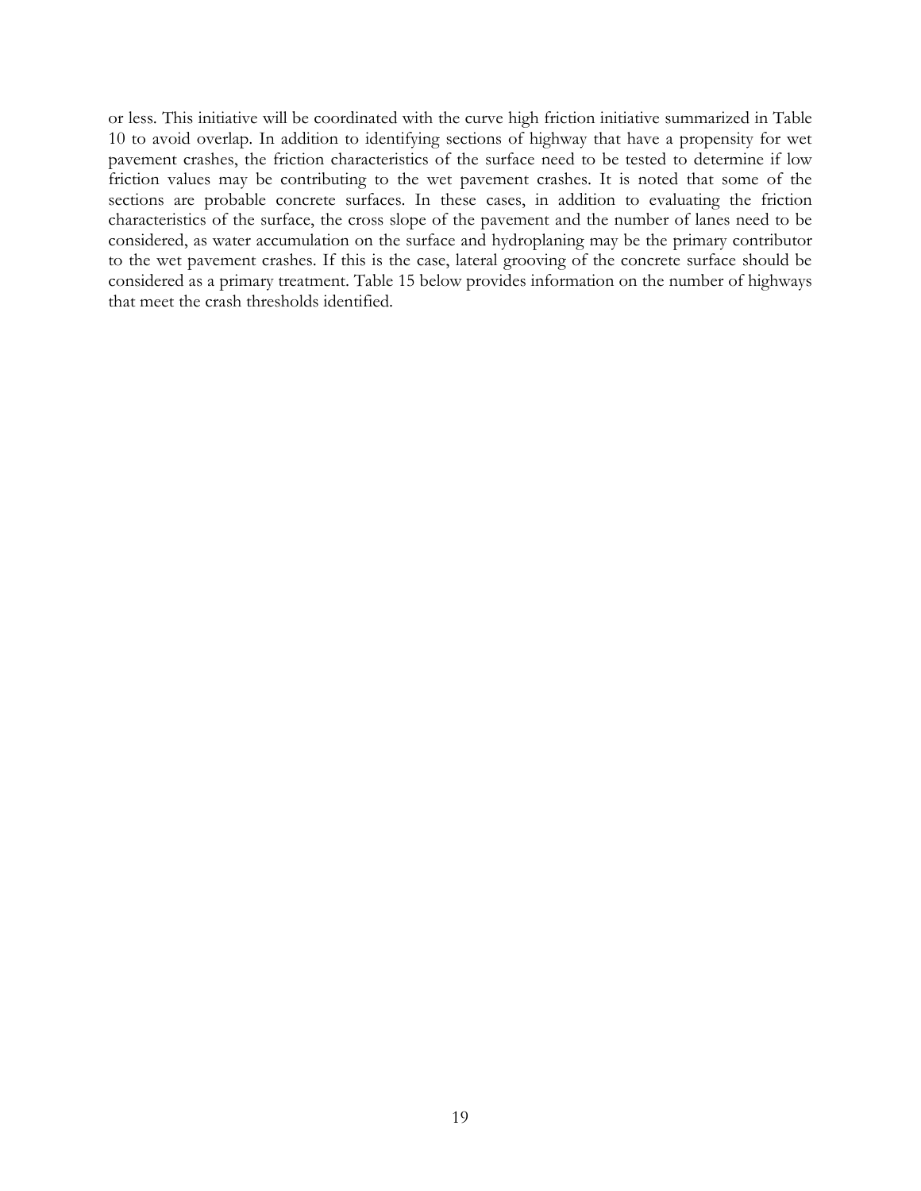or less. This initiative will be coordinated with the curve high friction initiative summarized in Table 10 to avoid overlap. In addition to identifying sections of highway that have a propensity for wet pavement crashes, the friction characteristics of the surface need to be tested to determine if low friction values may be contributing to the wet pavement crashes. It is noted that some of the sections are probable concrete surfaces. In these cases, in addition to evaluating the friction characteristics of the surface, the cross slope of the pavement and the number of lanes need to be considered, as water accumulation on the surface and hydroplaning may be the primary contributor to the wet pavement crashes. If this is the case, lateral grooving of the concrete surface should be considered as a primary treatment. Table 15 below provides information on the number of highways that meet the crash thresholds identified.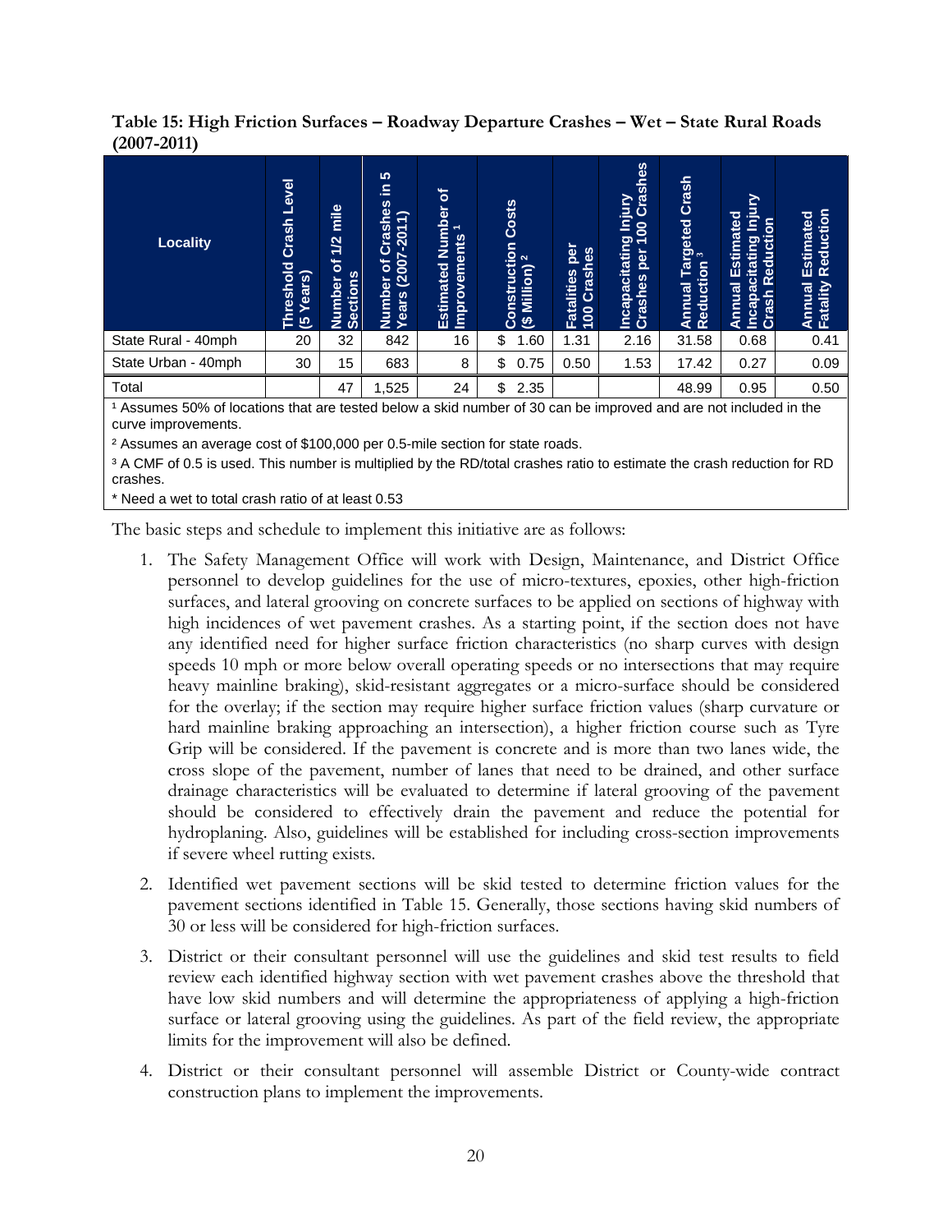**Table 15: High Friction Surfaces – Roadway Departure Crashes – Wet – State Rural Roads (2007-2011)**

| Locality | Threshold Crash Level (5 Years) | Number of 1/2 mile Sections | Number of Crashes in 5 Years (2007-2011) | Estimated Number of Improvements [1] | Construction Costs ($ Million) [2] | Fatalities per 100 Crashes | Incapacitating Injury Crashes per 100 Crashes | Annual Targeted Crash Reduction [3] | Annual Estimated Incapacitating Injury Crash Reduction | Annual Estimated Fatality Reduction |
|---|---|---|---|---|---|---|---|---|---|---|
| State Rural - 40mph | 20 | 32 | 842 | 16 | $ 1.60 | 1.31 | 2.16 | 31.58 | 0.68 | 0.41 |
| State Urban - 40mph | 30 | 15 | 683 | 8 | $ 0.75 | 0.50 | 1.53 | 17.42 | 0.27 | 0.09 |
| Total | | 47 | 1,525 | 24 | $ 2.35 | | | 48.99 | 0.95 | 0.50 |

[1] Assumes 50% of locations that are tested below a skid number of 30 can be improved and are not included in the curve improvements.

[2] Assumes an average cost of $100,000 per 0.5-mile section for state roads.

[3] A CMF of 0.5 is used. This number is multiplied by the RD/total crashes ratio to estimate the crash reduction for RD crashes.

* Need a wet to total crash ratio of at least 0.53

The basic steps and schedule to implement this initiative are as follows:

1. The Safety Management Office will work with Design, Maintenance, and District Office personnel to develop guidelines for the use of micro-textures, epoxies, other high-friction surfaces, and lateral grooving on concrete surfaces to be applied on sections of highway with high incidences of wet pavement crashes. As a starting point, if the section does not have any identified need for higher surface friction characteristics (no sharp curves with design speeds 10 mph or more below overall operating speeds or no intersections that may require heavy mainline braking), skid-resistant aggregates or a micro-surface should be considered for the overlay; if the section may require higher surface friction values (sharp curvature or hard mainline braking approaching an intersection), a higher friction course such as Tyre Grip will be considered. If the pavement is concrete and is more than two lanes wide, the cross slope of the pavement, number of lanes that need to be drained, and other surface drainage characteristics will be evaluated to determine if lateral grooving of the pavement should be considered to effectively drain the pavement and reduce the potential for hydroplaning. Also, guidelines will be established for including cross-section improvements if severe wheel rutting exists.

2. Identified wet pavement sections will be skid tested to determine friction values for the pavement sections identified in Table 15. Generally, those sections having skid numbers of 30 or less will be considered for high-friction surfaces.

3. District or their consultant personnel will use the guidelines and skid test results to field review each identified highway section with wet pavement crashes above the threshold that have low skid numbers and will determine the appropriateness of applying a high-friction surface or lateral grooving using the guidelines. As part of the field review, the appropriate limits for the improvement will also be defined.

4. District or their consultant personnel will assemble District or County-wide contract construction plans to implement the improvements.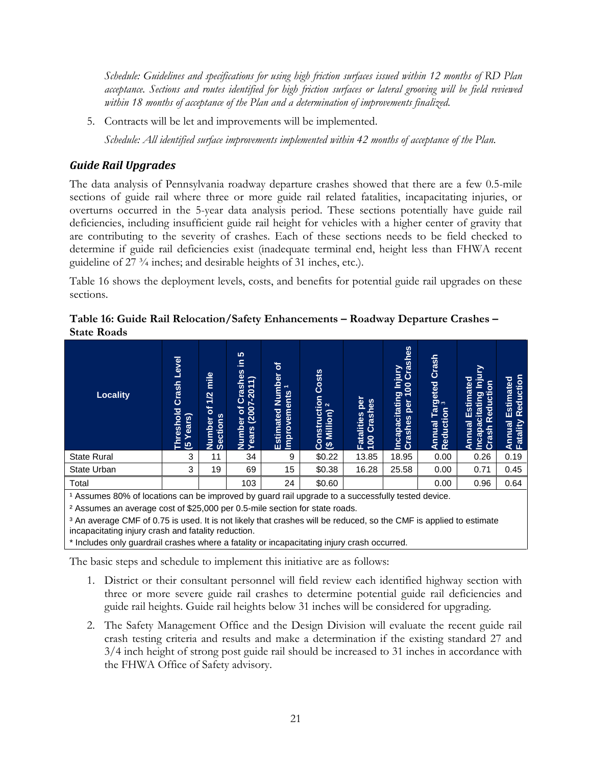*Schedule: Guidelines and specifications for using high friction surfaces issued within 12 months of RD Plan acceptance. Sections and routes identified for high friction surfaces or lateral grooving will be field reviewed within 18 months of acceptance of the Plan and a determination of improvements finalized.*

5. Contracts will be let and improvements will be implemented.

   *Schedule: All identified surface improvements implemented within 42 months of acceptance of the Plan.*

### *Guide Rail Upgrades*

The data analysis of Pennsylvania roadway departure crashes showed that there are a few 0.5-mile sections of guide rail where three or more guide rail related fatalities, incapacitating injuries, or overturns occurred in the 5-year data analysis period. These sections potentially have guide rail deficiencies, including insufficient guide rail height for vehicles with a higher center of gravity that are contributing to the severity of crashes. Each of these sections needs to be field checked to determine if guide rail deficiencies exist (inadequate terminal end, height less than FHWA recent guideline of 27 ¾ inches; and desirable heights of 31 inches, etc.).

Table 16 shows the deployment levels, costs, and benefits for potential guide rail upgrades on these sections.

**Table 16: Guide Rail Relocation/Safety Enhancements – Roadway Departure Crashes – State Roads**

| Locality | Threshold Crash Level (5 Years) | Number of 1/2 mile Sections | Number of Crashes in 5 Years (2007-2011) | Estimated Number of Improvements [1] | Construction Costs ($ Million) [2] | Fatalities per 100 Crashes | Incapacitating Injury Crashes per 100 Crashes | Annual Targeted Crash Reduction [3] | Annual Estimated Incapacitating Injury Crash Reduction | Annual Estimated Fatality Reduction |
|---|---|---|---|---|---|---|---|---|---|---|
| State Rural | 3 | 11 | 34 | 9 | $0.22 | 13.85 | 18.95 | 0.00 | 0.26 | 0.19 |
| State Urban | 3 | 19 | 69 | 15 | $0.38 | 16.28 | 25.58 | 0.00 | 0.71 | 0.45 |
| Total | | | 103 | 24 | $0.60 | | | 0.00 | 0.96 | 0.64 |

[1] Assumes 80% of locations can be improved by guard rail upgrade to a successfully tested device.

[2] Assumes an average cost of $25,000 per 0.5-mile section for state roads.

[3] An average CMF of 0.75 is used. It is not likely that crashes will be reduced, so the CMF is applied to estimate incapacitating injury crash and fatality reduction.

* Includes only guardrail crashes where a fatality or incapacitating injury crash occurred.

The basic steps and schedule to implement this initiative are as follows:

1. District or their consultant personnel will field review each identified highway section with three or more severe guide rail crashes to determine potential guide rail deficiencies and guide rail heights. Guide rail heights below 31 inches will be considered for upgrading.

2. The Safety Management Office and the Design Division will evaluate the recent guide rail crash testing criteria and results and make a determination if the existing standard 27 and 3/4 inch height of strong post guide rail should be increased to 31 inches in accordance with the FHWA Office of Safety advisory.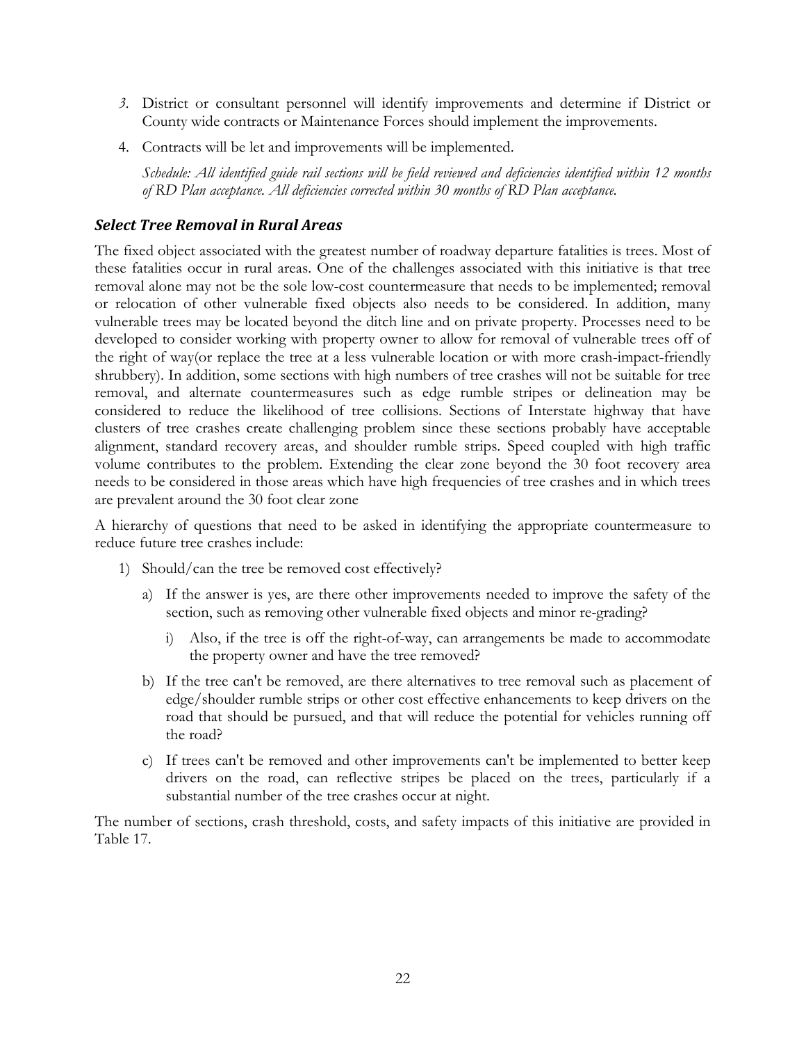3. District or consultant personnel will identify improvements and determine if District or County wide contracts or Maintenance Forces should implement the improvements.

4. Contracts will be let and improvements will be implemented.

   *Schedule: All identified guide rail sections will be field reviewed and deficiencies identified within 12 months of RD Plan acceptance. All deficiencies corrected within 30 months of RD Plan acceptance.*

### *Select Tree Removal in Rural Areas*

The fixed object associated with the greatest number of roadway departure fatalities is trees. Most of these fatalities occur in rural areas. One of the challenges associated with this initiative is that tree removal alone may not be the sole low-cost countermeasure that needs to be implemented; removal or relocation of other vulnerable fixed objects also needs to be considered. In addition, many vulnerable trees may be located beyond the ditch line and on private property. Processes need to be developed to consider working with property owner to allow for removal of vulnerable trees off of the right of way(or replace the tree at a less vulnerable location or with more crash-impact-friendly shrubbery). In addition, some sections with high numbers of tree crashes will not be suitable for tree removal, and alternate countermeasures such as edge rumble stripes or delineation may be considered to reduce the likelihood of tree collisions. Sections of Interstate highway that have clusters of tree crashes create challenging problem since these sections probably have acceptable alignment, standard recovery areas, and shoulder rumble strips. Speed coupled with high traffic volume contributes to the problem. Extending the clear zone beyond the 30 foot recovery area needs to be considered in those areas which have high frequencies of tree crashes and in which trees are prevalent around the 30 foot clear zone

A hierarchy of questions that need to be asked in identifying the appropriate countermeasure to reduce future tree crashes include:

1) Should/can the tree be removed cost effectively?
   a) If the answer is yes, are there other improvements needed to improve the safety of the section, such as removing other vulnerable fixed objects and minor re-grading?
      i) Also, if the tree is off the right-of-way, can arrangements be made to accommodate the property owner and have the tree removed?
   b) If the tree can't be removed, are there alternatives to tree removal such as placement of edge/shoulder rumble strips or other cost effective enhancements to keep drivers on the road that should be pursued, and that will reduce the potential for vehicles running off the road?
   c) If trees can't be removed and other improvements can't be implemented to better keep drivers on the road, can reflective stripes be placed on the trees, particularly if a substantial number of the tree crashes occur at night.

The number of sections, crash threshold, costs, and safety impacts of this initiative are provided in Table 17.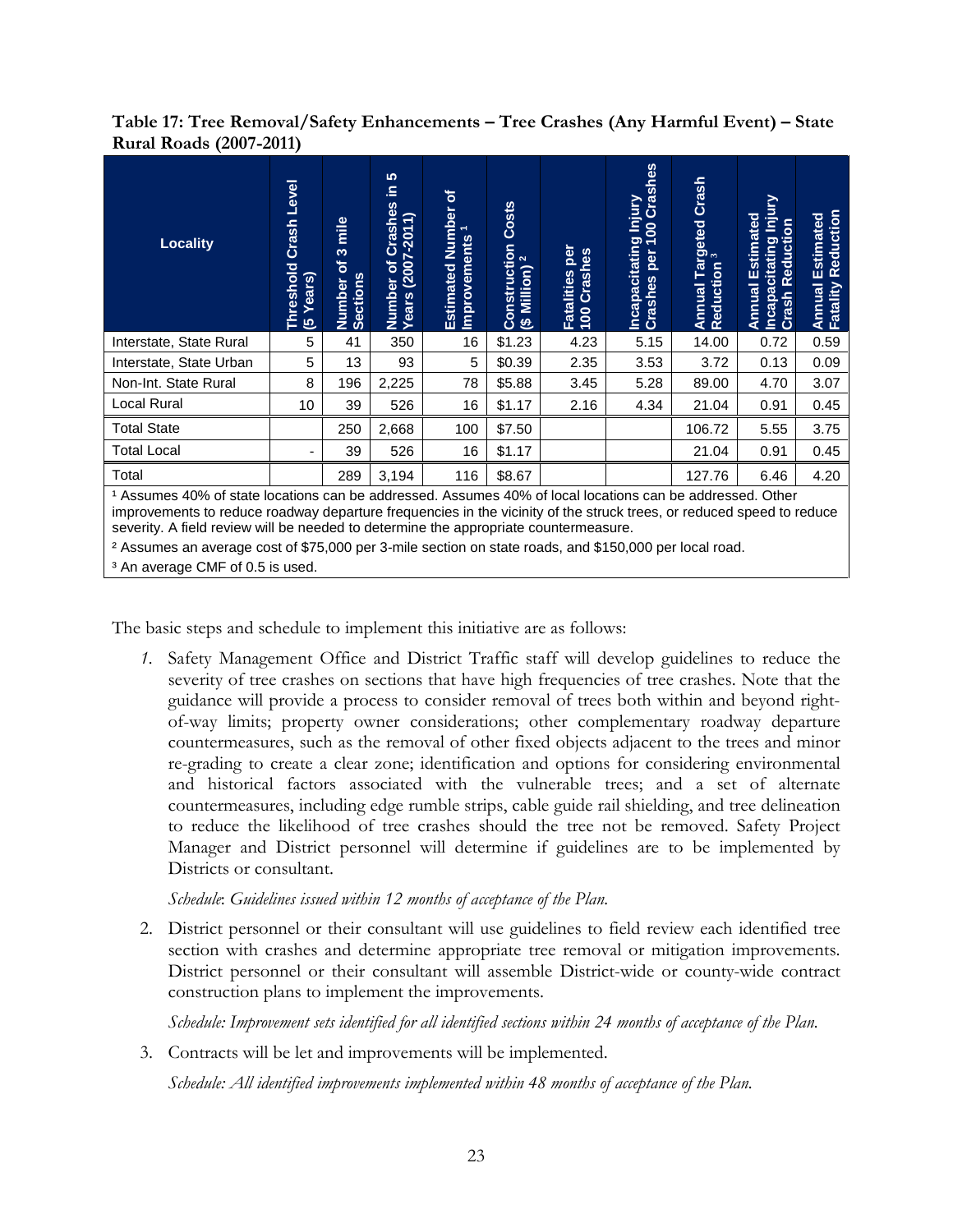**Table 17: Tree Removal/Safety Enhancements – Tree Crashes (Any Harmful Event) – State Rural Roads (2007-2011)**

| Locality | Threshold Crash Level (5 Years) | Number of 3 mile Sections | Number of Crashes in 5 Years (2007-2011) | Estimated Number of Improvements [1] | Construction Costs ($ Million) [2] | Fatalities per 100 Crashes | Incapacitating Injury Crashes per 100 Crashes | Annual Targeted Crash Reduction [3] | Annual Estimated Incapacitating Injury Crash Reduction | Annual Estimated Fatality Reduction |
|---|---|---|---|---|---|---|---|---|---|---|
| Interstate, State Rural | 5 | 41 | 350 | 16 | $1.23 | 4.23 | 5.15 | 14.00 | 0.72 | 0.59 |
| Interstate, State Urban | 5 | 13 | 93 | 5 | $0.39 | 2.35 | 3.53 | 3.72 | 0.13 | 0.09 |
| Non-Int. State Rural | 8 | 196 | 2,225 | 78 | $5.88 | 3.45 | 5.28 | 89.00 | 4.70 | 3.07 |
| Local Rural | 10 | 39 | 526 | 16 | $1.17 | 2.16 | 4.34 | 21.04 | 0.91 | 0.45 |
| Total State | | 250 | 2,668 | 100 | $7.50 | | | 106.72 | 5.55 | 3.75 |
| Total Local | - | 39 | 526 | 16 | $1.17 | | | 21.04 | 0.91 | 0.45 |
| Total | | 289 | 3,194 | 116 | $8.67 | | | 127.76 | 6.46 | 4.20 |

[1] Assumes 40% of state locations can be addressed. Assumes 40% of local locations can be addressed. Other improvements to reduce roadway departure frequencies in the vicinity of the struck trees, or reduced speed to reduce severity. A field review will be needed to determine the appropriate countermeasure.

[2] Assumes an average cost of $75,000 per 3-mile section on state roads, and $150,000 per local road.

[3] An average CMF of 0.5 is used.

The basic steps and schedule to implement this initiative are as follows:

1. Safety Management Office and District Traffic staff will develop guidelines to reduce the severity of tree crashes on sections that have high frequencies of tree crashes. Note that the guidance will provide a process to consider removal of trees both within and beyond right-of-way limits; property owner considerations; other complementary roadway departure countermeasures, such as the removal of other fixed objects adjacent to the trees and minor re-grading to create a clear zone; identification and options for considering environmental and historical factors associated with the vulnerable trees; and a set of alternate countermeasures, including edge rumble strips, cable guide rail shielding, and tree delineation to reduce the likelihood of tree crashes should the tree not be removed. Safety Project Manager and District personnel will determine if guidelines are to be implemented by Districts or consultant.

   *Schedule: Guidelines issued within 12 months of acceptance of the Plan.*

2. District personnel or their consultant will use guidelines to field review each identified tree section with crashes and determine appropriate tree removal or mitigation improvements. District personnel or their consultant will assemble District-wide or county-wide contract construction plans to implement the improvements.

   *Schedule: Improvement sets identified for all identified sections within 24 months of acceptance of the Plan.*

3. Contracts will be let and improvements will be implemented.

   *Schedule: All identified improvements implemented within 48 months of acceptance of the Plan.*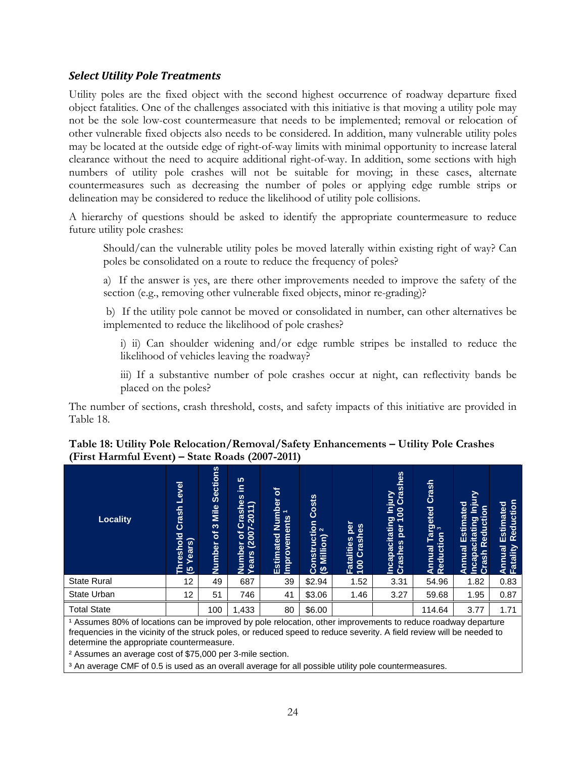### *Select Utility Pole Treatments*

Utility poles are the fixed object with the second highest occurrence of roadway departure fixed object fatalities. One of the challenges associated with this initiative is that moving a utility pole may not be the sole low-cost countermeasure that needs to be implemented; removal or relocation of other vulnerable fixed objects also needs to be considered. In addition, many vulnerable utility poles may be located at the outside edge of right-of-way limits with minimal opportunity to increase lateral clearance without the need to acquire additional right-of-way. In addition, some sections with high numbers of utility pole crashes will not be suitable for moving; in these cases, alternate countermeasures such as decreasing the number of poles or applying edge rumble strips or delineation may be considered to reduce the likelihood of utility pole collisions.

A hierarchy of questions should be asked to identify the appropriate countermeasure to reduce future utility pole crashes:

> Should/can the vulnerable utility poles be moved laterally within existing right of way? Can poles be consolidated on a route to reduce the frequency of poles?
>
> a) If the answer is yes, are there other improvements needed to improve the safety of the section (e.g., removing other vulnerable fixed objects, minor re-grading)?
>
> b) If the utility pole cannot be moved or consolidated in number, can other alternatives be implemented to reduce the likelihood of pole crashes?
>
> > i) ii) Can shoulder widening and/or edge rumble stripes be installed to reduce the likelihood of vehicles leaving the roadway?
> >
> > iii) If a substantive number of pole crashes occur at night, can reflectivity bands be placed on the poles?

The number of sections, crash threshold, costs, and safety impacts of this initiative are provided in Table 18.

**Table 18: Utility Pole Relocation/Removal/Safety Enhancements – Utility Pole Crashes (First Harmful Event) – State Roads (2007-2011)**

| Locality | Threshold Crash Level (5 Years) | Number of 3 Mile Sections | Number of Crashes in 5 Years (2007-2011) | Estimated Number of Improvements [1] | Construction Costs ($ Million) [2] | Fatalities per 100 Crashes | Incapacitating Injury Crashes per 100 Crashes | Annual Targeted Crash Reduction [3] | Annual Estimated Incapacitating Injury Crash Reduction | Annual Estimated Fatality Reduction |
|---|---|---|---|---|---|---|---|---|---|---|
| State Rural | 12 | 49 | 687 | 39 | $2.94 | 1.52 | 3.31 | 54.96 | 1.82 | 0.83 |
| State Urban | 12 | 51 | 746 | 41 | $3.06 | 1.46 | 3.27 | 59.68 | 1.95 | 0.87 |
| Total State | | 100 | 1,433 | 80 | $6.00 | | | 114.64 | 3.77 | 1.71 |

[1] Assumes 80% of locations can be improved by pole relocation, other improvements to reduce roadway departure frequencies in the vicinity of the struck poles, or reduced speed to reduce severity. A field review will be needed to determine the appropriate countermeasure.

[2] Assumes an average cost of $75,000 per 3-mile section.

[3] An average CMF of 0.5 is used as an overall average for all possible utility pole countermeasures.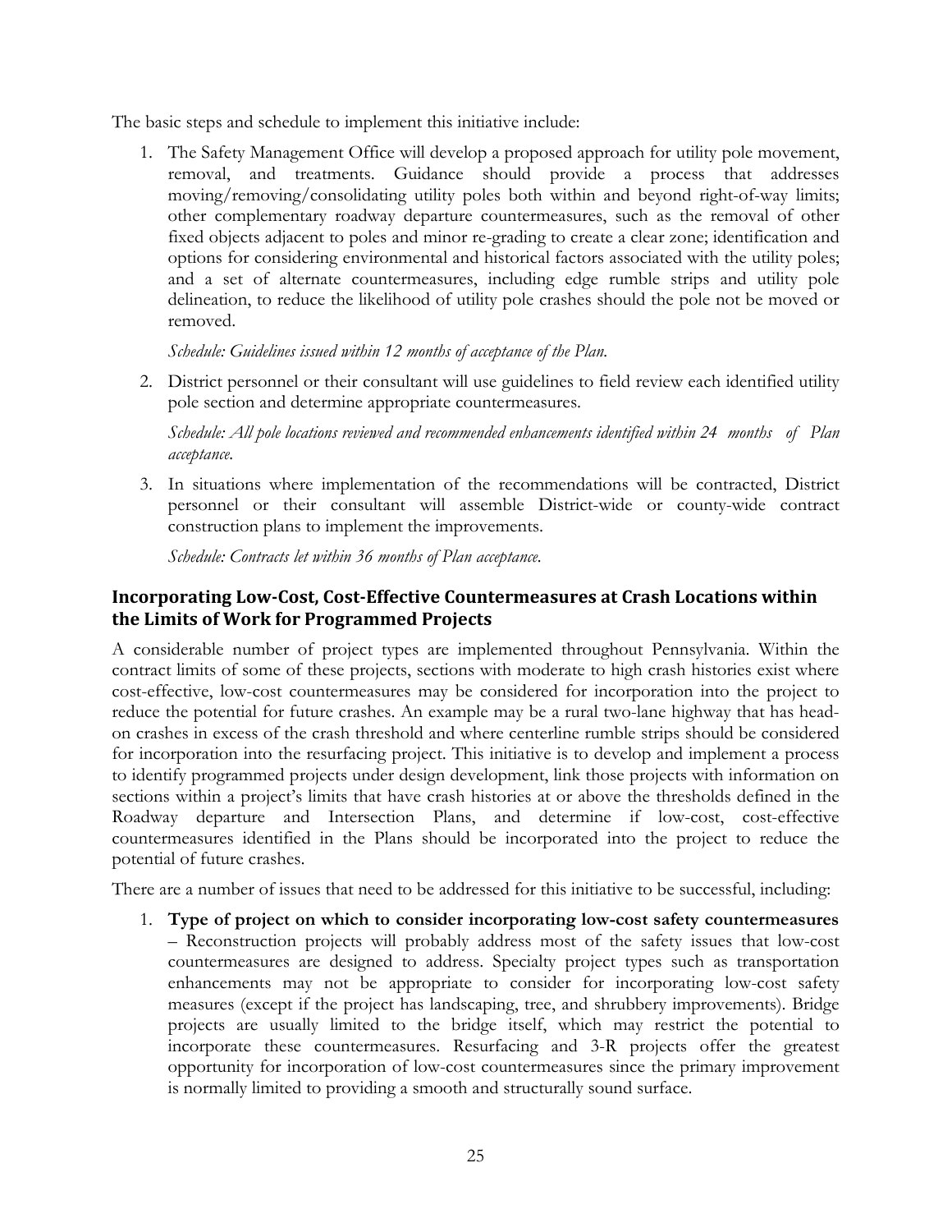The basic steps and schedule to implement this initiative include:

1. The Safety Management Office will develop a proposed approach for utility pole movement, removal, and treatments. Guidance should provide a process that addresses moving/removing/consolidating utility poles both within and beyond right-of-way limits; other complementary roadway departure countermeasures, such as the removal of other fixed objects adjacent to poles and minor re-grading to create a clear zone; identification and options for considering environmental and historical factors associated with the utility poles; and a set of alternate countermeasures, including edge rumble strips and utility pole delineation, to reduce the likelihood of utility pole crashes should the pole not be moved or removed.

   *Schedule: Guidelines issued within 12 months of acceptance of the Plan.*

2. District personnel or their consultant will use guidelines to field review each identified utility pole section and determine appropriate countermeasures.

   *Schedule: All pole locations reviewed and recommended enhancements identified within 24 months of Plan acceptance.*

3. In situations where implementation of the recommendations will be contracted, District personnel or their consultant will assemble District-wide or county-wide contract construction plans to implement the improvements.

   *Schedule: Contracts let within 36 months of Plan acceptance.*

### Incorporating Low-Cost, Cost-Effective Countermeasures at Crash Locations within the Limits of Work for Programmed Projects

A considerable number of project types are implemented throughout Pennsylvania. Within the contract limits of some of these projects, sections with moderate to high crash histories exist where cost-effective, low-cost countermeasures may be considered for incorporation into the project to reduce the potential for future crashes. An example may be a rural two-lane highway that has head-on crashes in excess of the crash threshold and where centerline rumble strips should be considered for incorporation into the resurfacing project. This initiative is to develop and implement a process to identify programmed projects under design development, link those projects with information on sections within a project's limits that have crash histories at or above the thresholds defined in the Roadway departure and Intersection Plans, and determine if low-cost, cost-effective countermeasures identified in the Plans should be incorporated into the project to reduce the potential of future crashes.

There are a number of issues that need to be addressed for this initiative to be successful, including:

1. **Type of project on which to consider incorporating low-cost safety countermeasures** – Reconstruction projects will probably address most of the safety issues that low-cost countermeasures are designed to address. Specialty project types such as transportation enhancements may not be appropriate to consider for incorporating low-cost safety measures (except if the project has landscaping, tree, and shrubbery improvements). Bridge projects are usually limited to the bridge itself, which may restrict the potential to incorporate these countermeasures. Resurfacing and 3-R projects offer the greatest opportunity for incorporation of low-cost countermeasures since the primary improvement is normally limited to providing a smooth and structurally sound surface.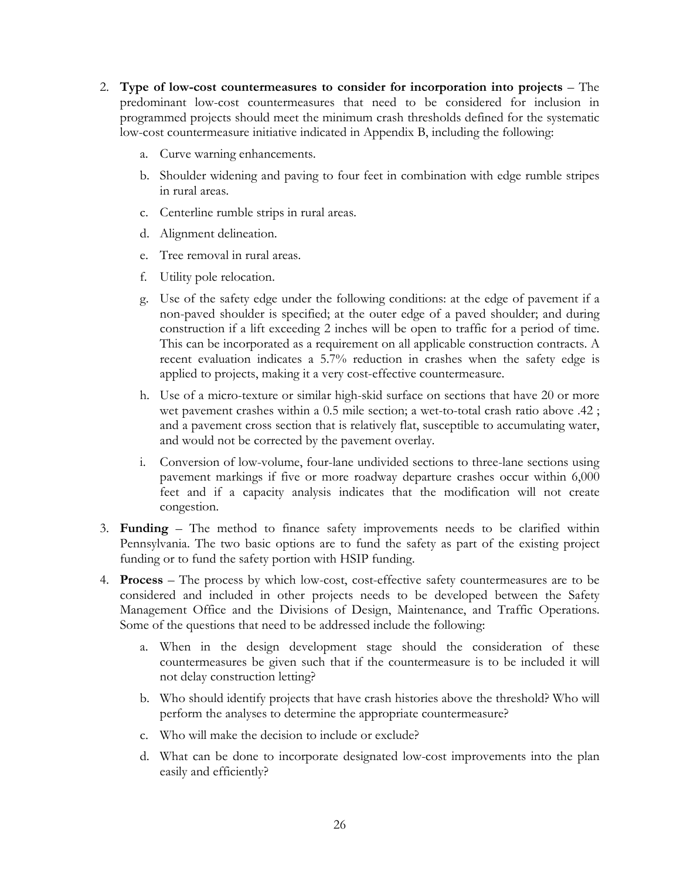2. **Type of low-cost countermeasures to consider for incorporation into projects** – The predominant low-cost countermeasures that need to be considered for inclusion in programmed projects should meet the minimum crash thresholds defined for the systematic low-cost countermeasure initiative indicated in Appendix B, including the following:

   a. Curve warning enhancements.

   b. Shoulder widening and paving to four feet in combination with edge rumble stripes in rural areas.

   c. Centerline rumble strips in rural areas.

   d. Alignment delineation.

   e. Tree removal in rural areas.

   f. Utility pole relocation.

   g. Use of the safety edge under the following conditions: at the edge of pavement if a non-paved shoulder is specified; at the outer edge of a paved shoulder; and during construction if a lift exceeding 2 inches will be open to traffic for a period of time. This can be incorporated as a requirement on all applicable construction contracts. A recent evaluation indicates a 5.7% reduction in crashes when the safety edge is applied to projects, making it a very cost-effective countermeasure.

   h. Use of a micro-texture or similar high-skid surface on sections that have 20 or more wet pavement crashes within a 0.5 mile section; a wet-to-total crash ratio above .42 ; and a pavement cross section that is relatively flat, susceptible to accumulating water, and would not be corrected by the pavement overlay.

   i. Conversion of low-volume, four-lane undivided sections to three-lane sections using pavement markings if five or more roadway departure crashes occur within 6,000 feet and if a capacity analysis indicates that the modification will not create congestion.

3. **Funding** – The method to finance safety improvements needs to be clarified within Pennsylvania. The two basic options are to fund the safety as part of the existing project funding or to fund the safety portion with HSIP funding.

4. **Process** – The process by which low-cost, cost-effective safety countermeasures are to be considered and included in other projects needs to be developed between the Safety Management Office and the Divisions of Design, Maintenance, and Traffic Operations. Some of the questions that need to be addressed include the following:

   a. When in the design development stage should the consideration of these countermeasures be given such that if the countermeasure is to be included it will not delay construction letting?

   b. Who should identify projects that have crash histories above the threshold? Who will perform the analyses to determine the appropriate countermeasure?

   c. Who will make the decision to include or exclude?

   d. What can be done to incorporate designated low-cost improvements into the plan easily and efficiently?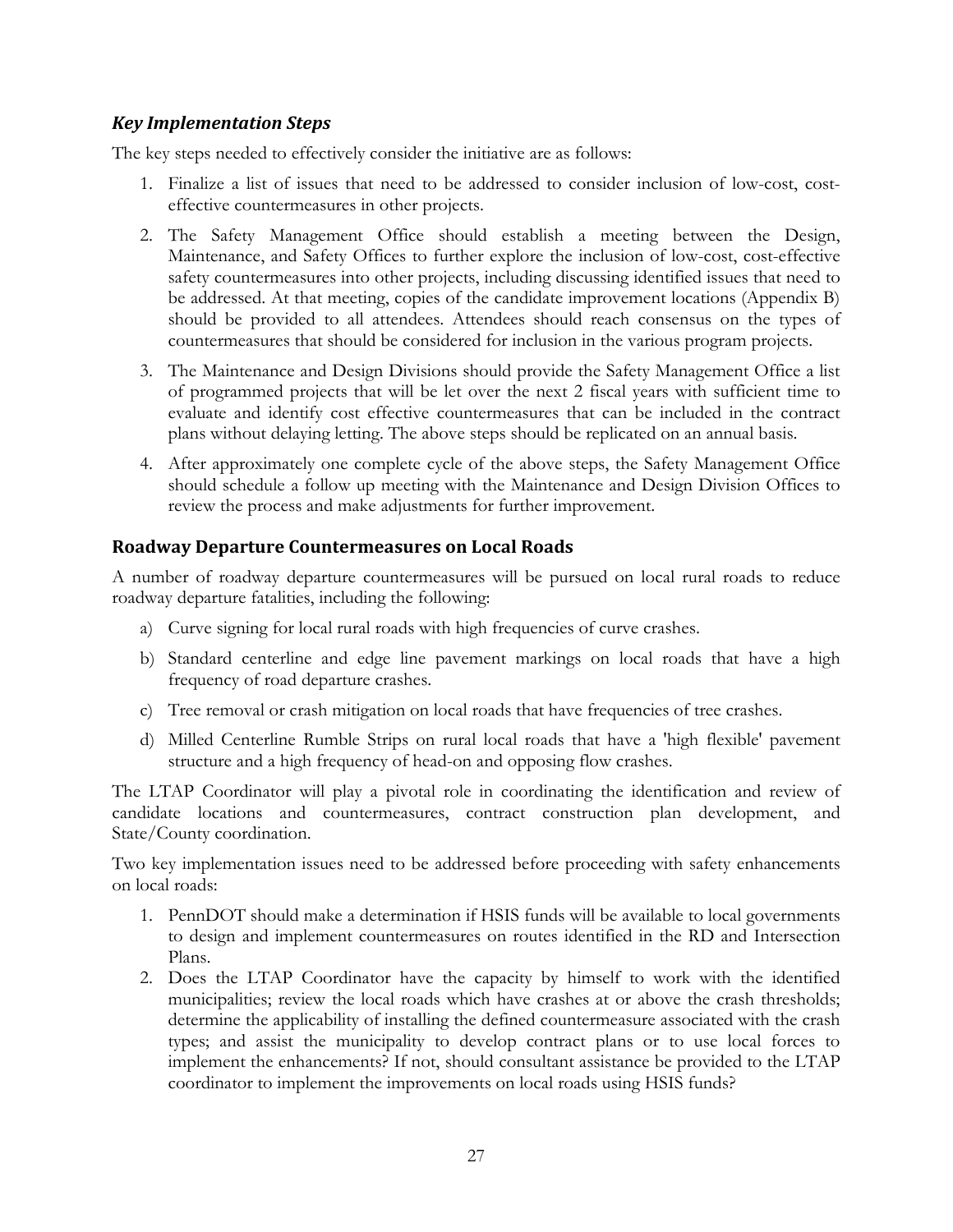### *Key Implementation Steps*

The key steps needed to effectively consider the initiative are as follows:

1. Finalize a list of issues that need to be addressed to consider inclusion of low-cost, cost-effective countermeasures in other projects.
2. The Safety Management Office should establish a meeting between the Design, Maintenance, and Safety Offices to further explore the inclusion of low-cost, cost-effective safety countermeasures into other projects, including discussing identified issues that need to be addressed. At that meeting, copies of the candidate improvement locations (Appendix B) should be provided to all attendees. Attendees should reach consensus on the types of countermeasures that should be considered for inclusion in the various program projects.
3. The Maintenance and Design Divisions should provide the Safety Management Office a list of programmed projects that will be let over the next 2 fiscal years with sufficient time to evaluate and identify cost effective countermeasures that can be included in the contract plans without delaying letting. The above steps should be replicated on an annual basis.
4. After approximately one complete cycle of the above steps, the Safety Management Office should schedule a follow up meeting with the Maintenance and Design Division Offices to review the process and make adjustments for further improvement.

## Roadway Departure Countermeasures on Local Roads

A number of roadway departure countermeasures will be pursued on local rural roads to reduce roadway departure fatalities, including the following:

a) Curve signing for local rural roads with high frequencies of curve crashes.

b) Standard centerline and edge line pavement markings on local roads that have a high frequency of road departure crashes.

c) Tree removal or crash mitigation on local roads that have frequencies of tree crashes.

d) Milled Centerline Rumble Strips on rural local roads that have a 'high flexible' pavement structure and a high frequency of head-on and opposing flow crashes.

The LTAP Coordinator will play a pivotal role in coordinating the identification and review of candidate locations and countermeasures, contract construction plan development, and State/County coordination.

Two key implementation issues need to be addressed before proceeding with safety enhancements on local roads:

1. PennDOT should make a determination if HSIS funds will be available to local governments to design and implement countermeasures on routes identified in the RD and Intersection Plans.
2. Does the LTAP Coordinator have the capacity by himself to work with the identified municipalities; review the local roads which have crashes at or above the crash thresholds; determine the applicability of installing the defined countermeasure associated with the crash types; and assist the municipality to develop contract plans or to use local forces to implement the enhancements? If not, should consultant assistance be provided to the LTAP coordinator to implement the improvements on local roads using HSIS funds?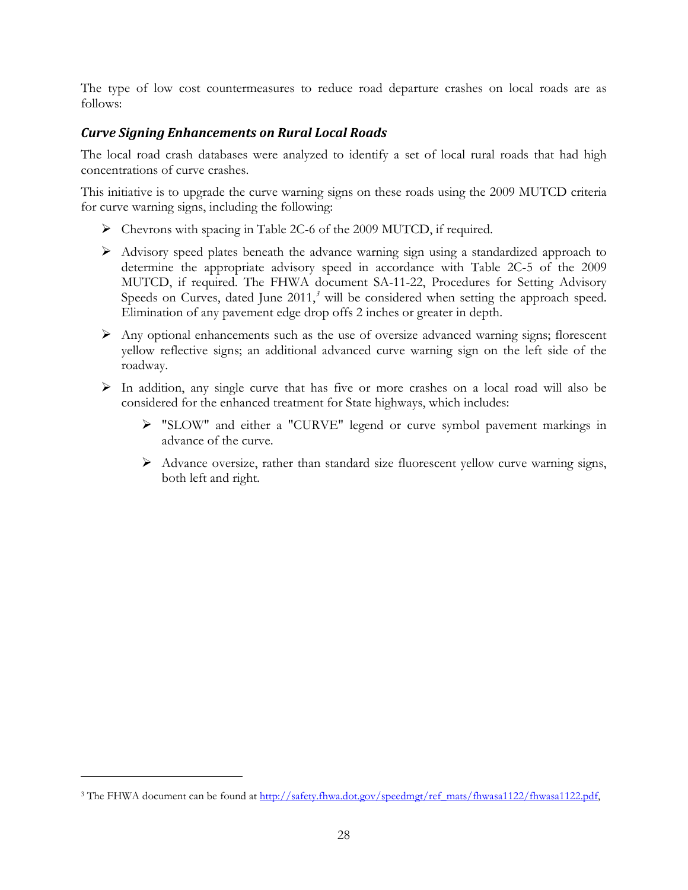The type of low cost countermeasures to reduce road departure crashes on local roads are as follows:

### *Curve Signing Enhancements on Rural Local Roads*

The local road crash databases were analyzed to identify a set of local rural roads that had high concentrations of curve crashes.

This initiative is to upgrade the curve warning signs on these roads using the 2009 MUTCD criteria for curve warning signs, including the following:

- Chevrons with spacing in Table 2C-6 of the 2009 MUTCD, if required.
- Advisory speed plates beneath the advance warning sign using a standardized approach to determine the appropriate advisory speed in accordance with Table 2C-5 of the 2009 MUTCD, if required. The FHWA document SA-11-22, Procedures for Setting Advisory Speeds on Curves, dated June 2011,[3] will be considered when setting the approach speed. Elimination of any pavement edge drop offs 2 inches or greater in depth.
- Any optional enhancements such as the use of oversize advanced warning signs; florescent yellow reflective signs; an additional advanced curve warning sign on the left side of the roadway.
- In addition, any single curve that has five or more crashes on a local road will also be considered for the enhanced treatment for State highways, which includes:
  - "SLOW" and either a "CURVE" legend or curve symbol pavement markings in advance of the curve.
  - Advance oversize, rather than standard size fluorescent yellow curve warning signs, both left and right.

[3] The FHWA document can be found at http://safety.fhwa.dot.gov/speedmgt/ref_mats/fhwasa1122/fhwasa1122.pdf,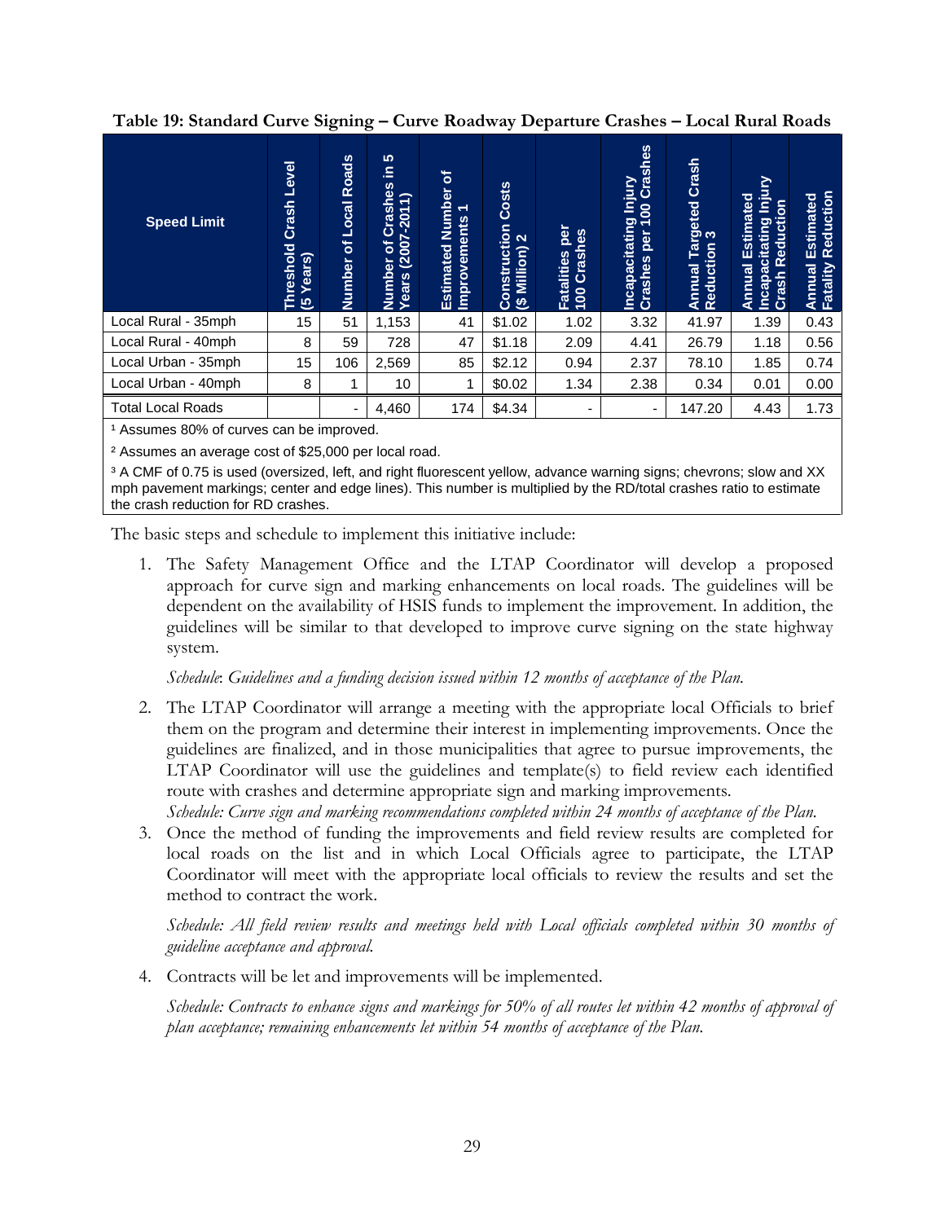**Table 19: Standard Curve Signing – Curve Roadway Departure Crashes – Local Rural Roads**

| Speed Limit | Threshold Crash Level (5 Years) | Number of Local Roads | Number of Crashes in 5 Years (2007-2011) | Estimated Number of Improvements 1 | Construction Costs ($ Million) 2 | Fatalities per 100 Crashes | Incapacitating Injury Crashes per 100 Crashes | Annual Targeted Crash Reduction 3 | Annual Estimated Incapacitating Injury Crash Reduction | Annual Estimated Fatality Reduction |
|---|---|---|---|---|---|---|---|---|---|---|
| Local Rural - 35mph | 15 | 51 | 1,153 | 41 | $1.02 | 1.02 | 3.32 | 41.97 | 1.39 | 0.43 |
| Local Rural - 40mph | 8 | 59 | 728 | 47 | $1.18 | 2.09 | 4.41 | 26.79 | 1.18 | 0.56 |
| Local Urban - 35mph | 15 | 106 | 2,569 | 85 | $2.12 | 0.94 | 2.37 | 78.10 | 1.85 | 0.74 |
| Local Urban - 40mph | 8 | 1 | 10 | 1 | $0.02 | 1.34 | 2.38 | 0.34 | 0.01 | 0.00 |
| Total Local Roads | | - | 4,460 | 174 | $4.34 | - | - | 147.20 | 4.43 | 1.73 |

[1] Assumes 80% of curves can be improved.

[2] Assumes an average cost of $25,000 per local road.

[3] A CMF of 0.75 is used (oversized, left, and right fluorescent yellow, advance warning signs; chevrons; slow and XX mph pavement markings; center and edge lines). This number is multiplied by the RD/total crashes ratio to estimate the crash reduction for RD crashes.

The basic steps and schedule to implement this initiative include:

1. The Safety Management Office and the LTAP Coordinator will develop a proposed approach for curve sign and marking enhancements on local roads. The guidelines will be dependent on the availability of HSIS funds to implement the improvement. In addition, the guidelines will be similar to that developed to improve curve signing on the state highway system.

   *Schedule*: *Guidelines and a funding decision issued within 12 months of acceptance of the Plan.*

2. The LTAP Coordinator will arrange a meeting with the appropriate local Officials to brief them on the program and determine their interest in implementing improvements. Once the guidelines are finalized, and in those municipalities that agree to pursue improvements, the LTAP Coordinator will use the guidelines and template(s) to field review each identified route with crashes and determine appropriate sign and marking improvements.
   *Schedule: Curve sign and marking recommendations completed within 24 months of acceptance of the Plan.*

3. Once the method of funding the improvements and field review results are completed for local roads on the list and in which Local Officials agree to participate, the LTAP Coordinator will meet with the appropriate local officials to review the results and set the method to contract the work.

   *Schedule: All field review results and meetings held with Local officials completed within 30 months of guideline acceptance and approval.*

4. Contracts will be let and improvements will be implemented.

   *Schedule: Contracts to enhance signs and markings for 50% of all routes let within 42 months of approval of plan acceptance; remaining enhancements let within 54 months of acceptance of the Plan.*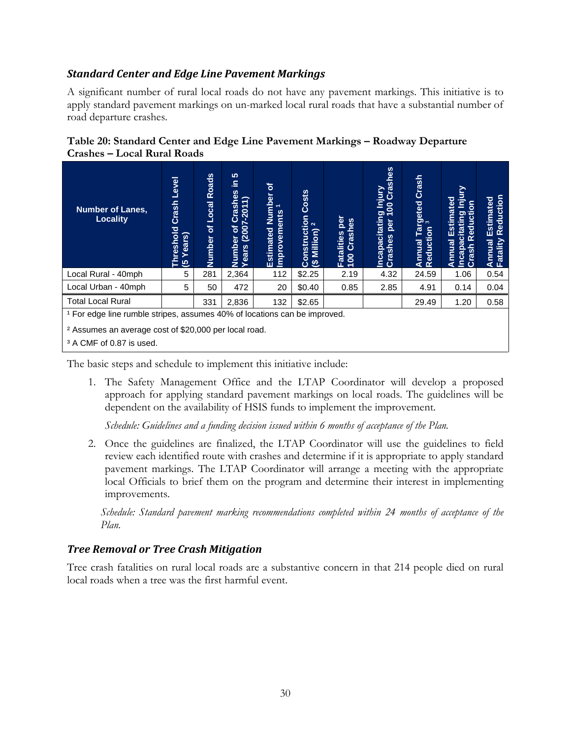### *Standard Center and Edge Line Pavement Markings*

A significant number of rural local roads do not have any pavement markings. This initiative is to apply standard pavement markings on un-marked local rural roads that have a substantial number of road departure crashes.

**Table 20: Standard Center and Edge Line Pavement Markings – Roadway Departure Crashes – Local Rural Roads**

| Number of Lanes, Locality | Threshold Crash Level (5 Years) | Number of Local Roads | Number of Crashes in 5 Years (2007-2011) | Estimated Number of Improvements [1] | Construction Costs ($ Million) [2] | Fatalities per 100 Crashes | Incapacitating Injury Crashes per 100 Crashes | Annual Targeted Crash Reduction [3] | Annual Estimated Incapacitating Injury Crash Reduction | Annual Estimated Fatality Reduction |
|---|---|---|---|---|---|---|---|---|---|---|
| Local Rural - 40mph | 5 | 281 | 2,364 | 112 | $2.25 | 2.19 | 4.32 | 24.59 | 1.06 | 0.54 |
| Local Urban - 40mph | 5 | 50 | 472 | 20 | $0.40 | 0.85 | 2.85 | 4.91 | 0.14 | 0.04 |
| Total Local Rural | | 331 | 2,836 | 132 | $2.65 | | | 29.49 | 1.20 | 0.58 |

[1] For edge line rumble stripes, assumes 40% of locations can be improved.

[2] Assumes an average cost of $20,000 per local road.

[3] A CMF of 0.87 is used.

The basic steps and schedule to implement this initiative include:

1. The Safety Management Office and the LTAP Coordinator will develop a proposed approach for applying standard pavement markings on local roads. The guidelines will be dependent on the availability of HSIS funds to implement the improvement.

   *Schedule: Guidelines and a funding decision issued within 6 months of acceptance of the Plan.*

2. Once the guidelines are finalized, the LTAP Coordinator will use the guidelines to field review each identified route with crashes and determine if it is appropriate to apply standard pavement markings. The LTAP Coordinator will arrange a meeting with the appropriate local Officials to brief them on the program and determine their interest in implementing improvements.

   *Schedule: Standard pavement marking recommendations completed within 24 months of acceptance of the Plan.*

### *Tree Removal or Tree Crash Mitigation*

Tree crash fatalities on rural local roads are a substantive concern in that 214 people died on rural local roads when a tree was the first harmful event.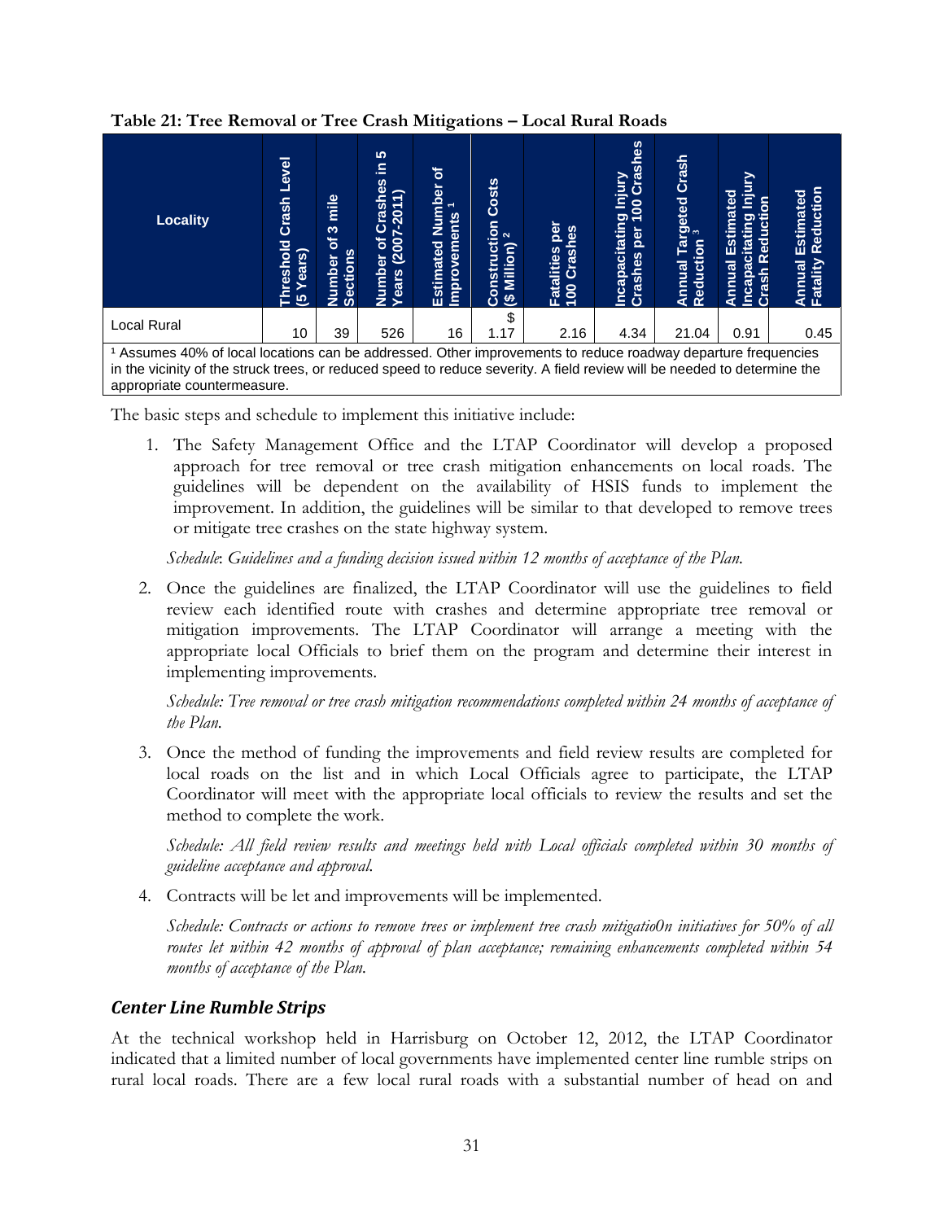**Table 21: Tree Removal or Tree Crash Mitigations – Local Rural Roads**

| Locality | Threshold Crash Level (5 Years) | Number of 3 mile Sections | Number of Crashes in 5 Years (2007-2011) | Estimated Number of Improvements [1] | Construction Costs ($ Million) [2] | Fatalities per 100 Crashes | Incapacitating Injury Crashes per 100 Crashes | Annual Targeted Crash Reduction [3] | Annual Estimated Incapacitating Injury Crash Reduction | Annual Estimated Fatality Reduction |
|---|---|---|---|---|---|---|---|---|---|---|
| Local Rural | 10 | 39 | 526 | 16 | $ 1.17 | 2.16 | 4.34 | 21.04 | 0.91 | 0.45 |

[1] Assumes 40% of local locations can be addressed. Other improvements to reduce roadway departure frequencies in the vicinity of the struck trees, or reduced speed to reduce severity. A field review will be needed to determine the appropriate countermeasure.

The basic steps and schedule to implement this initiative include:

1. The Safety Management Office and the LTAP Coordinator will develop a proposed approach for tree removal or tree crash mitigation enhancements on local roads. The guidelines will be dependent on the availability of HSIS funds to implement the improvement. In addition, the guidelines will be similar to that developed to remove trees or mitigate tree crashes on the state highway system.

   *Schedule*: *Guidelines and a funding decision issued within 12 months of acceptance of the Plan.*

2. Once the guidelines are finalized, the LTAP Coordinator will use the guidelines to field review each identified route with crashes and determine appropriate tree removal or mitigation improvements. The LTAP Coordinator will arrange a meeting with the appropriate local Officials to brief them on the program and determine their interest in implementing improvements.

   *Schedule: Tree removal or tree crash mitigation recommendations completed within 24 months of acceptance of the Plan.*

3. Once the method of funding the improvements and field review results are completed for local roads on the list and in which Local Officials agree to participate, the LTAP Coordinator will meet with the appropriate local officials to review the results and set the method to complete the work.

   *Schedule: All field review results and meetings held with Local officials completed within 30 months of guideline acceptance and approval.*

4. Contracts will be let and improvements will be implemented.

   *Schedule: Contracts or actions to remove trees or implement tree crash mitigatio0n initiatives for 50% of all routes let within 42 months of approval of plan acceptance; remaining enhancements completed within 54 months of acceptance of the Plan.*

### *Center Line Rumble Strips*

At the technical workshop held in Harrisburg on October 12, 2012, the LTAP Coordinator indicated that a limited number of local governments have implemented center line rumble strips on rural local roads. There are a few local rural roads with a substantial number of head on and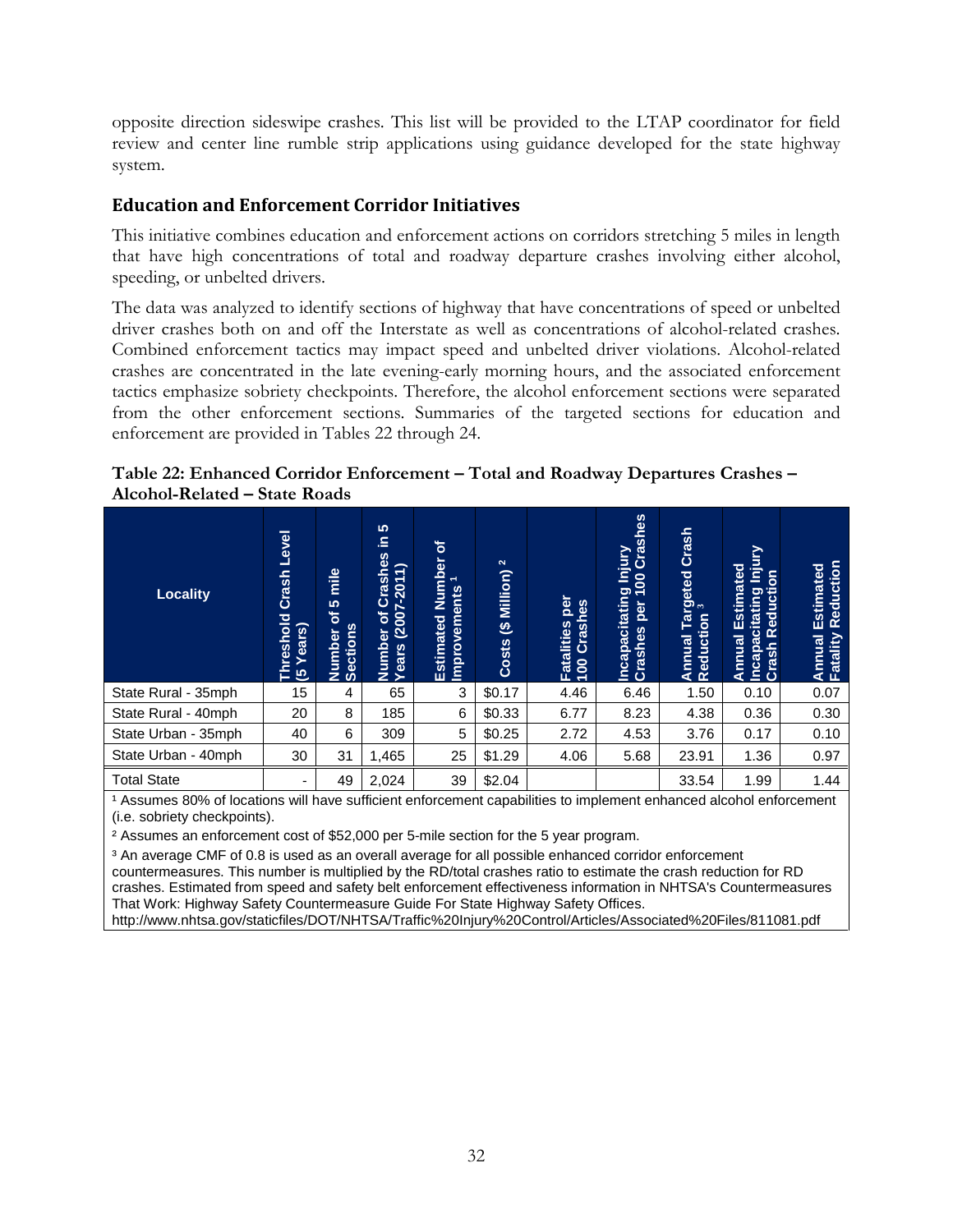opposite direction sideswipe crashes. This list will be provided to the LTAP coordinator for field review and center line rumble strip applications using guidance developed for the state highway system.

## Education and Enforcement Corridor Initiatives

This initiative combines education and enforcement actions on corridors stretching 5 miles in length that have high concentrations of total and roadway departure crashes involving either alcohol, speeding, or unbelted drivers.

The data was analyzed to identify sections of highway that have concentrations of speed or unbelted driver crashes both on and off the Interstate as well as concentrations of alcohol-related crashes. Combined enforcement tactics may impact speed and unbelted driver violations. Alcohol-related crashes are concentrated in the late evening-early morning hours, and the associated enforcement tactics emphasize sobriety checkpoints. Therefore, the alcohol enforcement sections were separated from the other enforcement sections. Summaries of the targeted sections for education and enforcement are provided in Tables 22 through 24.

**Table 22: Enhanced Corridor Enforcement – Total and Roadway Departures Crashes – Alcohol-Related – State Roads**

| Locality | Threshold Crash Level (5 Years) | Number of 5 mile Sections | Number of Crashes in 5 Years (2007-2011) | Estimated Number of Improvements [1] | Costs ($ Million) [2] | Fatalities per 100 Crashes | Incapacitating Injury Crashes per 100 Crashes | Annual Targeted Crash Reduction [3] | Annual Estimated Incapacitating Injury Crash Reduction | Annual Estimated Fatality Reduction |
|---|---|---|---|---|---|---|---|---|---|---|
| State Rural - 35mph | 15 | 4 | 65 | 3 | $0.17 | 4.46 | 6.46 | 1.50 | 0.10 | 0.07 |
| State Rural - 40mph | 20 | 8 | 185 | 6 | $0.33 | 6.77 | 8.23 | 4.38 | 0.36 | 0.30 |
| State Urban - 35mph | 40 | 6 | 309 | 5 | $0.25 | 2.72 | 4.53 | 3.76 | 0.17 | 0.10 |
| State Urban - 40mph | 30 | 31 | 1,465 | 25 | $1.29 | 4.06 | 5.68 | 23.91 | 1.36 | 0.97 |
| Total State | - | 49 | 2,024 | 39 | $2.04 | | | 33.54 | 1.99 | 1.44 |

[1] Assumes 80% of locations will have sufficient enforcement capabilities to implement enhanced alcohol enforcement (i.e. sobriety checkpoints).

[2] Assumes an enforcement cost of $52,000 per 5-mile section for the 5 year program.

[3] An average CMF of 0.8 is used as an overall average for all possible enhanced corridor enforcement countermeasures. This number is multiplied by the RD/total crashes ratio to estimate the crash reduction for RD crashes. Estimated from speed and safety belt enforcement effectiveness information in NHTSA's Countermeasures That Work: Highway Safety Countermeasure Guide For State Highway Safety Offices.
http://www.nhtsa.gov/staticfiles/DOT/NHTSA/Traffic%20Injury%20Control/Articles/Associated%20Files/811081.pdf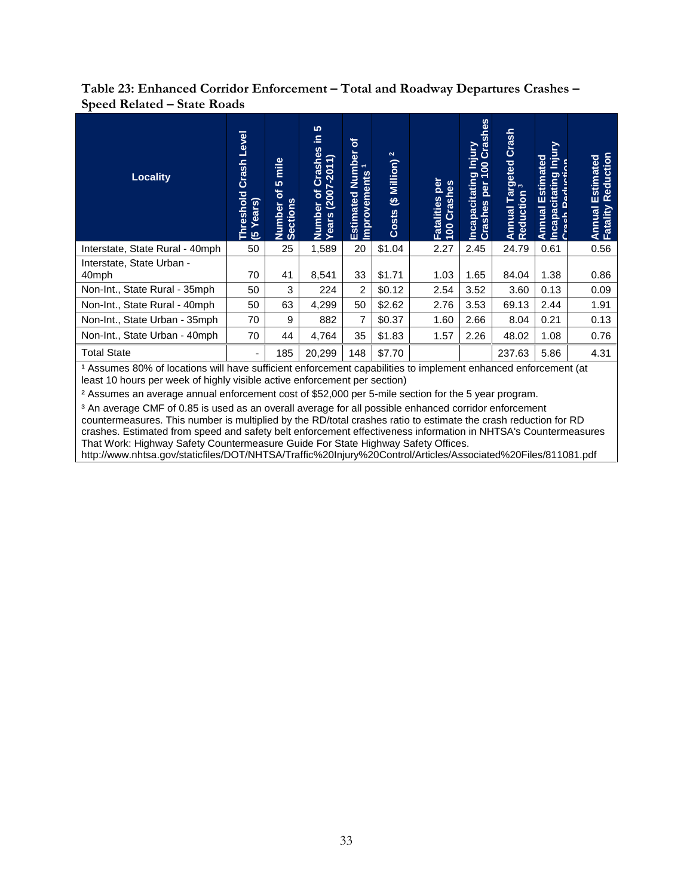**Table 23: Enhanced Corridor Enforcement – Total and Roadway Departures Crashes – Speed Related – State Roads**

| Locality | Threshold Crash Level (5 Years) | Number of 5 mile Sections | Number of Crashes in 5 Years (2007-2011) | Estimated Number of Improvements [1] | Costs ($ Million) [2] | Fatalities per 100 Crashes | Incapacitating Injury Crashes per 100 Crashes | Annual Targeted Crash Reduction [3] | Annual Estimated Incapacitating Injury Crash Reduction | Annual Estimated Fatality Reduction |
|---|---|---|---|---|---|---|---|---|---|---|
| Interstate, State Rural - 40mph | 50 | 25 | 1,589 | 20 | $1.04 | 2.27 | 2.45 | 24.79 | 0.61 | 0.56 |
| Interstate, State Urban - 40mph | 70 | 41 | 8,541 | 33 | $1.71 | 1.03 | 1.65 | 84.04 | 1.38 | 0.86 |
| Non-Int., State Rural - 35mph | 50 | 3 | 224 | 2 | $0.12 | 2.54 | 3.52 | 3.60 | 0.13 | 0.09 |
| Non-Int., State Rural - 40mph | 50 | 63 | 4,299 | 50 | $2.62 | 2.76 | 3.53 | 69.13 | 2.44 | 1.91 |
| Non-Int., State Urban - 35mph | 70 | 9 | 882 | 7 | $0.37 | 1.60 | 2.66 | 8.04 | 0.21 | 0.13 |
| Non-Int., State Urban - 40mph | 70 | 44 | 4,764 | 35 | $1.83 | 1.57 | 2.26 | 48.02 | 1.08 | 0.76 |
| Total State | - | 185 | 20,299 | 148 | $7.70 | | | 237.63 | 5.86 | 4.31 |

[1] Assumes 80% of locations will have sufficient enforcement capabilities to implement enhanced enforcement (at least 10 hours per week of highly visible active enforcement per section)

[2] Assumes an average annual enforcement cost of $52,000 per 5-mile section for the 5 year program.

[3] An average CMF of 0.85 is used as an overall average for all possible enhanced corridor enforcement countermeasures. This number is multiplied by the RD/total crashes ratio to estimate the crash reduction for RD crashes. Estimated from speed and safety belt enforcement effectiveness information in NHTSA's Countermeasures That Work: Highway Safety Countermeasure Guide For State Highway Safety Offices. http://www.nhtsa.gov/staticfiles/DOT/NHTSA/Traffic%20Injury%20Control/Articles/Associated%20Files/811081.pdf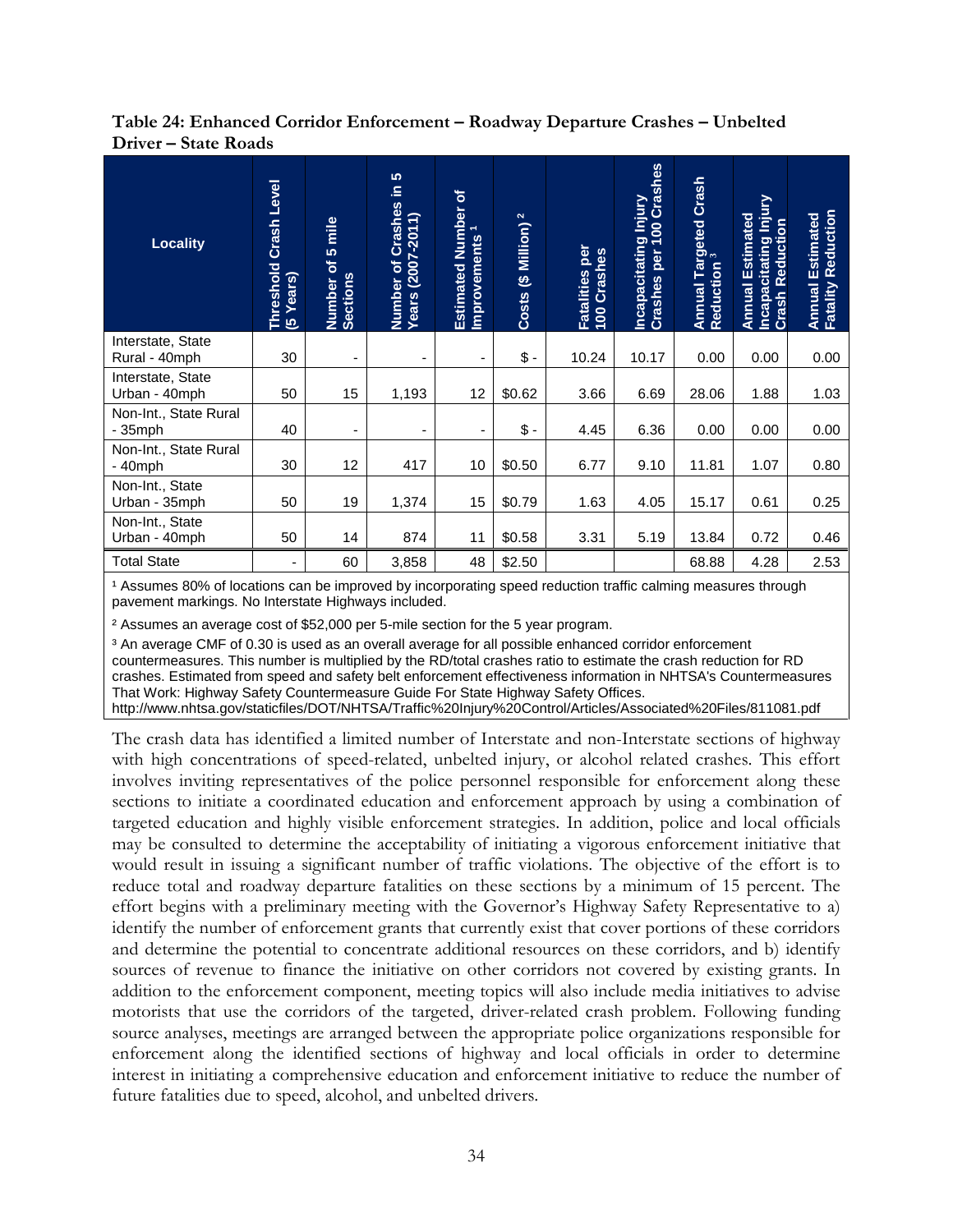**Table 24: Enhanced Corridor Enforcement – Roadway Departure Crashes – Unbelted Driver – State Roads**

| Locality | Threshold Crash Level (5 Years) | Number of 5 mile Sections | Number of Crashes in 5 Years (2007-2011) | Estimated Number of Improvements [1] | Costs ($ Million) [2] | Fatalities per 100 Crashes | Incapacitating Injury Crashes per 100 Crashes | Annual Targeted Crash Reduction [3] | Annual Estimated Incapacitating Injury Crash Reduction | Annual Estimated Fatality Reduction |
|---|---|---|---|---|---|---|---|---|---|---|
| Interstate, State Rural - 40mph | 30 | - | - | - | $ - | 10.24 | 10.17 | 0.00 | 0.00 | 0.00 |
| Interstate, State Urban - 40mph | 50 | 15 | 1,193 | 12 | $0.62 | 3.66 | 6.69 | 28.06 | 1.88 | 1.03 |
| Non-Int., State Rural - 35mph | 40 | - | - | - | $ - | 4.45 | 6.36 | 0.00 | 0.00 | 0.00 |
| Non-Int., State Rural - 40mph | 30 | 12 | 417 | 10 | $0.50 | 6.77 | 9.10 | 11.81 | 1.07 | 0.80 |
| Non-Int., State Urban - 35mph | 50 | 19 | 1,374 | 15 | $0.79 | 1.63 | 4.05 | 15.17 | 0.61 | 0.25 |
| Non-Int., State Urban - 40mph | 50 | 14 | 874 | 11 | $0.58 | 3.31 | 5.19 | 13.84 | 0.72 | 0.46 |
| Total State | - | 60 | 3,858 | 48 | $2.50 | | | 68.88 | 4.28 | 2.53 |

[1] Assumes 80% of locations can be improved by incorporating speed reduction traffic calming measures through pavement markings. No Interstate Highways included.

[2] Assumes an average cost of $52,000 per 5-mile section for the 5 year program.

[3] An average CMF of 0.30 is used as an overall average for all possible enhanced corridor enforcement countermeasures. This number is multiplied by the RD/total crashes ratio to estimate the crash reduction for RD crashes. Estimated from speed and safety belt enforcement effectiveness information in NHTSA's Countermeasures That Work: Highway Safety Countermeasure Guide For State Highway Safety Offices. http://www.nhtsa.gov/staticfiles/DOT/NHTSA/Traffic%20Injury%20Control/Articles/Associated%20Files/811081.pdf

The crash data has identified a limited number of Interstate and non-Interstate sections of highway with high concentrations of speed-related, unbelted injury, or alcohol related crashes. This effort involves inviting representatives of the police personnel responsible for enforcement along these sections to initiate a coordinated education and enforcement approach by using a combination of targeted education and highly visible enforcement strategies. In addition, police and local officials may be consulted to determine the acceptability of initiating a vigorous enforcement initiative that would result in issuing a significant number of traffic violations. The objective of the effort is to reduce total and roadway departure fatalities on these sections by a minimum of 15 percent. The effort begins with a preliminary meeting with the Governor's Highway Safety Representative to a) identify the number of enforcement grants that currently exist that cover portions of these corridors and determine the potential to concentrate additional resources on these corridors, and b) identify sources of revenue to finance the initiative on other corridors not covered by existing grants. In addition to the enforcement component, meeting topics will also include media initiatives to advise motorists that use the corridors of the targeted, driver-related crash problem. Following funding source analyses, meetings are arranged between the appropriate police organizations responsible for enforcement along the identified sections of highway and local officials in order to determine interest in initiating a comprehensive education and enforcement initiative to reduce the number of future fatalities due to speed, alcohol, and unbelted drivers.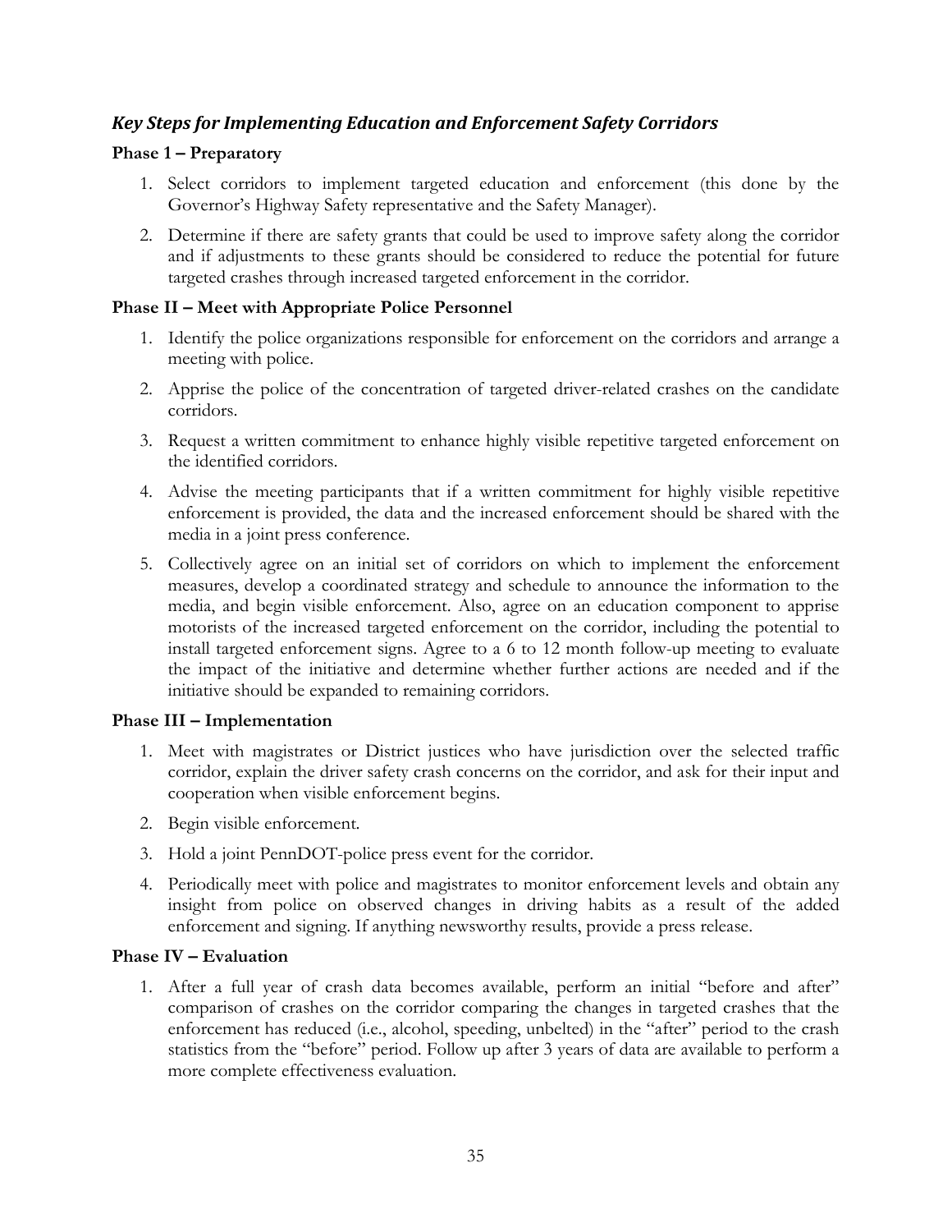### *Key Steps for Implementing Education and Enforcement Safety Corridors*

**Phase 1 – Preparatory**

1. Select corridors to implement targeted education and enforcement (this done by the Governor's Highway Safety representative and the Safety Manager).
2. Determine if there are safety grants that could be used to improve safety along the corridor and if adjustments to these grants should be considered to reduce the potential for future targeted crashes through increased targeted enforcement in the corridor.

**Phase II – Meet with Appropriate Police Personnel**

1. Identify the police organizations responsible for enforcement on the corridors and arrange a meeting with police.
2. Apprise the police of the concentration of targeted driver-related crashes on the candidate corridors.
3. Request a written commitment to enhance highly visible repetitive targeted enforcement on the identified corridors.
4. Advise the meeting participants that if a written commitment for highly visible repetitive enforcement is provided, the data and the increased enforcement should be shared with the media in a joint press conference.
5. Collectively agree on an initial set of corridors on which to implement the enforcement measures, develop a coordinated strategy and schedule to announce the information to the media, and begin visible enforcement. Also, agree on an education component to apprise motorists of the increased targeted enforcement on the corridor, including the potential to install targeted enforcement signs. Agree to a 6 to 12 month follow-up meeting to evaluate the impact of the initiative and determine whether further actions are needed and if the initiative should be expanded to remaining corridors.

**Phase III – Implementation**

1. Meet with magistrates or District justices who have jurisdiction over the selected traffic corridor, explain the driver safety crash concerns on the corridor, and ask for their input and cooperation when visible enforcement begins.
2. Begin visible enforcement.
3. Hold a joint PennDOT-police press event for the corridor.
4. Periodically meet with police and magistrates to monitor enforcement levels and obtain any insight from police on observed changes in driving habits as a result of the added enforcement and signing. If anything newsworthy results, provide a press release.

**Phase IV – Evaluation**

1. After a full year of crash data becomes available, perform an initial "before and after" comparison of crashes on the corridor comparing the changes in targeted crashes that the enforcement has reduced (i.e., alcohol, speeding, unbelted) in the "after" period to the crash statistics from the "before" period. Follow up after 3 years of data are available to perform a more complete effectiveness evaluation.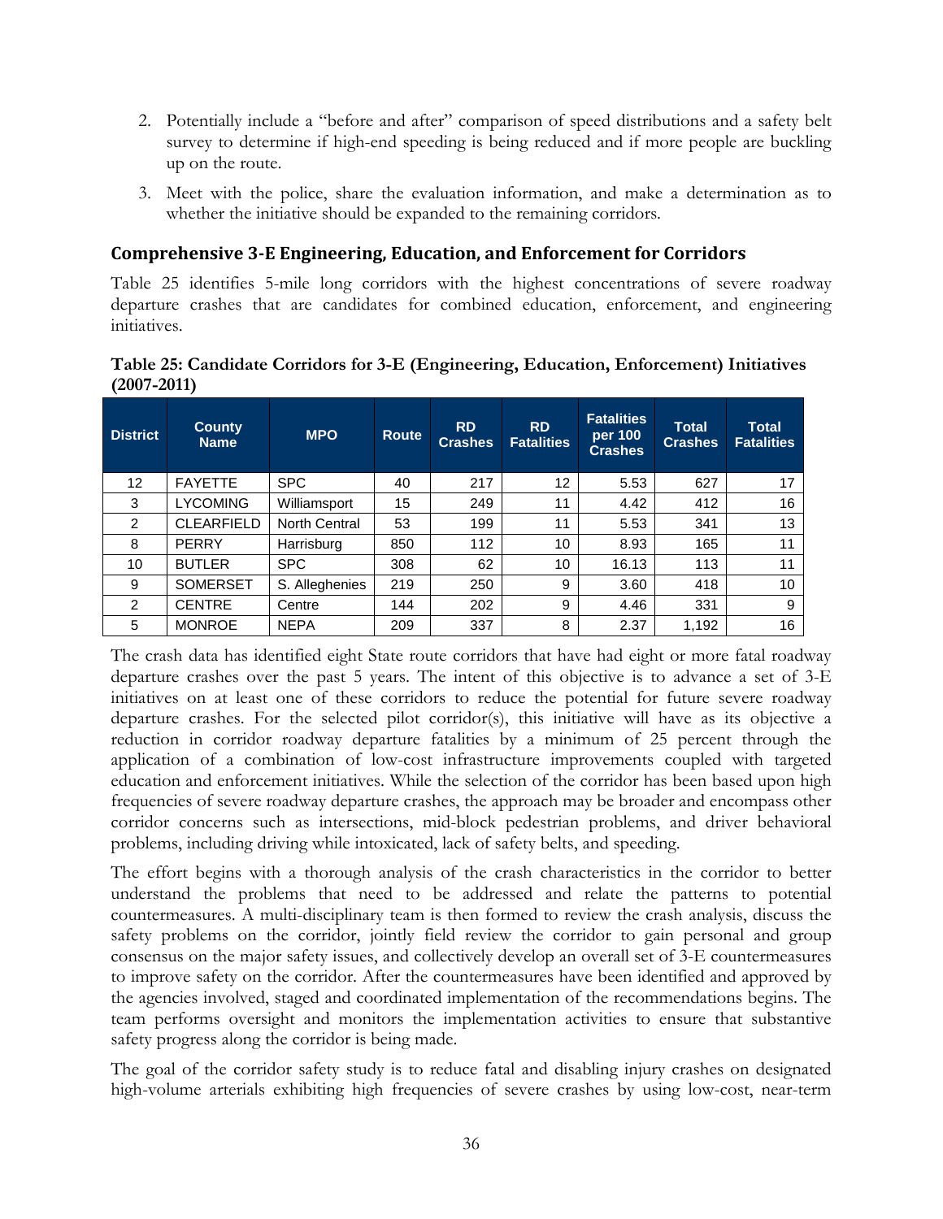2. Potentially include a "before and after" comparison of speed distributions and a safety belt survey to determine if high-end speeding is being reduced and if more people are buckling up on the route.
3. Meet with the police, share the evaluation information, and make a determination as to whether the initiative should be expanded to the remaining corridors.

## Comprehensive 3-E Engineering, Education, and Enforcement for Corridors

Table 25 identifies 5-mile long corridors with the highest concentrations of severe roadway departure crashes that are candidates for combined education, enforcement, and engineering initiatives.

**Table 25: Candidate Corridors for 3-E (Engineering, Education, Enforcement) Initiatives (2007-2011)**

| District | County Name | MPO | Route | RD Crashes | RD Fatalities | Fatalities per 100 Crashes | Total Crashes | Total Fatalities |
|---|---|---|---|---|---|---|---|---|
| 12 | FAYETTE | SPC | 40 | 217 | 12 | 5.53 | 627 | 17 |
| 3 | LYCOMING | Williamsport | 15 | 249 | 11 | 4.42 | 412 | 16 |
| 2 | CLEARFIELD | North Central | 53 | 199 | 11 | 5.53 | 341 | 13 |
| 8 | PERRY | Harrisburg | 850 | 112 | 10 | 8.93 | 165 | 11 |
| 10 | BUTLER | SPC | 308 | 62 | 10 | 16.13 | 113 | 11 |
| 9 | SOMERSET | S. Alleghenies | 219 | 250 | 9 | 3.60 | 418 | 10 |
| 2 | CENTRE | Centre | 144 | 202 | 9 | 4.46 | 331 | 9 |
| 5 | MONROE | NEPA | 209 | 337 | 8 | 2.37 | 1,192 | 16 |

The crash data has identified eight State route corridors that have had eight or more fatal roadway departure crashes over the past 5 years. The intent of this objective is to advance a set of 3-E initiatives on at least one of these corridors to reduce the potential for future severe roadway departure crashes. For the selected pilot corridor(s), this initiative will have as its objective a reduction in corridor roadway departure fatalities by a minimum of 25 percent through the application of a combination of low-cost infrastructure improvements coupled with targeted education and enforcement initiatives. While the selection of the corridor has been based upon high frequencies of severe roadway departure crashes, the approach may be broader and encompass other corridor concerns such as intersections, mid-block pedestrian problems, and driver behavioral problems, including driving while intoxicated, lack of safety belts, and speeding.

The effort begins with a thorough analysis of the crash characteristics in the corridor to better understand the problems that need to be addressed and relate the patterns to potential countermeasures. A multi-disciplinary team is then formed to review the crash analysis, discuss the safety problems on the corridor, jointly field review the corridor to gain personal and group consensus on the major safety issues, and collectively develop an overall set of 3-E countermeasures to improve safety on the corridor. After the countermeasures have been identified and approved by the agencies involved, staged and coordinated implementation of the recommendations begins. The team performs oversight and monitors the implementation activities to ensure that substantive safety progress along the corridor is being made.

The goal of the corridor safety study is to reduce fatal and disabling injury crashes on designated high-volume arterials exhibiting high frequencies of severe crashes by using low-cost, near-term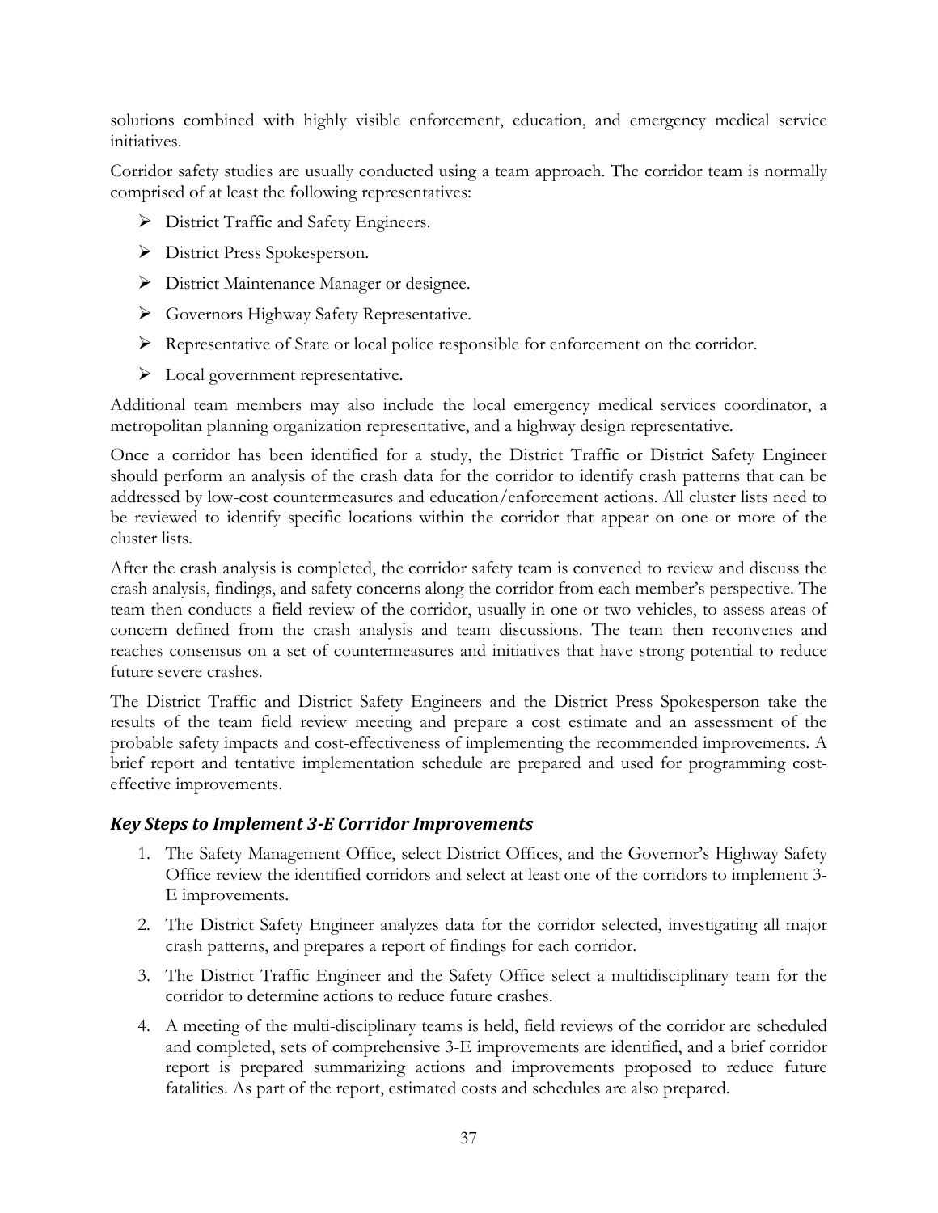solutions combined with highly visible enforcement, education, and emergency medical service initiatives.

Corridor safety studies are usually conducted using a team approach. The corridor team is normally comprised of at least the following representatives:

- District Traffic and Safety Engineers.
- District Press Spokesperson.
- District Maintenance Manager or designee.
- Governors Highway Safety Representative.
- Representative of State or local police responsible for enforcement on the corridor.
- Local government representative.

Additional team members may also include the local emergency medical services coordinator, a metropolitan planning organization representative, and a highway design representative.

Once a corridor has been identified for a study, the District Traffic or District Safety Engineer should perform an analysis of the crash data for the corridor to identify crash patterns that can be addressed by low-cost countermeasures and education/enforcement actions. All cluster lists need to be reviewed to identify specific locations within the corridor that appear on one or more of the cluster lists.

After the crash analysis is completed, the corridor safety team is convened to review and discuss the crash analysis, findings, and safety concerns along the corridor from each member's perspective. The team then conducts a field review of the corridor, usually in one or two vehicles, to assess areas of concern defined from the crash analysis and team discussions. The team then reconvenes and reaches consensus on a set of countermeasures and initiatives that have strong potential to reduce future severe crashes.

The District Traffic and District Safety Engineers and the District Press Spokesperson take the results of the team field review meeting and prepare a cost estimate and an assessment of the probable safety impacts and cost-effectiveness of implementing the recommended improvements. A brief report and tentative implementation schedule are prepared and used for programming cost-effective improvements.

### *Key Steps to Implement 3-E Corridor Improvements*

1. The Safety Management Office, select District Offices, and the Governor's Highway Safety Office review the identified corridors and select at least one of the corridors to implement 3-E improvements.
2. The District Safety Engineer analyzes data for the corridor selected, investigating all major crash patterns, and prepares a report of findings for each corridor.
3. The District Traffic Engineer and the Safety Office select a multidisciplinary team for the corridor to determine actions to reduce future crashes.
4. A meeting of the multi-disciplinary teams is held, field reviews of the corridor are scheduled and completed, sets of comprehensive 3-E improvements are identified, and a brief corridor report is prepared summarizing actions and improvements proposed to reduce future fatalities. As part of the report, estimated costs and schedules are also prepared.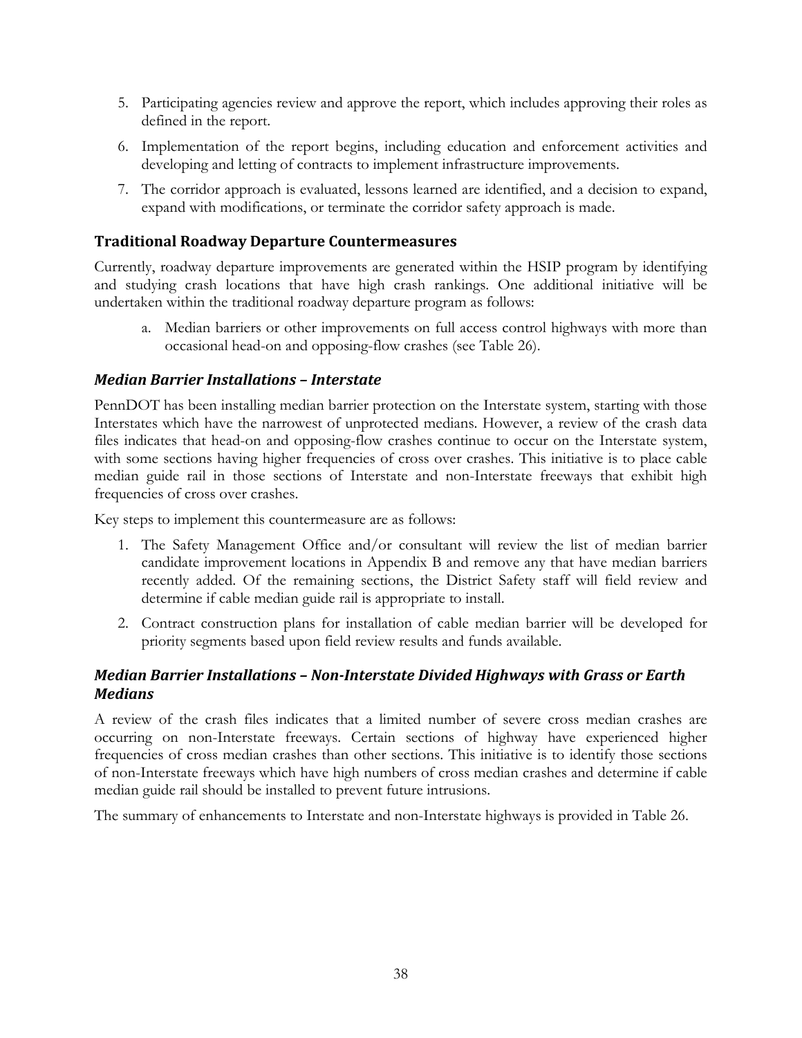5. Participating agencies review and approve the report, which includes approving their roles as defined in the report.
6. Implementation of the report begins, including education and enforcement activities and developing and letting of contracts to implement infrastructure improvements.
7. The corridor approach is evaluated, lessons learned are identified, and a decision to expand, expand with modifications, or terminate the corridor safety approach is made.

### Traditional Roadway Departure Countermeasures

Currently, roadway departure improvements are generated within the HSIP program by identifying and studying crash locations that have high crash rankings. One additional initiative will be undertaken within the traditional roadway departure program as follows:

a. Median barriers or other improvements on full access control highways with more than occasional head-on and opposing-flow crashes (see Table 26).

### *Median Barrier Installations – Interstate*

PennDOT has been installing median barrier protection on the Interstate system, starting with those Interstates which have the narrowest of unprotected medians. However, a review of the crash data files indicates that head-on and opposing-flow crashes continue to occur on the Interstate system, with some sections having higher frequencies of cross over crashes. This initiative is to place cable median guide rail in those sections of Interstate and non-Interstate freeways that exhibit high frequencies of cross over crashes.

Key steps to implement this countermeasure are as follows:

1. The Safety Management Office and/or consultant will review the list of median barrier candidate improvement locations in Appendix B and remove any that have median barriers recently added. Of the remaining sections, the District Safety staff will field review and determine if cable median guide rail is appropriate to install.
2. Contract construction plans for installation of cable median barrier will be developed for priority segments based upon field review results and funds available.

### *Median Barrier Installations – Non-Interstate Divided Highways with Grass or Earth Medians*

A review of the crash files indicates that a limited number of severe cross median crashes are occurring on non-Interstate freeways. Certain sections of highway have experienced higher frequencies of cross median crashes than other sections. This initiative is to identify those sections of non-Interstate freeways which have high numbers of cross median crashes and determine if cable median guide rail should be installed to prevent future intrusions.

The summary of enhancements to Interstate and non-Interstate highways is provided in Table 26.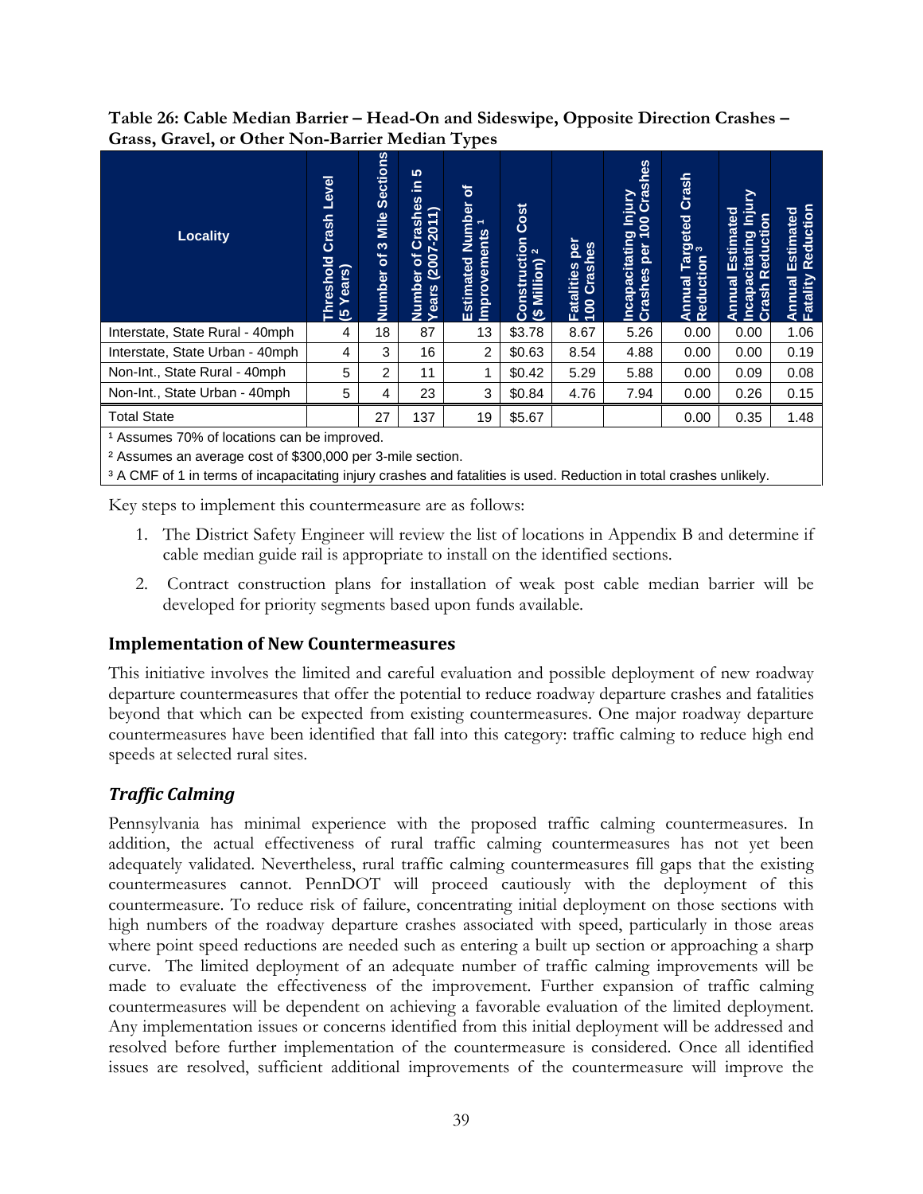**Table 26: Cable Median Barrier – Head-On and Sideswipe, Opposite Direction Crashes – Grass, Gravel, or Other Non-Barrier Median Types**

| Locality | Threshold Crash Level (5 Years) | Number of 3 Mile Sections | Number of Crashes in 5 Years (2007-2011) | Estimated Number of Improvements [1] | Construction Cost ($ Million) [2] | Fatalities per 100 Crashes | Incapacitating Injury Crashes per 100 Crashes | Annual Targeted Crash Reduction [3] | Annual Estimated Incapacitating Injury Crash Reduction | Annual Estimated Fatality Reduction |
|---|---|---|---|---|---|---|---|---|---|---|
| Interstate, State Rural - 40mph | 4 | 18 | 87 | 13 | $3.78 | 8.67 | 5.26 | 0.00 | 0.00 | 1.06 |
| Interstate, State Urban - 40mph | 4 | 3 | 16 | 2 | $0.63 | 8.54 | 4.88 | 0.00 | 0.00 | 0.19 |
| Non-Int., State Rural - 40mph | 5 | 2 | 11 | 1 | $0.42 | 5.29 | 5.88 | 0.00 | 0.09 | 0.08 |
| Non-Int., State Urban - 40mph | 5 | 4 | 23 | 3 | $0.84 | 4.76 | 7.94 | 0.00 | 0.26 | 0.15 |
| Total State | | 27 | 137 | 19 | $5.67 | | | 0.00 | 0.35 | 1.48 |

[1] Assumes 70% of locations can be improved.

[2] Assumes an average cost of $300,000 per 3-mile section.

[3] A CMF of 1 in terms of incapacitating injury crashes and fatalities is used. Reduction in total crashes unlikely.

Key steps to implement this countermeasure are as follows:

1. The District Safety Engineer will review the list of locations in Appendix B and determine if cable median guide rail is appropriate to install on the identified sections.
2. Contract construction plans for installation of weak post cable median barrier will be developed for priority segments based upon funds available.

## Implementation of New Countermeasures

This initiative involves the limited and careful evaluation and possible deployment of new roadway departure countermeasures that offer the potential to reduce roadway departure crashes and fatalities beyond that which can be expected from existing countermeasures. One major roadway departure countermeasures have been identified that fall into this category: traffic calming to reduce high end speeds at selected rural sites.

### *Traffic Calming*

Pennsylvania has minimal experience with the proposed traffic calming countermeasures. In addition, the actual effectiveness of rural traffic calming countermeasures has not yet been adequately validated. Nevertheless, rural traffic calming countermeasures fill gaps that the existing countermeasures cannot. PennDOT will proceed cautiously with the deployment of this countermeasure. To reduce risk of failure, concentrating initial deployment on those sections with high numbers of the roadway departure crashes associated with speed, particularly in those areas where point speed reductions are needed such as entering a built up section or approaching a sharp curve. The limited deployment of an adequate number of traffic calming improvements will be made to evaluate the effectiveness of the improvement. Further expansion of traffic calming countermeasures will be dependent on achieving a favorable evaluation of the limited deployment. Any implementation issues or concerns identified from this initial deployment will be addressed and resolved before further implementation of the countermeasure is considered. Once all identified issues are resolved, sufficient additional improvements of the countermeasure will improve the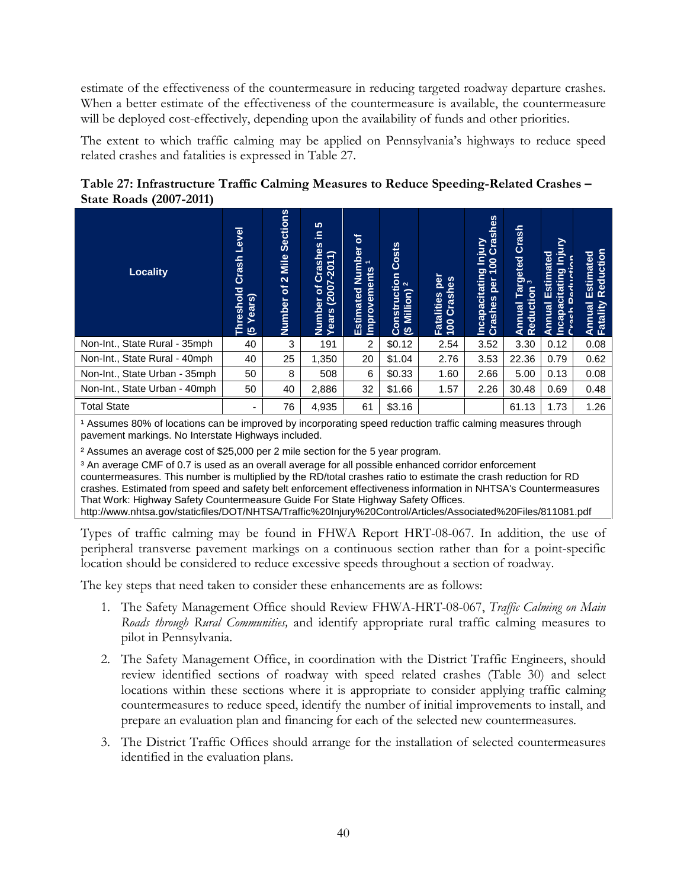estimate of the effectiveness of the countermeasure in reducing targeted roadway departure crashes. When a better estimate of the effectiveness of the countermeasure is available, the countermeasure will be deployed cost-effectively, depending upon the availability of funds and other priorities.

The extent to which traffic calming may be applied on Pennsylvania's highways to reduce speed related crashes and fatalities is expressed in Table 27.

**Table 27: Infrastructure Traffic Calming Measures to Reduce Speeding-Related Crashes – State Roads (2007-2011)**

| Locality | Threshold Crash Level (5 Years) | Number of 2 Mile Sections | Number of Crashes in 5 Years (2007-2011) | Estimated Number of Improvements [1] | Construction Costs ($ Million) [2] | Fatalities per 100 Crashes | Incapacitating Injury Crashes per 100 Crashes | Annual Targeted Crash Reduction [3] | Annual Estimated Incapacitating Injury Crash Reduction | Annual Estimated Fatality Reduction |
|---|---|---|---|---|---|---|---|---|---|---|
| Non-Int., State Rural - 35mph | 40 | 3 | 191 | 2 | $0.12 | 2.54 | 3.52 | 3.30 | 0.12 | 0.08 |
| Non-Int., State Rural - 40mph | 40 | 25 | 1,350 | 20 | $1.04 | 2.76 | 3.53 | 22.36 | 0.79 | 0.62 |
| Non-Int., State Urban - 35mph | 50 | 8 | 508 | 6 | $0.33 | 1.60 | 2.66 | 5.00 | 0.13 | 0.08 |
| Non-Int., State Urban - 40mph | 50 | 40 | 2,886 | 32 | $1.66 | 1.57 | 2.26 | 30.48 | 0.69 | 0.48 |
| Total State | - | 76 | 4,935 | 61 | $3.16 | | | 61.13 | 1.73 | 1.26 |

[1] Assumes 80% of locations can be improved by incorporating speed reduction traffic calming measures through pavement markings. No Interstate Highways included.

[2] Assumes an average cost of $25,000 per 2 mile section for the 5 year program.

[3] An average CMF of 0.7 is used as an overall average for all possible enhanced corridor enforcement countermeasures. This number is multiplied by the RD/total crashes ratio to estimate the crash reduction for RD crashes. Estimated from speed and safety belt enforcement effectiveness information in NHTSA's Countermeasures That Work: Highway Safety Countermeasure Guide For State Highway Safety Offices. http://www.nhtsa.gov/staticfiles/DOT/NHTSA/Traffic%20Injury%20Control/Articles/Associated%20Files/811081.pdf

Types of traffic calming may be found in FHWA Report HRT-08-067. In addition, the use of peripheral transverse pavement markings on a continuous section rather than for a point-specific location should be considered to reduce excessive speeds throughout a section of roadway.

The key steps that need taken to consider these enhancements are as follows:

1. The Safety Management Office should Review FHWA-HRT-08-067, *Traffic Calming on Main Roads through Rural Communities,* and identify appropriate rural traffic calming measures to pilot in Pennsylvania.
2. The Safety Management Office, in coordination with the District Traffic Engineers, should review identified sections of roadway with speed related crashes (Table 30) and select locations within these sections where it is appropriate to consider applying traffic calming countermeasures to reduce speed, identify the number of initial improvements to install, and prepare an evaluation plan and financing for each of the selected new countermeasures.
3. The District Traffic Offices should arrange for the installation of selected countermeasures identified in the evaluation plans.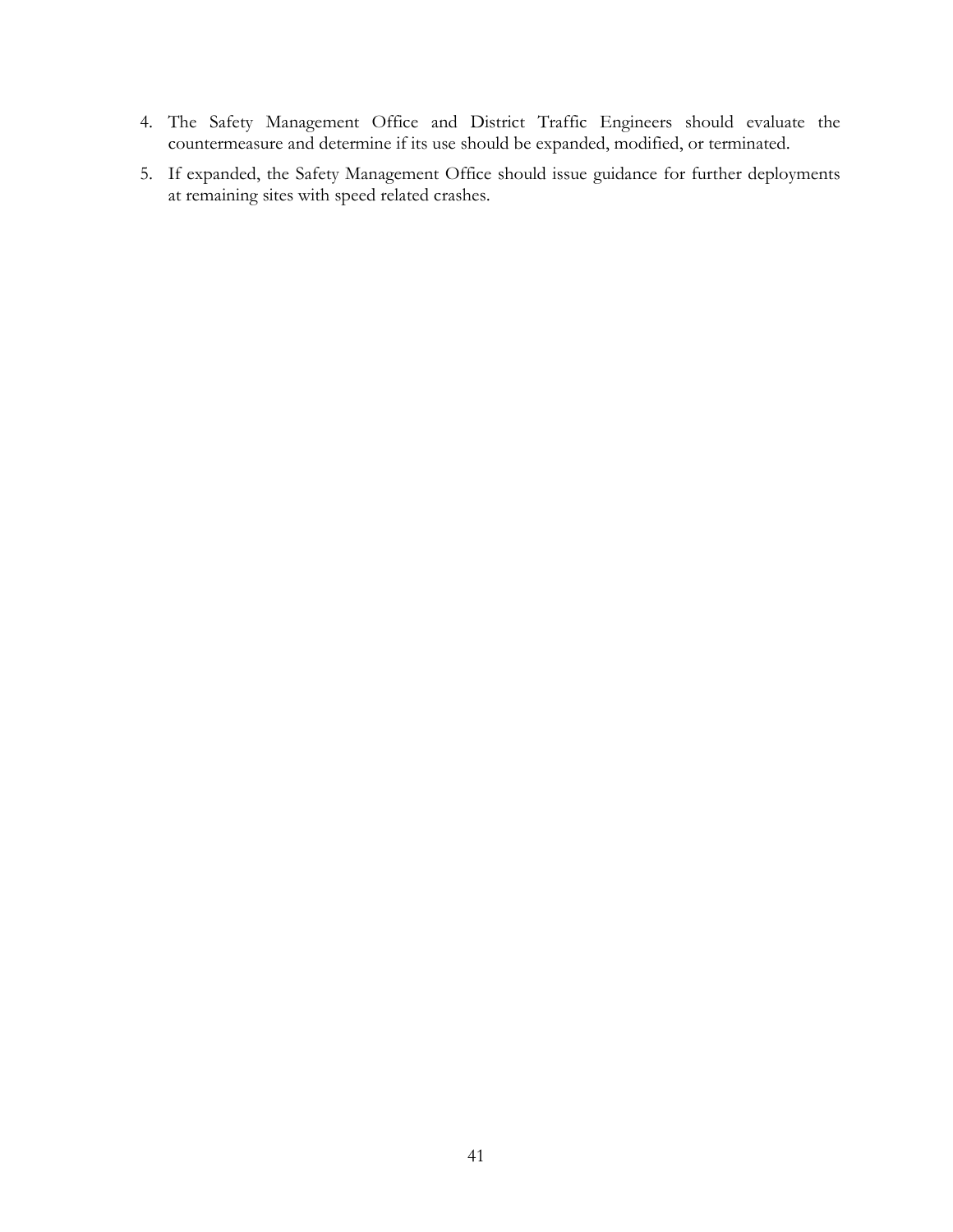4. The Safety Management Office and District Traffic Engineers should evaluate the countermeasure and determine if its use should be expanded, modified, or terminated.
5. If expanded, the Safety Management Office should issue guidance for further deployments at remaining sites with speed related crashes.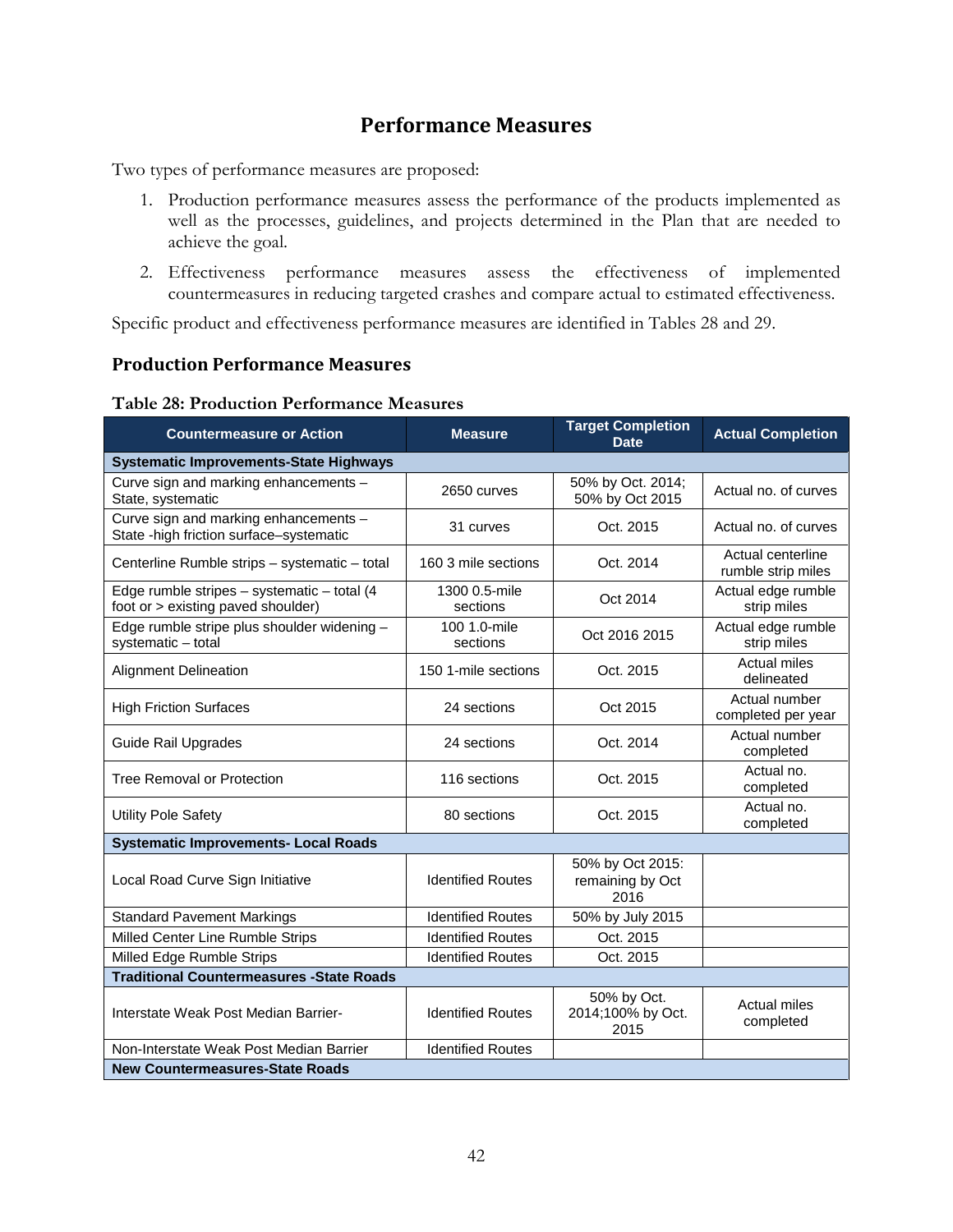## Performance Measures

Two types of performance measures are proposed:

1. Production performance measures assess the performance of the products implemented as well as the processes, guidelines, and projects determined in the Plan that are needed to achieve the goal.
2. Effectiveness performance measures assess the effectiveness of implemented countermeasures in reducing targeted crashes and compare actual to estimated effectiveness.

Specific product and effectiveness performance measures are identified in Tables 28 and 29.

### Production Performance Measures

**Table 28: Production Performance Measures**

| Countermeasure or Action | Measure | Target Completion Date | Actual Completion |
|---|---|---|---|
| **Systematic Improvements-State Highways** | | | |
| Curve sign and marking enhancements – State, systematic | 2650 curves | 50% by Oct. 2014; 50% by Oct 2015 | Actual no. of curves |
| Curve sign and marking enhancements – State -high friction surface–systematic | 31 curves | Oct. 2015 | Actual no. of curves |
| Centerline Rumble strips – systematic – total | 160 3 mile sections | Oct. 2014 | Actual centerline rumble strip miles |
| Edge rumble stripes – systematic – total (4 foot or > existing paved shoulder) | 1300 0.5-mile sections | Oct 2014 | Actual edge rumble strip miles |
| Edge rumble stripe plus shoulder widening – systematic – total | 100 1.0-mile sections | Oct 2016 2015 | Actual edge rumble strip miles |
| Alignment Delineation | 150 1-mile sections | Oct. 2015 | Actual miles delineated |
| High Friction Surfaces | 24 sections | Oct 2015 | Actual number completed per year |
| Guide Rail Upgrades | 24 sections | Oct. 2014 | Actual number completed |
| Tree Removal or Protection | 116 sections | Oct. 2015 | Actual no. completed |
| Utility Pole Safety | 80 sections | Oct. 2015 | Actual no. completed |
| **Systematic Improvements- Local Roads** | | | |
| Local Road Curve Sign Initiative | Identified Routes | 50% by Oct 2015: remaining by Oct 2016 | |
| Standard Pavement Markings | Identified Routes | 50% by July 2015 | |
| Milled Center Line Rumble Strips | Identified Routes | Oct. 2015 | |
| Milled Edge Rumble Strips | Identified Routes | Oct. 2015 | |
| **Traditional Countermeasures -State Roads** | | | |
| Interstate Weak Post Median Barrier- | Identified Routes | 50% by Oct. 2014;100% by Oct. 2015 | Actual miles completed |
| Non-Interstate Weak Post Median Barrier | Identified Routes | | |
| **New Countermeasures-State Roads** | | | |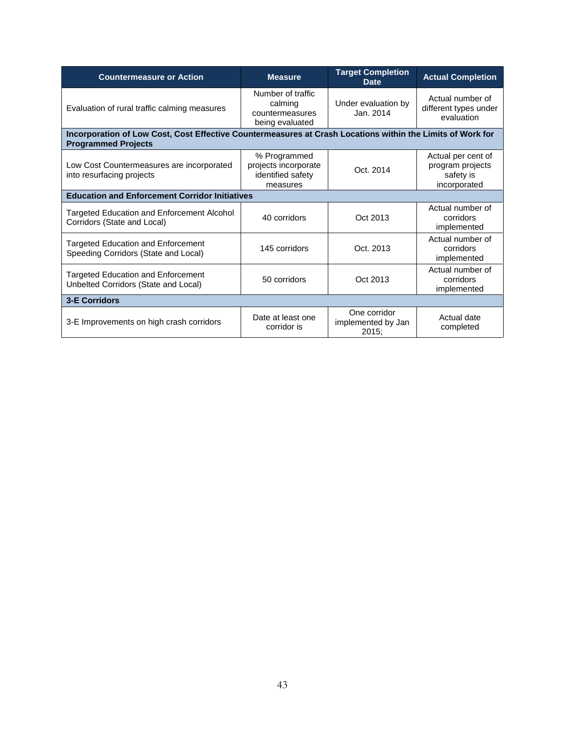| Countermeasure or Action | Measure | Target Completion Date | Actual Completion |
|---|---|---|---|
| Evaluation of rural traffic calming measures | Number of traffic calming countermeasures being evaluated | Under evaluation by Jan. 2014 | Actual number of different types under evaluation |
| **Incorporation of Low Cost, Cost Effective Countermeasures at Crash Locations within the Limits of Work for Programmed Projects** | | | |
| Low Cost Countermeasures are incorporated into resurfacing projects | % Programmed projects incorporate identified safety measures | Oct. 2014 | Actual per cent of program projects safety is incorporated |
| **Education and Enforcement Corridor Initiatives** | | | |
| Targeted Education and Enforcement Alcohol Corridors (State and Local) | 40 corridors | Oct 2013 | Actual number of corridors implemented |
| Targeted Education and Enforcement Speeding Corridors (State and Local) | 145 corridors | Oct. 2013 | Actual number of corridors implemented |
| Targeted Education and Enforcement Unbelted Corridors (State and Local) | 50 corridors | Oct 2013 | Actual number of corridors implemented |
| **3-E Corridors** | | | |
| 3-E Improvements on high crash corridors | Date at least one corridor is | One corridor implemented by Jan 2015; | Actual date completed |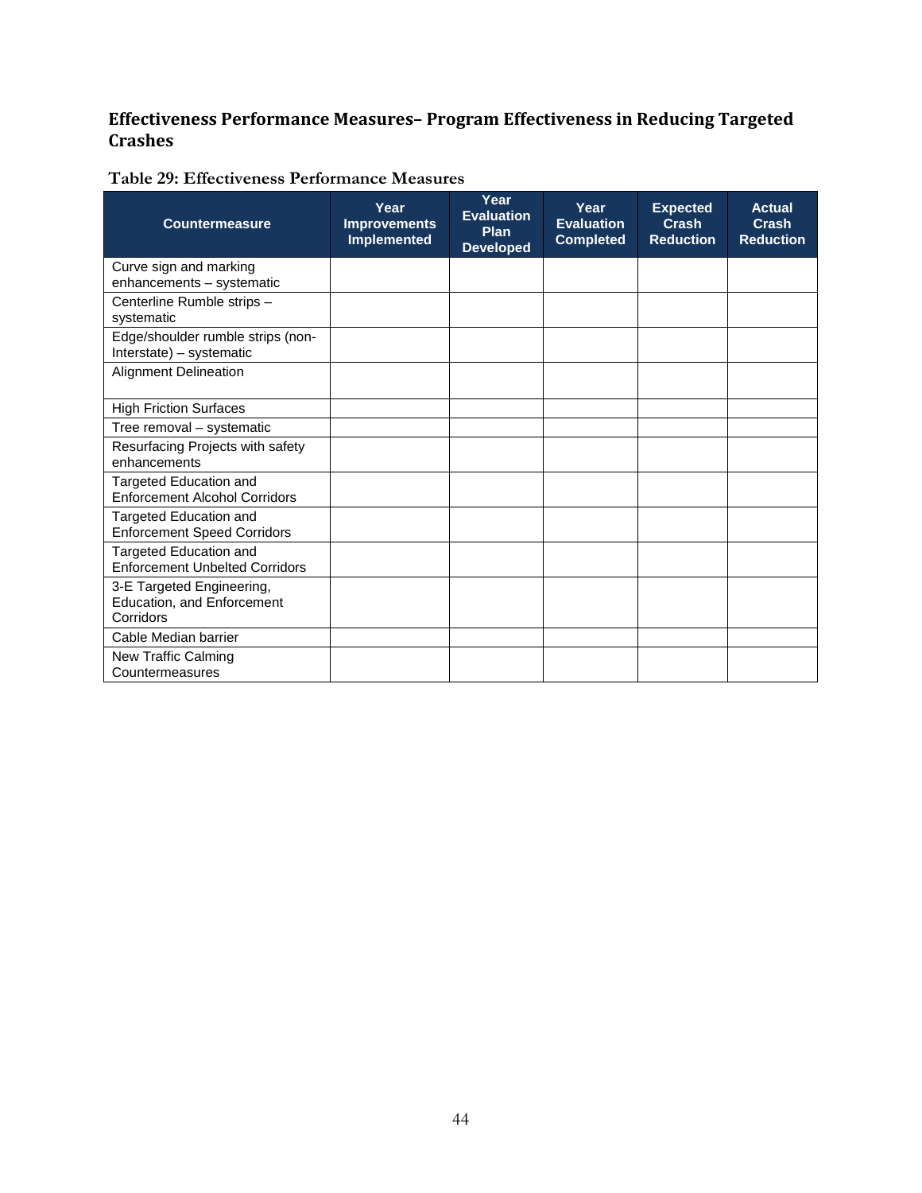## Effectiveness Performance Measures– Program Effectiveness in Reducing Targeted Crashes

**Table 29: Effectiveness Performance Measures**

| Countermeasure | Year Improvements Implemented | Year Evaluation Plan Developed | Year Evaluation Completed | Expected Crash Reduction | Actual Crash Reduction |
|---|---|---|---|---|---|
| Curve sign and marking enhancements – systematic | | | | | |
| Centerline Rumble strips – systematic | | | | | |
| Edge/shoulder rumble strips (non-Interstate) – systematic | | | | | |
| Alignment Delineation | | | | | |
| High Friction Surfaces | | | | | |
| Tree removal – systematic | | | | | |
| Resurfacing Projects with safety enhancements | | | | | |
| Targeted Education and Enforcement Alcohol Corridors | | | | | |
| Targeted Education and Enforcement Speed Corridors | | | | | |
| Targeted Education and Enforcement Unbelted Corridors | | | | | |
| 3-E Targeted Engineering, Education, and Enforcement Corridors | | | | | |
| Cable Median barrier | | | | | |
| New Traffic Calming Countermeasures | | | | | |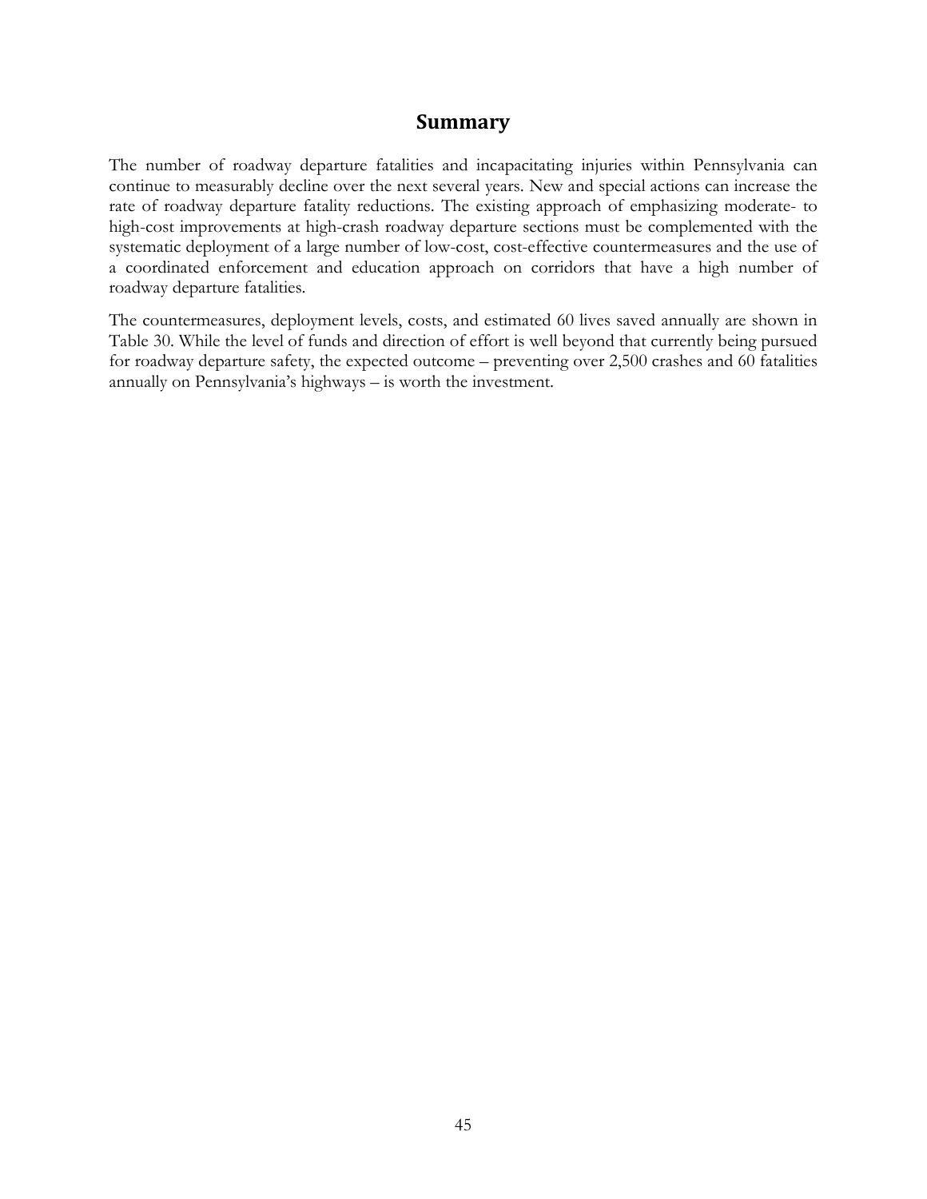## Summary

The number of roadway departure fatalities and incapacitating injuries within Pennsylvania can continue to measurably decline over the next several years. New and special actions can increase the rate of roadway departure fatality reductions. The existing approach of emphasizing moderate- to high-cost improvements at high-crash roadway departure sections must be complemented with the systematic deployment of a large number of low-cost, cost-effective countermeasures and the use of a coordinated enforcement and education approach on corridors that have a high number of roadway departure fatalities.

The countermeasures, deployment levels, costs, and estimated 60 lives saved annually are shown in Table 30. While the level of funds and direction of effort is well beyond that currently being pursued for roadway departure safety, the expected outcome – preventing over 2,500 crashes and 60 fatalities annually on Pennsylvania's highways – is worth the investment.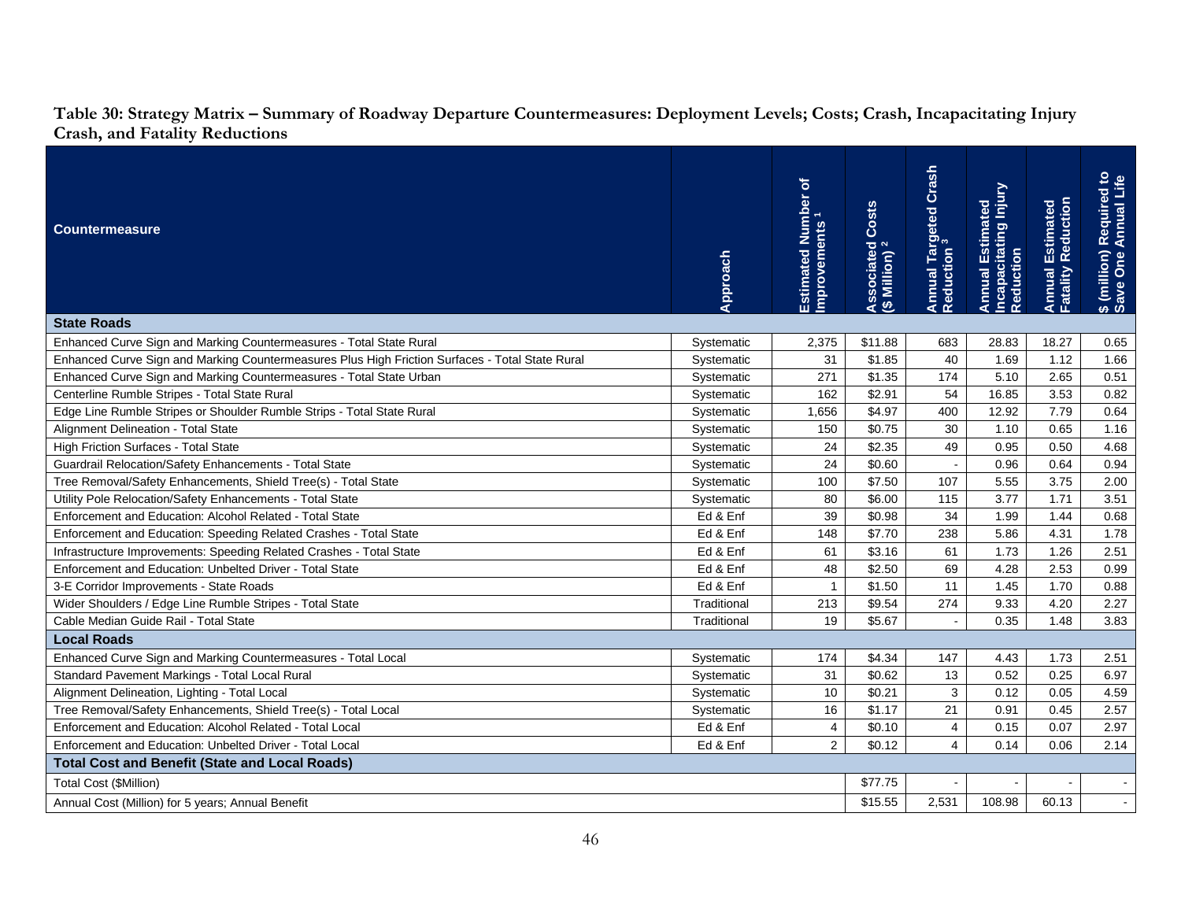**Table 30: Strategy Matrix – Summary of Roadway Departure Countermeasures: Deployment Levels; Costs; Crash, Incapacitating Injury Crash, and Fatality Reductions**

| Countermeasure | Approach | Estimated Number of Improvements [1] | Associated Costs ($ Million) [2] | Annual Targeted Crash Reduction [3] | Annual Estimated Incapacitating Injury Reduction | Annual Estimated Fatality Reduction | $ (million) Required to Save One Annual Life |
|---|---|---|---|---|---|---|---|
| **State Roads** | | | | | | | |
| Enhanced Curve Sign and Marking Countermeasures - Total State Rural | Systematic | 2,375 | $11.88 | 683 | 28.83 | 18.27 | 0.65 |
| Enhanced Curve Sign and Marking Countermeasures Plus High Friction Surfaces - Total State Rural | Systematic | 31 | $1.85 | 40 | 1.69 | 1.12 | 1.66 |
| Enhanced Curve Sign and Marking Countermeasures - Total State Urban | Systematic | 271 | $1.35 | 174 | 5.10 | 2.65 | 0.51 |
| Centerline Rumble Stripes - Total State Rural | Systematic | 162 | $2.91 | 54 | 16.85 | 3.53 | 0.82 |
| Edge Line Rumble Stripes or Shoulder Rumble Strips - Total State Rural | Systematic | 1,656 | $4.97 | 400 | 12.92 | 7.79 | 0.64 |
| Alignment Delineation - Total State | Systematic | 150 | $0.75 | 30 | 1.10 | 0.65 | 1.16 |
| High Friction Surfaces - Total State | Systematic | 24 | $2.35 | 49 | 0.95 | 0.50 | 4.68 |
| Guardrail Relocation/Safety Enhancements - Total State | Systematic | 24 | $0.60 | - | 0.96 | 0.64 | 0.94 |
| Tree Removal/Safety Enhancements, Shield Tree(s) - Total State | Systematic | 100 | $7.50 | 107 | 5.55 | 3.75 | 2.00 |
| Utility Pole Relocation/Safety Enhancements - Total State | Systematic | 80 | $6.00 | 115 | 3.77 | 1.71 | 3.51 |
| Enforcement and Education: Alcohol Related - Total State | Ed & Enf | 39 | $0.98 | 34 | 1.99 | 1.44 | 0.68 |
| Enforcement and Education: Speeding Related Crashes - Total State | Ed & Enf | 148 | $7.70 | 238 | 5.86 | 4.31 | 1.78 |
| Infrastructure Improvements: Speeding Related Crashes - Total State | Ed & Enf | 61 | $3.16 | 61 | 1.73 | 1.26 | 2.51 |
| Enforcement and Education: Unbelted Driver - Total State | Ed & Enf | 48 | $2.50 | 69 | 4.28 | 2.53 | 0.99 |
| 3-E Corridor Improvements - State Roads | Ed & Enf | 1 | $1.50 | 11 | 1.45 | 1.70 | 0.88 |
| Wider Shoulders / Edge Line Rumble Stripes - Total State | Traditional | 213 | $9.54 | 274 | 9.33 | 4.20 | 2.27 |
| Cable Median Guide Rail - Total State | Traditional | 19 | $5.67 | - | 0.35 | 1.48 | 3.83 |
| **Local Roads** | | | | | | | |
| Enhanced Curve Sign and Marking Countermeasures - Total Local | Systematic | 174 | $4.34 | 147 | 4.43 | 1.73 | 2.51 |
| Standard Pavement Markings - Total Local Rural | Systematic | 31 | $0.62 | 13 | 0.52 | 0.25 | 6.97 |
| Alignment Delineation, Lighting - Total Local | Systematic | 10 | $0.21 | 3 | 0.12 | 0.05 | 4.59 |
| Tree Removal/Safety Enhancements, Shield Tree(s) - Total Local | Systematic | 16 | $1.17 | 21 | 0.91 | 0.45 | 2.57 |
| Enforcement and Education: Alcohol Related - Total Local | Ed & Enf | 4 | $0.10 | 4 | 0.15 | 0.07 | 2.97 |
| Enforcement and Education: Unbelted Driver - Total Local | Ed & Enf | 2 | $0.12 | 4 | 0.14 | 0.06 | 2.14 |
| **Total Cost and Benefit (State and Local Roads)** | | | | | | | |
| Total Cost ($Million) | | | $77.75 | - | - | - | - |
| Annual Cost (Million) for 5 years; Annual Benefit | | | $15.55 | 2,531 | 108.98 | 60.13 | - |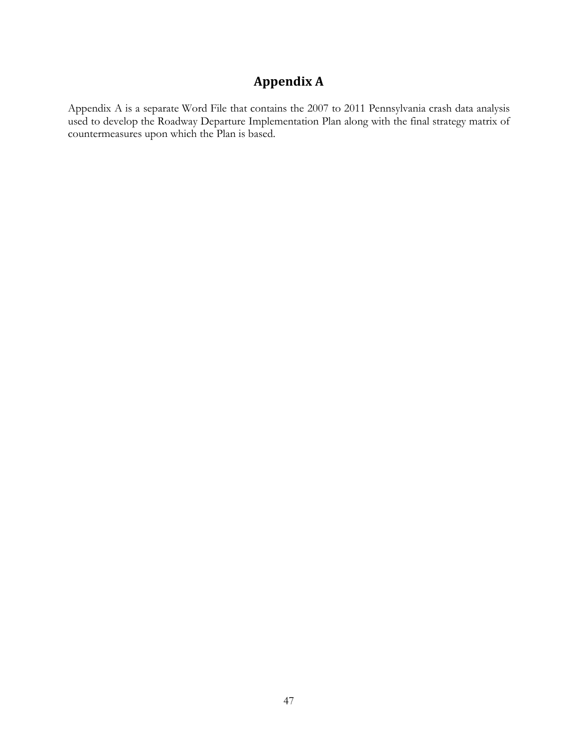# Appendix A

Appendix A is a separate Word File that contains the 2007 to 2011 Pennsylvania crash data analysis used to develop the Roadway Departure Implementation Plan along with the final strategy matrix of countermeasures upon which the Plan is based.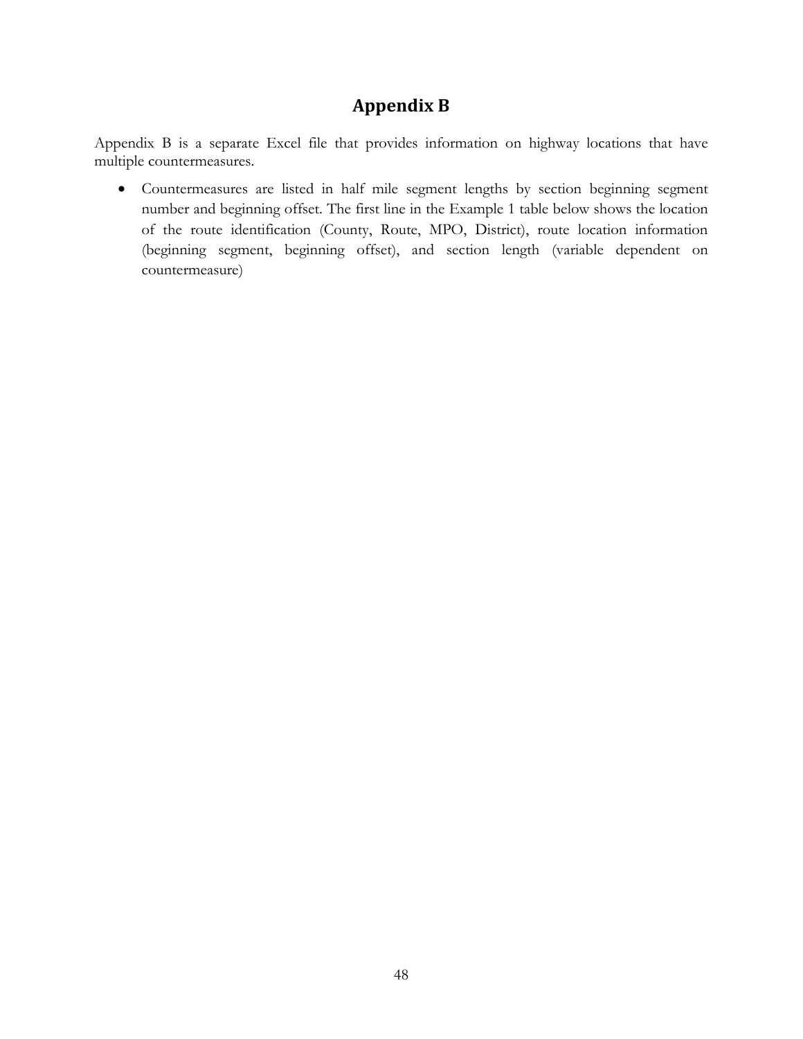# Appendix B

Appendix B is a separate Excel file that provides information on highway locations that have multiple countermeasures.

- Countermeasures are listed in half mile segment lengths by section beginning segment number and beginning offset. The first line in the Example 1 table below shows the location of the route identification (County, Route, MPO, District), route location information (beginning segment, beginning offset), and section length (variable dependent on countermeasure)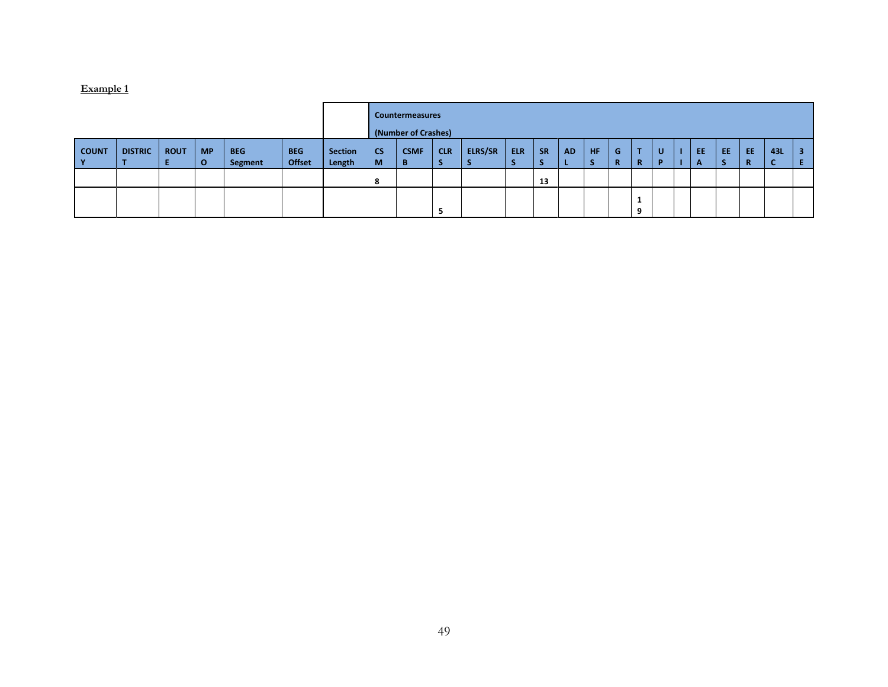| | | | | | | | Countermeasures (Number of Crashes) | | | | | | | | | | | | | | | | |
|---|---|---|---|---|---|---|---|---|---|---|---|---|---|---|---|---|---|---|---|---|---|---|---|
| COUNTY | DISTRICT | ROUTE | MPO | BEG Segment | BEG Offset | Section Length | CSM | CSMFB | CLRS | ELRS/SRS | ELRS | SRS | ADL | HFS | GR | TR | UP | II | EEA | EES | EER | 43LC | 3E |
| | | | | | | | 8 | | | | | 13 | | | | | | | | | | | |
| | | | | | | | | | 5 | | | | | | | 19 | | | | | | | |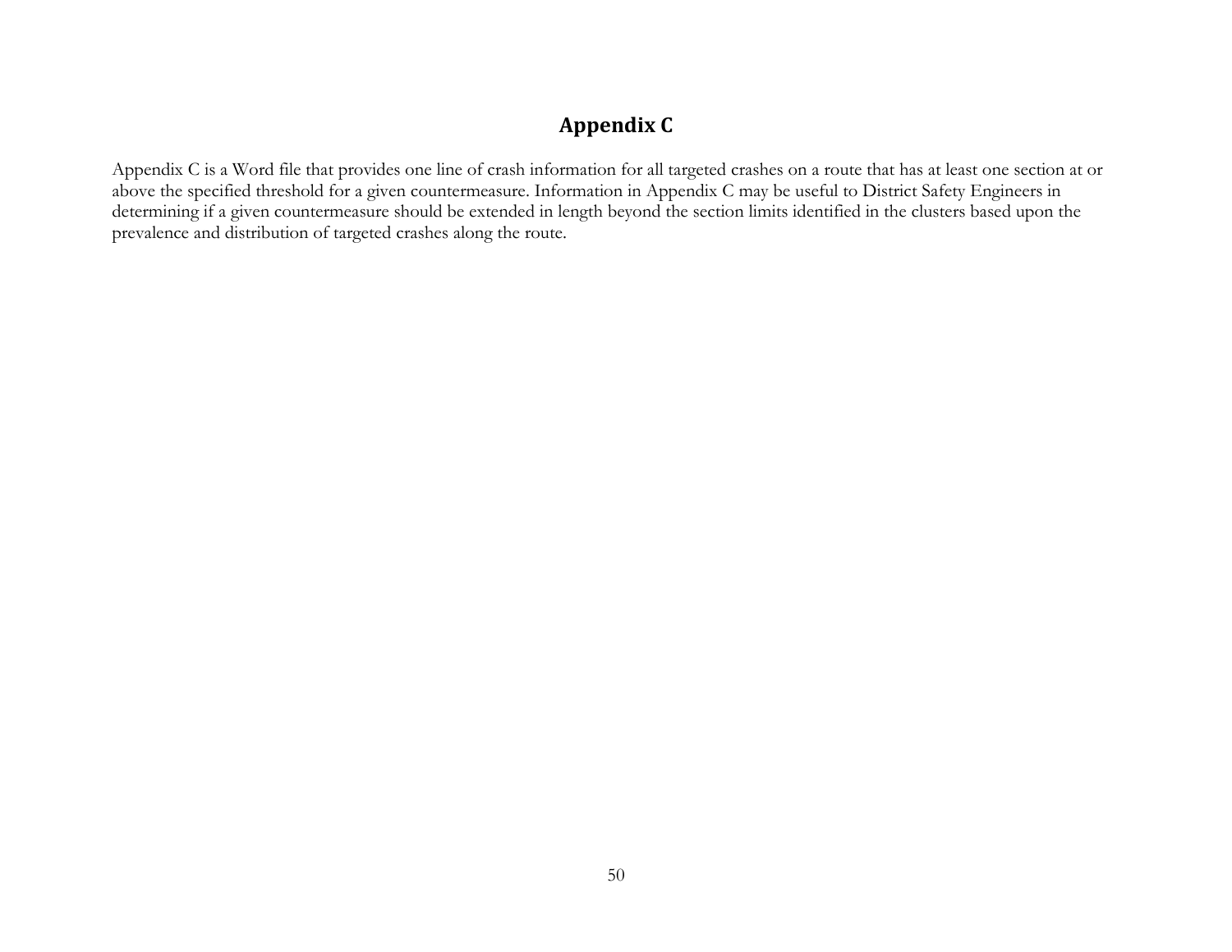# Appendix C

Appendix C is a Word file that provides one line of crash information for all targeted crashes on a route that has at least one section at or above the specified threshold for a given countermeasure. Information in Appendix C may be useful to District Safety Engineers in determining if a given countermeasure should be extended in length beyond the section limits identified in the clusters based upon the prevalence and distribution of targeted crashes along the route.